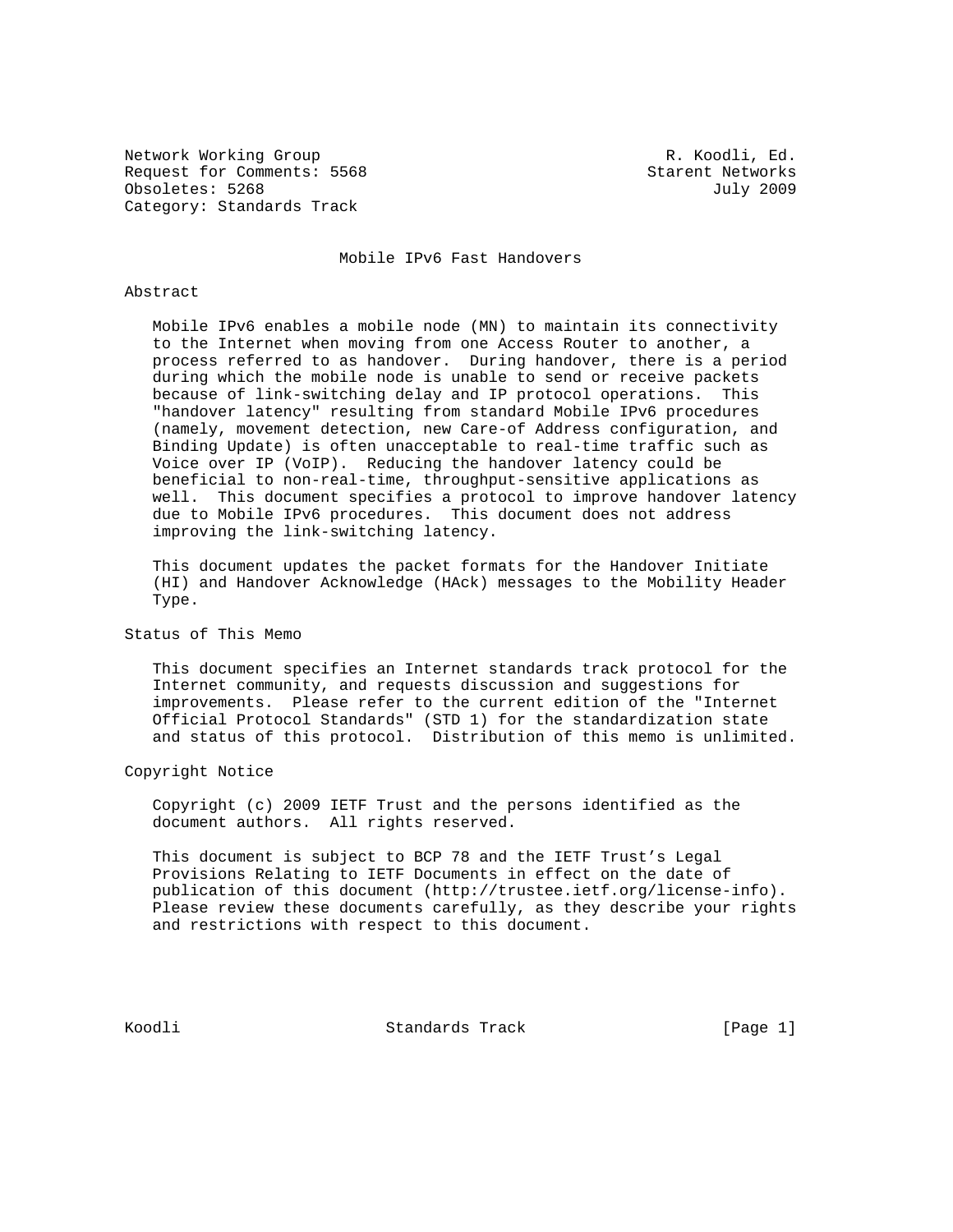Network Working Group R. Koodli, Ed.
Request for Comments: 5568 Starent Networks
Obsoletes: 5268 July 2009
Category: Standards Track

# Mobile IPv6 Fast Handovers

## Abstract

Mobile IPv6 enables a mobile node (MN) to maintain its connectivity to the Internet when moving from one Access Router to another, a process referred to as handover. During handover, there is a period during which the mobile node is unable to send or receive packets because of link-switching delay and IP protocol operations. This "handover latency" resulting from standard Mobile IPv6 procedures (namely, movement detection, new Care-of Address configuration, and Binding Update) is often unacceptable to real-time traffic such as Voice over IP (VoIP). Reducing the handover latency could be beneficial to non-real-time, throughput-sensitive applications as well. This document specifies a protocol to improve handover latency due to Mobile IPv6 procedures. This document does not address improving the link-switching latency.

This document updates the packet formats for the Handover Initiate (HI) and Handover Acknowledge (HAck) messages to the Mobility Header Type.

## Status of This Memo

This document specifies an Internet standards track protocol for the Internet community, and requests discussion and suggestions for improvements. Please refer to the current edition of the "Internet Official Protocol Standards" (STD 1) for the standardization state and status of this protocol. Distribution of this memo is unlimited.

## Copyright Notice

Copyright (c) 2009 IETF Trust and the persons identified as the document authors. All rights reserved.

This document is subject to BCP 78 and the IETF Trust's Legal Provisions Relating to IETF Documents in effect on the date of publication of this document (http://trustee.ietf.org/license-info). Please review these documents carefully, as they describe your rights and restrictions with respect to this document.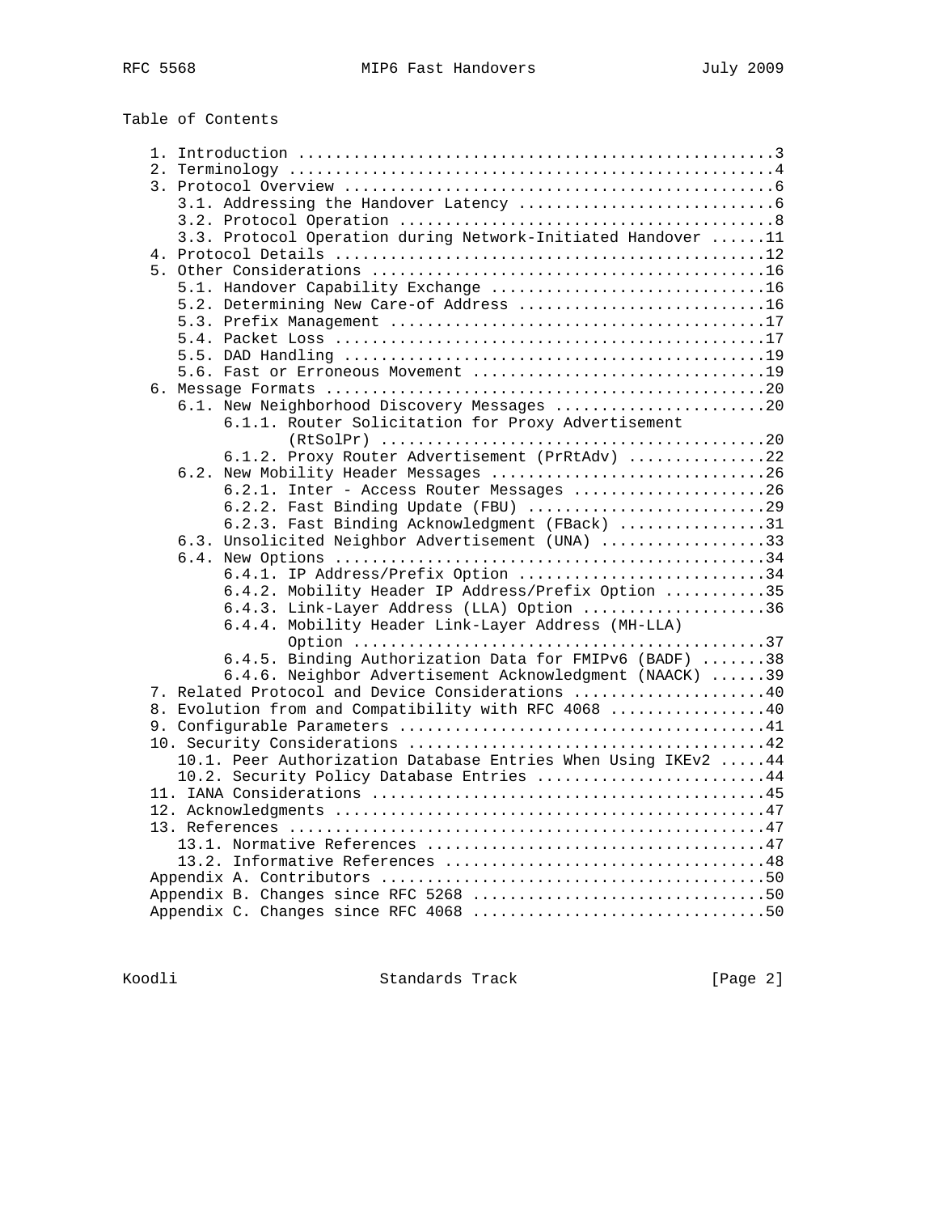Table of Contents

```
   1. Introduction ....................................................3
   2. Terminology .....................................................4
   3. Protocol Overview ...............................................6
      3.1. Addressing the Handover Latency ............................6
      3.2. Protocol Operation .........................................8
      3.3. Protocol Operation during Network-Initiated Handover ......11
   4. Protocol Details ...............................................12
   5. Other Considerations ...........................................16
      5.1. Handover Capability Exchange ..............................16
      5.2. Determining New Care-of Address ...........................16
      5.3. Prefix Management .........................................17
      5.4. Packet Loss ...............................................17
      5.5. DAD Handling ..............................................19
      5.6. Fast or Erroneous Movement ................................19
   6. Message Formats ................................................20
      6.1. New Neighborhood Discovery Messages .......................20
           6.1.1. Router Solicitation for Proxy Advertisement
                  (RtSolPr) ..........................................20
           6.1.2. Proxy Router Advertisement (PrRtAdv) ...............22
      6.2. New Mobility Header Messages ..............................26
           6.2.1. Inter - Access Router Messages .....................26
           6.2.2. Fast Binding Update (FBU) ..........................29
           6.2.3. Fast Binding Acknowledgment (FBack) ................31
      6.3. Unsolicited Neighbor Advertisement (UNA) ..................33
      6.4. New Options ...............................................34
           6.4.1. IP Address/Prefix Option ...........................34
           6.4.2. Mobility Header IP Address/Prefix Option ...........35
           6.4.3. Link-Layer Address (LLA) Option ....................36
           6.4.4. Mobility Header Link-Layer Address (MH-LLA)
                  Option .............................................37
           6.4.5. Binding Authorization Data for FMIPv6 (BADF) .......38
           6.4.6. Neighbor Advertisement Acknowledgment (NAACK) ......39
   7. Related Protocol and Device Considerations .....................40
   8. Evolution from and Compatibility with RFC 4068 .................40
   9. Configurable Parameters ........................................41
   10. Security Considerations .......................................42
      10.1. Peer Authorization Database Entries When Using IKEv2 .....44
      10.2. Security Policy Database Entries .........................44
   11. IANA Considerations ...........................................45
   12. Acknowledgments ...............................................47
   13. References ....................................................47
      13.1. Normative References .....................................47
      13.2. Informative References ...................................48
   Appendix A. Contributors ..........................................50
   Appendix B. Changes since RFC 5268 ................................50
   Appendix C. Changes since RFC 4068 ................................50
```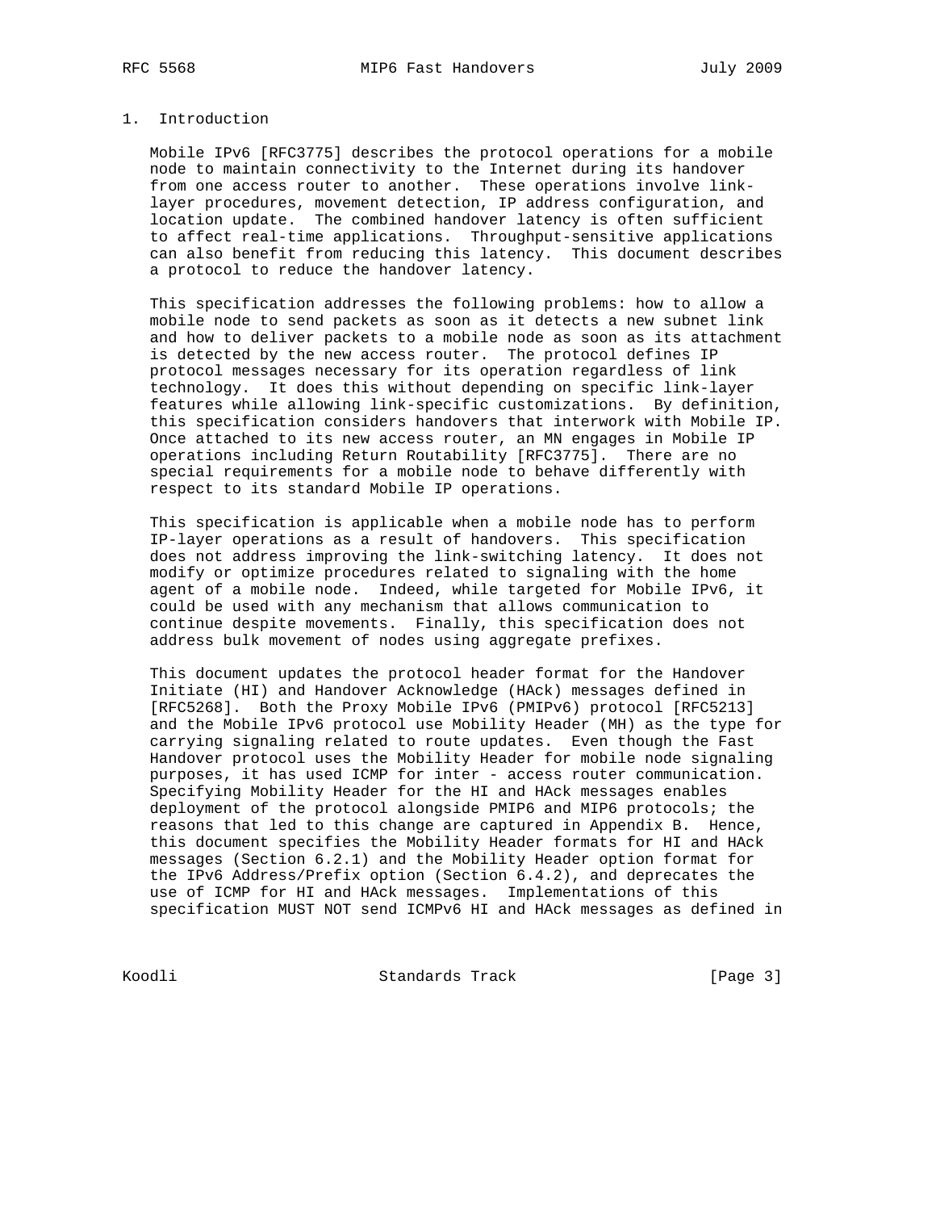## 1. Introduction

Mobile IPv6 [RFC3775] describes the protocol operations for a mobile node to maintain connectivity to the Internet during its handover from one access router to another. These operations involve link-layer procedures, movement detection, IP address configuration, and location update. The combined handover latency is often sufficient to affect real-time applications. Throughput-sensitive applications can also benefit from reducing this latency. This document describes a protocol to reduce the handover latency.

This specification addresses the following problems: how to allow a mobile node to send packets as soon as it detects a new subnet link and how to deliver packets to a mobile node as soon as its attachment is detected by the new access router. The protocol defines IP protocol messages necessary for its operation regardless of link technology. It does this without depending on specific link-layer features while allowing link-specific customizations. By definition, this specification considers handovers that interwork with Mobile IP. Once attached to its new access router, an MN engages in Mobile IP operations including Return Routability [RFC3775]. There are no special requirements for a mobile node to behave differently with respect to its standard Mobile IP operations.

This specification is applicable when a mobile node has to perform IP-layer operations as a result of handovers. This specification does not address improving the link-switching latency. It does not modify or optimize procedures related to signaling with the home agent of a mobile node. Indeed, while targeted for Mobile IPv6, it could be used with any mechanism that allows communication to continue despite movements. Finally, this specification does not address bulk movement of nodes using aggregate prefixes.

This document updates the protocol header format for the Handover Initiate (HI) and Handover Acknowledge (HAck) messages defined in [RFC5268]. Both the Proxy Mobile IPv6 (PMIPv6) protocol [RFC5213] and the Mobile IPv6 protocol use Mobility Header (MH) as the type for carrying signaling related to route updates. Even though the Fast Handover protocol uses the Mobility Header for mobile node signaling purposes, it has used ICMP for inter - access router communication. Specifying Mobility Header for the HI and HAck messages enables deployment of the protocol alongside PMIP6 and MIP6 protocols; the reasons that led to this change are captured in Appendix B. Hence, this document specifies the Mobility Header formats for HI and HAck messages (Section 6.2.1) and the Mobility Header option format for the IPv6 Address/Prefix option (Section 6.4.2), and deprecates the use of ICMP for HI and HAck messages. Implementations of this specification MUST NOT send ICMPv6 HI and HAck messages as defined in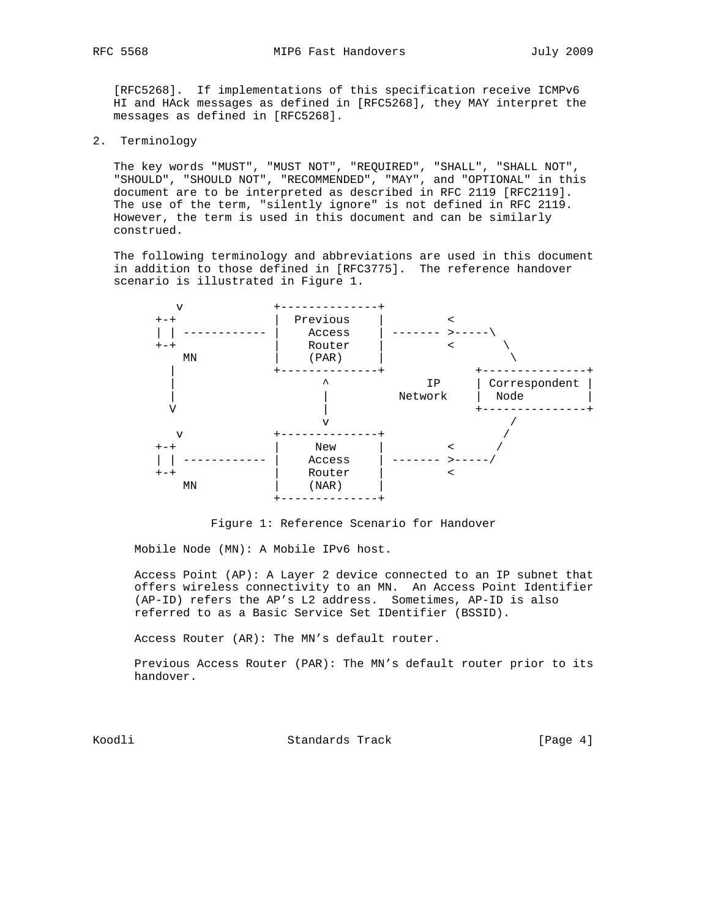[RFC5268]. If implementations of this specification receive ICMPv6 HI and HAck messages as defined in [RFC5268], they MAY interpret the messages as defined in [RFC5268].

## 2. Terminology

The key words "MUST", "MUST NOT", "REQUIRED", "SHALL", "SHALL NOT", "SHOULD", "SHOULD NOT", "RECOMMENDED", "MAY", and "OPTIONAL" in this document are to be interpreted as described in RFC 2119 [RFC2119]. The use of the term, "silently ignore" is not defined in RFC 2119. However, the term is used in this document and can be similarly construed.

The following terminology and abbreviations are used in this document in addition to those defined in [RFC3775]. The reference handover scenario is illustrated in Figure 1.

```
       v            +--------------+
     +-+            |  Previous    |        <
     | | ------------ |    Access    | ------- >-----\
     +-+            |    Router    |        <       \
      MN            |    (PAR)     |                 \
      |             +--------------+            +---------------+
      |                    ^           IP       | Correspondent |
      |                    |         Network    |  Node         |
      V                    |                    +---------------+
                           v                           /
       v            +--------------+                  /
     +-+            |     New      |        <        /
     | | ------------ |    Access    | ------- >-----/
     +-+            |    Router    |        <
      MN            |    (NAR)     |
                    +--------------+
```

Figure 1: Reference Scenario for Handover

Mobile Node (MN): A Mobile IPv6 host.

Access Point (AP): A Layer 2 device connected to an IP subnet that offers wireless connectivity to an MN. An Access Point Identifier (AP-ID) refers the AP's L2 address. Sometimes, AP-ID is also referred to as a Basic Service Set IDentifier (BSSID).

Access Router (AR): The MN's default router.

Previous Access Router (PAR): The MN's default router prior to its handover.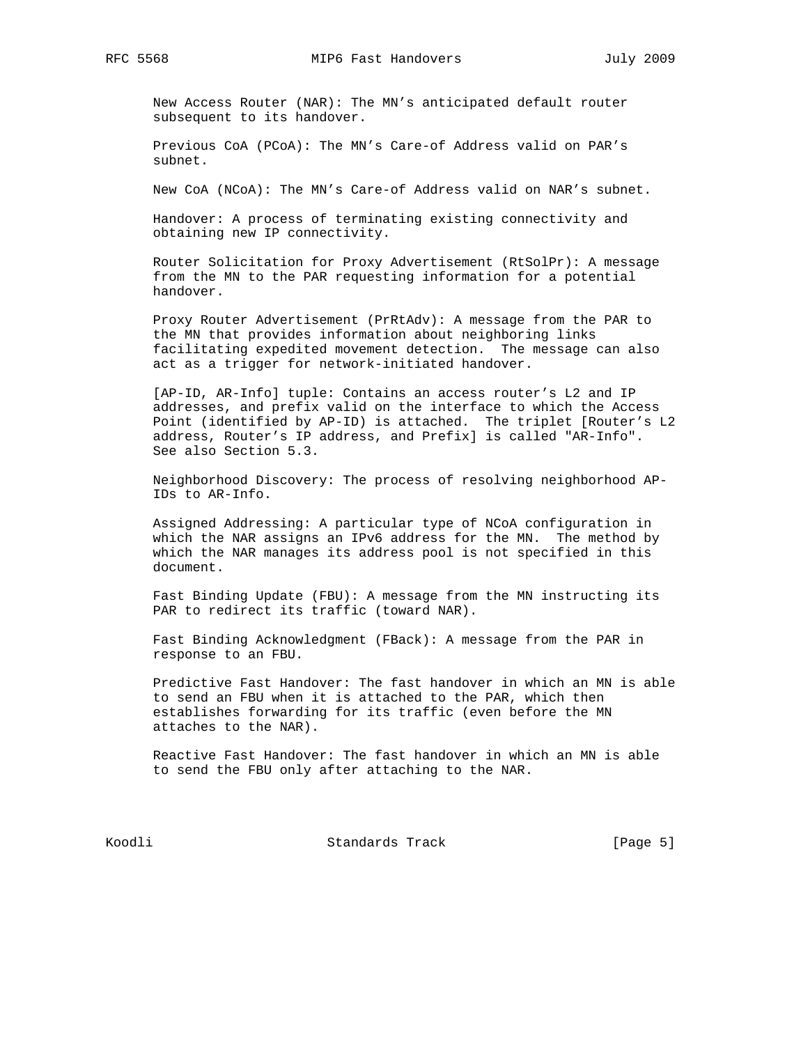New Access Router (NAR): The MN's anticipated default router subsequent to its handover.

Previous CoA (PCoA): The MN's Care-of Address valid on PAR's subnet.

New CoA (NCoA): The MN's Care-of Address valid on NAR's subnet.

Handover: A process of terminating existing connectivity and obtaining new IP connectivity.

Router Solicitation for Proxy Advertisement (RtSolPr): A message from the MN to the PAR requesting information for a potential handover.

Proxy Router Advertisement (PrRtAdv): A message from the PAR to the MN that provides information about neighboring links facilitating expedited movement detection. The message can also act as a trigger for network-initiated handover.

[AP-ID, AR-Info] tuple: Contains an access router's L2 and IP addresses, and prefix valid on the interface to which the Access Point (identified by AP-ID) is attached. The triplet [Router's L2 address, Router's IP address, and Prefix] is called "AR-Info". See also Section 5.3.

Neighborhood Discovery: The process of resolving neighborhood AP-IDs to AR-Info.

Assigned Addressing: A particular type of NCoA configuration in which the NAR assigns an IPv6 address for the MN. The method by which the NAR manages its address pool is not specified in this document.

Fast Binding Update (FBU): A message from the MN instructing its PAR to redirect its traffic (toward NAR).

Fast Binding Acknowledgment (FBack): A message from the PAR in response to an FBU.

Predictive Fast Handover: The fast handover in which an MN is able to send an FBU when it is attached to the PAR, which then establishes forwarding for its traffic (even before the MN attaches to the NAR).

Reactive Fast Handover: The fast handover in which an MN is able to send the FBU only after attaching to the NAR.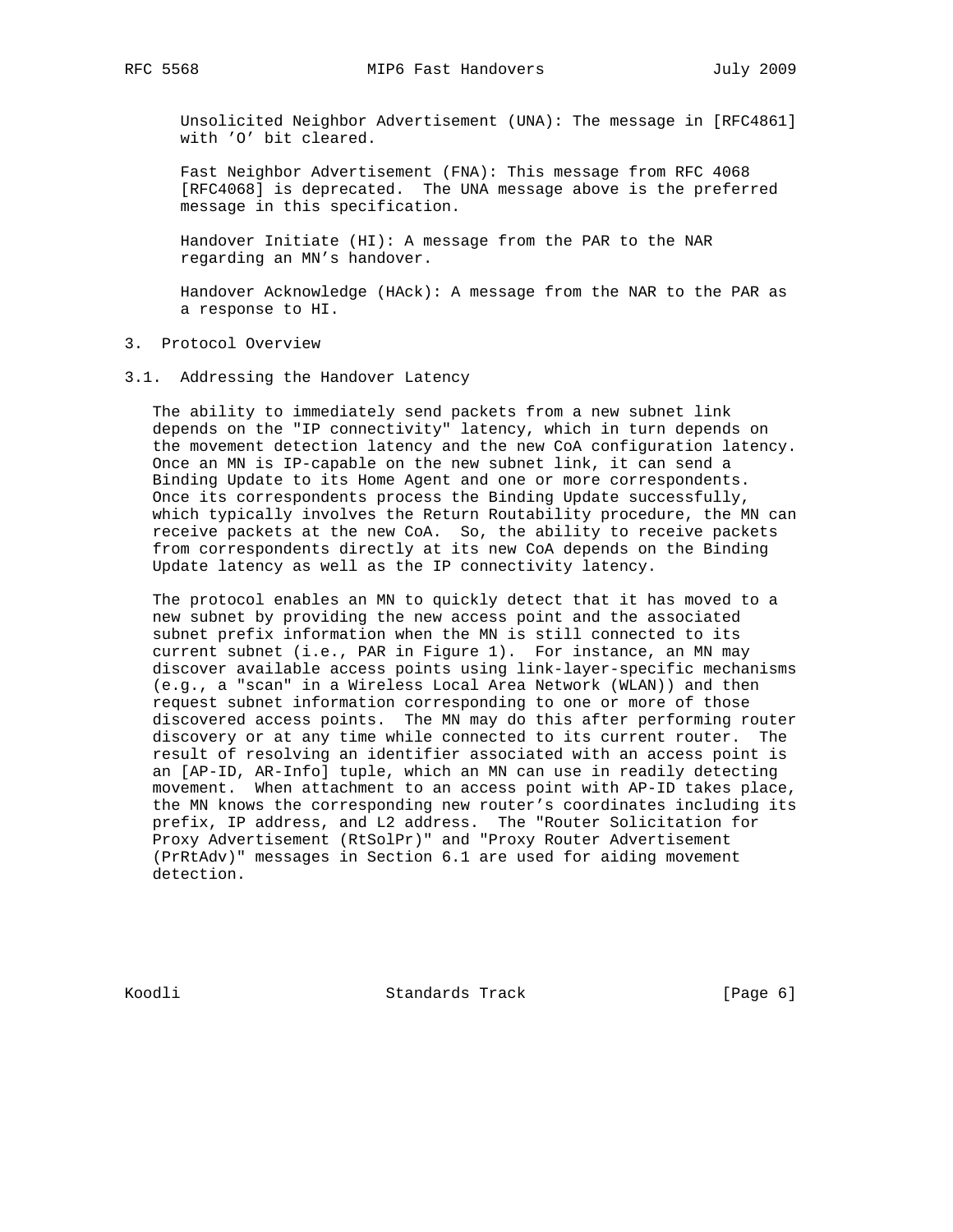Unsolicited Neighbor Advertisement (UNA): The message in [RFC4861] with 'O' bit cleared.

Fast Neighbor Advertisement (FNA): This message from RFC 4068 [RFC4068] is deprecated. The UNA message above is the preferred message in this specification.

Handover Initiate (HI): A message from the PAR to the NAR regarding an MN's handover.

Handover Acknowledge (HAck): A message from the NAR to the PAR as a response to HI.

# 3. Protocol Overview

## 3.1. Addressing the Handover Latency

The ability to immediately send packets from a new subnet link depends on the "IP connectivity" latency, which in turn depends on the movement detection latency and the new CoA configuration latency. Once an MN is IP-capable on the new subnet link, it can send a Binding Update to its Home Agent and one or more correspondents. Once its correspondents process the Binding Update successfully, which typically involves the Return Routability procedure, the MN can receive packets at the new CoA. So, the ability to receive packets from correspondents directly at its new CoA depends on the Binding Update latency as well as the IP connectivity latency.

The protocol enables an MN to quickly detect that it has moved to a new subnet by providing the new access point and the associated subnet prefix information when the MN is still connected to its current subnet (i.e., PAR in Figure 1). For instance, an MN may discover available access points using link-layer-specific mechanisms (e.g., a "scan" in a Wireless Local Area Network (WLAN)) and then request subnet information corresponding to one or more of those discovered access points. The MN may do this after performing router discovery or at any time while connected to its current router. The result of resolving an identifier associated with an access point is an [AP-ID, AR-Info] tuple, which an MN can use in readily detecting movement. When attachment to an access point with AP-ID takes place, the MN knows the corresponding new router's coordinates including its prefix, IP address, and L2 address. The "Router Solicitation for Proxy Advertisement (RtSolPr)" and "Proxy Router Advertisement (PrRtAdv)" messages in Section 6.1 are used for aiding movement detection.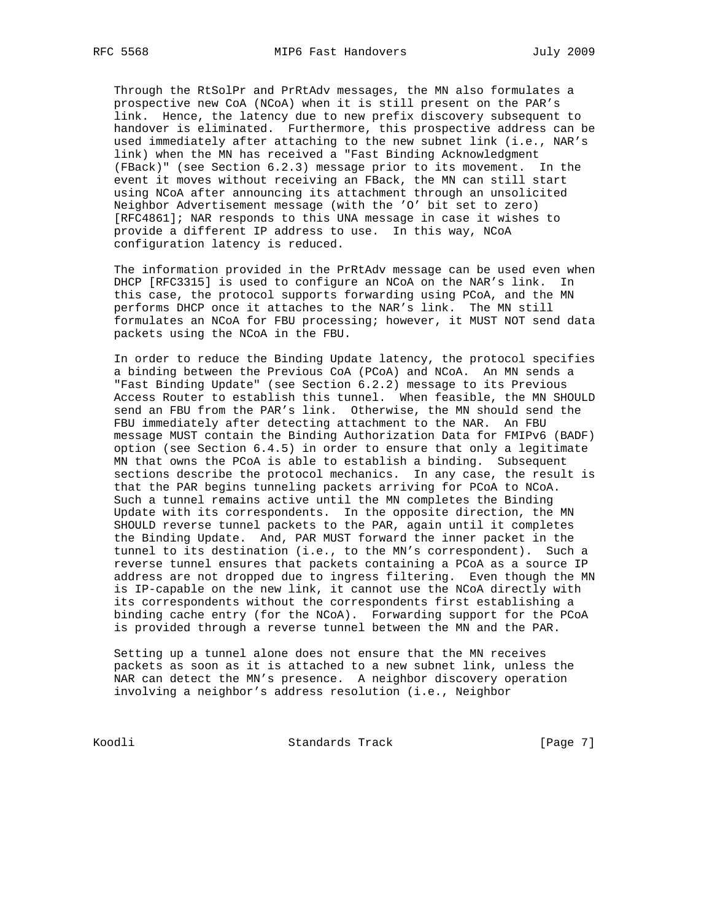Through the RtSolPr and PrRtAdv messages, the MN also formulates a prospective new CoA (NCoA) when it is still present on the PAR's link. Hence, the latency due to new prefix discovery subsequent to handover is eliminated. Furthermore, this prospective address can be used immediately after attaching to the new subnet link (i.e., NAR's link) when the MN has received a "Fast Binding Acknowledgment (FBack)" (see Section 6.2.3) message prior to its movement. In the event it moves without receiving an FBack, the MN can still start using NCoA after announcing its attachment through an unsolicited Neighbor Advertisement message (with the 'O' bit set to zero) [RFC4861]; NAR responds to this UNA message in case it wishes to provide a different IP address to use. In this way, NCoA configuration latency is reduced.

The information provided in the PrRtAdv message can be used even when DHCP [RFC3315] is used to configure an NCoA on the NAR's link. In this case, the protocol supports forwarding using PCoA, and the MN performs DHCP once it attaches to the NAR's link. The MN still formulates an NCoA for FBU processing; however, it MUST NOT send data packets using the NCoA in the FBU.

In order to reduce the Binding Update latency, the protocol specifies a binding between the Previous CoA (PCoA) and NCoA. An MN sends a "Fast Binding Update" (see Section 6.2.2) message to its Previous Access Router to establish this tunnel. When feasible, the MN SHOULD send an FBU from the PAR's link. Otherwise, the MN should send the FBU immediately after detecting attachment to the NAR. An FBU message MUST contain the Binding Authorization Data for FMIPv6 (BADF) option (see Section 6.4.5) in order to ensure that only a legitimate MN that owns the PCoA is able to establish a binding. Subsequent sections describe the protocol mechanics. In any case, the result is that the PAR begins tunneling packets arriving for PCoA to NCoA. Such a tunnel remains active until the MN completes the Binding Update with its correspondents. In the opposite direction, the MN SHOULD reverse tunnel packets to the PAR, again until it completes the Binding Update. And, PAR MUST forward the inner packet in the tunnel to its destination (i.e., to the MN's correspondent). Such a reverse tunnel ensures that packets containing a PCoA as a source IP address are not dropped due to ingress filtering. Even though the MN is IP-capable on the new link, it cannot use the NCoA directly with its correspondents without the correspondents first establishing a binding cache entry (for the NCoA). Forwarding support for the PCoA is provided through a reverse tunnel between the MN and the PAR.

Setting up a tunnel alone does not ensure that the MN receives packets as soon as it is attached to a new subnet link, unless the NAR can detect the MN's presence. A neighbor discovery operation involving a neighbor's address resolution (i.e., Neighbor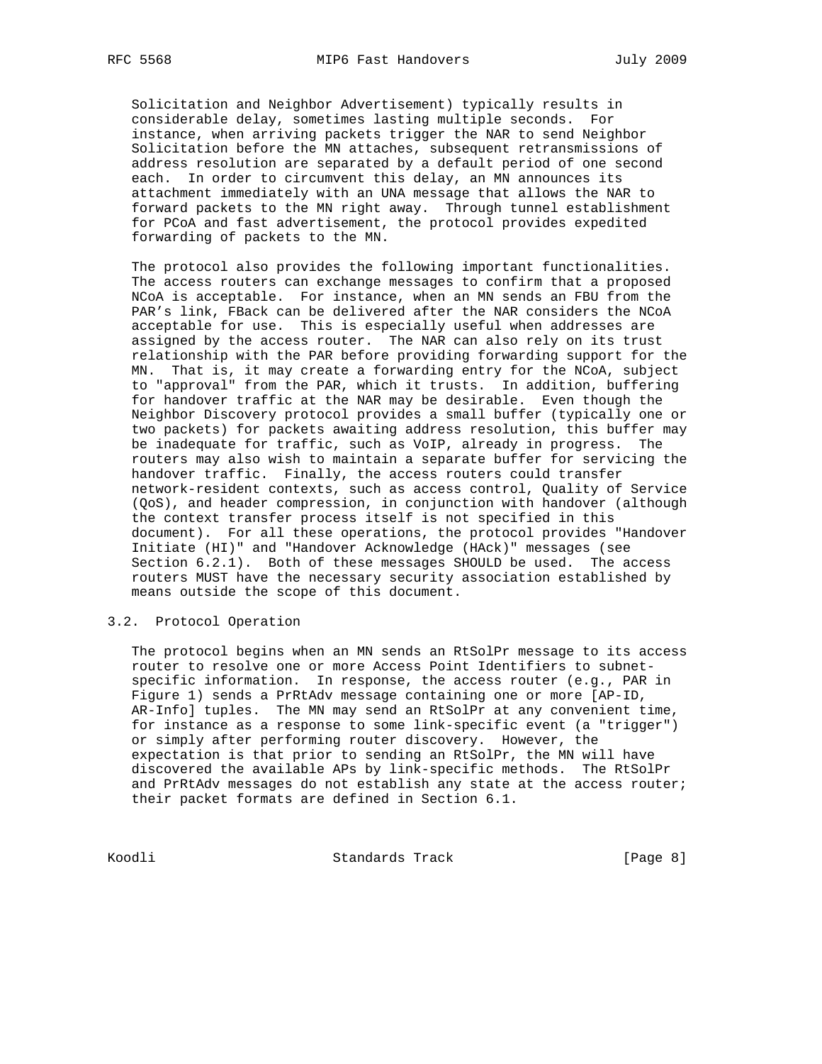Solicitation and Neighbor Advertisement) typically results in considerable delay, sometimes lasting multiple seconds. For instance, when arriving packets trigger the NAR to send Neighbor Solicitation before the MN attaches, subsequent retransmissions of address resolution are separated by a default period of one second each. In order to circumvent this delay, an MN announces its attachment immediately with an UNA message that allows the NAR to forward packets to the MN right away. Through tunnel establishment for PCoA and fast advertisement, the protocol provides expedited forwarding of packets to the MN.

The protocol also provides the following important functionalities. The access routers can exchange messages to confirm that a proposed NCoA is acceptable. For instance, when an MN sends an FBU from the PAR's link, FBack can be delivered after the NAR considers the NCoA acceptable for use. This is especially useful when addresses are assigned by the access router. The NAR can also rely on its trust relationship with the PAR before providing forwarding support for the MN. That is, it may create a forwarding entry for the NCoA, subject to "approval" from the PAR, which it trusts. In addition, buffering for handover traffic at the NAR may be desirable. Even though the Neighbor Discovery protocol provides a small buffer (typically one or two packets) for packets awaiting address resolution, this buffer may be inadequate for traffic, such as VoIP, already in progress. The routers may also wish to maintain a separate buffer for servicing the handover traffic. Finally, the access routers could transfer network-resident contexts, such as access control, Quality of Service (QoS), and header compression, in conjunction with handover (although the context transfer process itself is not specified in this document). For all these operations, the protocol provides "Handover Initiate (HI)" and "Handover Acknowledge (HAck)" messages (see Section 6.2.1). Both of these messages SHOULD be used. The access routers MUST have the necessary security association established by means outside the scope of this document.

## 3.2. Protocol Operation

The protocol begins when an MN sends an RtSolPr message to its access router to resolve one or more Access Point Identifiers to subnet-specific information. In response, the access router (e.g., PAR in Figure 1) sends a PrRtAdv message containing one or more [AP-ID, AR-Info] tuples. The MN may send an RtSolPr at any convenient time, for instance as a response to some link-specific event (a "trigger") or simply after performing router discovery. However, the expectation is that prior to sending an RtSolPr, the MN will have discovered the available APs by link-specific methods. The RtSolPr and PrRtAdv messages do not establish any state at the access router; their packet formats are defined in Section 6.1.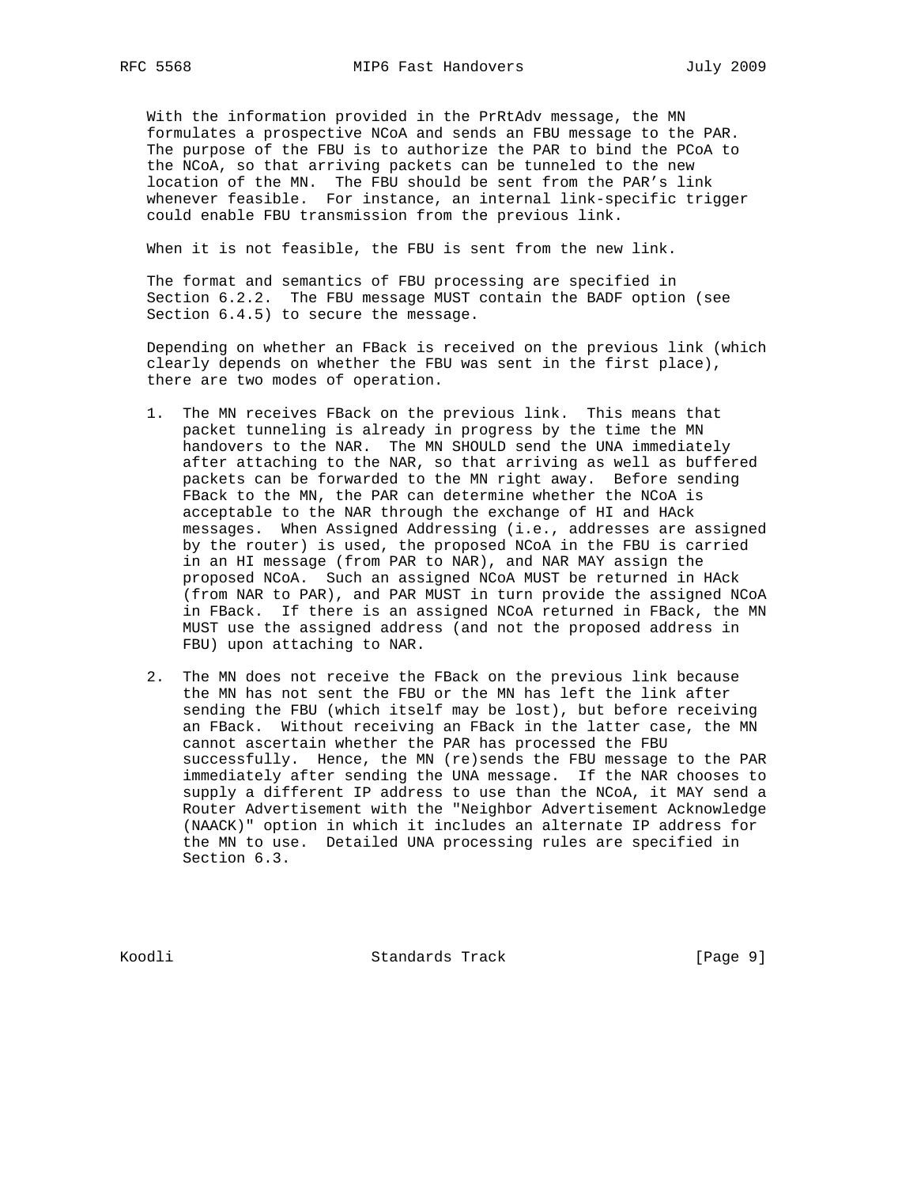With the information provided in the PrRtAdv message, the MN formulates a prospective NCoA and sends an FBU message to the PAR. The purpose of the FBU is to authorize the PAR to bind the PCoA to the NCoA, so that arriving packets can be tunneled to the new location of the MN. The FBU should be sent from the PAR's link whenever feasible. For instance, an internal link-specific trigger could enable FBU transmission from the previous link.

When it is not feasible, the FBU is sent from the new link.

The format and semantics of FBU processing are specified in Section 6.2.2. The FBU message MUST contain the BADF option (see Section 6.4.5) to secure the message.

Depending on whether an FBack is received on the previous link (which clearly depends on whether the FBU was sent in the first place), there are two modes of operation.

1. The MN receives FBack on the previous link. This means that packet tunneling is already in progress by the time the MN handovers to the NAR. The MN SHOULD send the UNA immediately after attaching to the NAR, so that arriving as well as buffered packets can be forwarded to the MN right away. Before sending FBack to the MN, the PAR can determine whether the NCoA is acceptable to the NAR through the exchange of HI and HAck messages. When Assigned Addressing (i.e., addresses are assigned by the router) is used, the proposed NCoA in the FBU is carried in an HI message (from PAR to NAR), and NAR MAY assign the proposed NCoA. Such an assigned NCoA MUST be returned in HAck (from NAR to PAR), and PAR MUST in turn provide the assigned NCoA in FBack. If there is an assigned NCoA returned in FBack, the MN MUST use the assigned address (and not the proposed address in FBU) upon attaching to NAR.

2. The MN does not receive the FBack on the previous link because the MN has not sent the FBU or the MN has left the link after sending the FBU (which itself may be lost), but before receiving an FBack. Without receiving an FBack in the latter case, the MN cannot ascertain whether the PAR has processed the FBU successfully. Hence, the MN (re)sends the FBU message to the PAR immediately after sending the UNA message. If the NAR chooses to supply a different IP address to use than the NCoA, it MAY send a Router Advertisement with the "Neighbor Advertisement Acknowledge (NAACK)" option in which it includes an alternate IP address for the MN to use. Detailed UNA processing rules are specified in Section 6.3.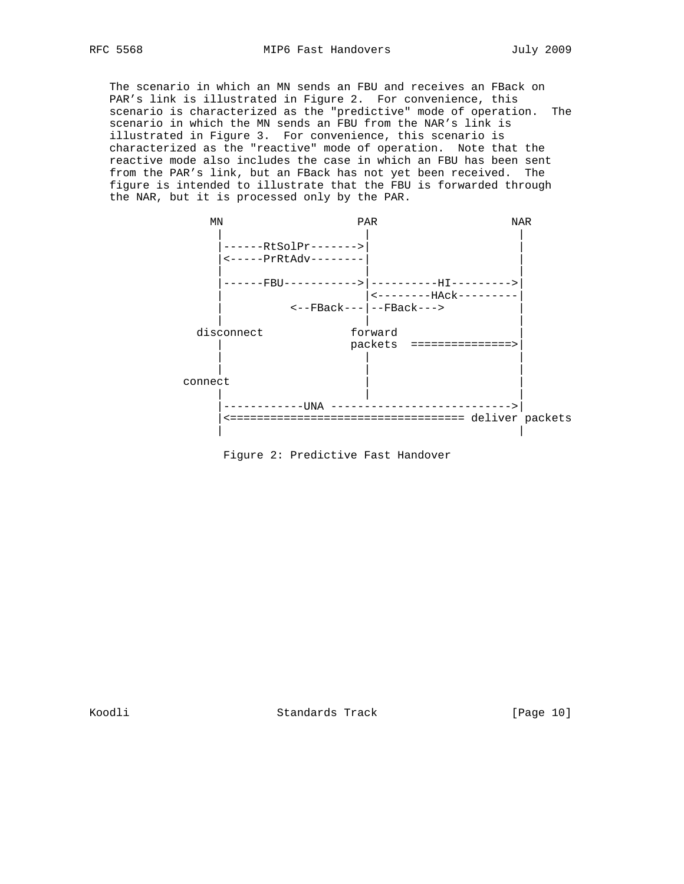The scenario in which an MN sends an FBU and receives an FBack on PAR's link is illustrated in Figure 2. For convenience, this scenario is characterized as the "predictive" mode of operation. The scenario in which the MN sends an FBU from the NAR's link is illustrated in Figure 3. For convenience, this scenario is characterized as the "reactive" mode of operation. Note that the reactive mode also includes the case in which an FBU has been sent from the PAR's link, but an FBack has not yet been received. The figure is intended to illustrate that the FBU is forwarded through the NAR, but it is processed only by the PAR.

```
               MN                    PAR                    NAR
                |                     |                      |
                |------RtSolPr------->|                      |
                |<-----PrRtAdv--------|                      |
                |                     |                      |
                |------FBU----------->|----------HI--------->|
                |                     |<--------HAck---------|
                |          <--FBack---|--FBack--->           |
                |                     |                      |
             disconnect             forward                  |
                |                   packets  ===============>|
                |                     |                      |
                |                     |                      |
            connect                   |                      |
                |                     |                      |
                |------------UNA --------------------------->|
                |<=================================== deliver packets
                |                                            |
```

Figure 2: Predictive Fast Handover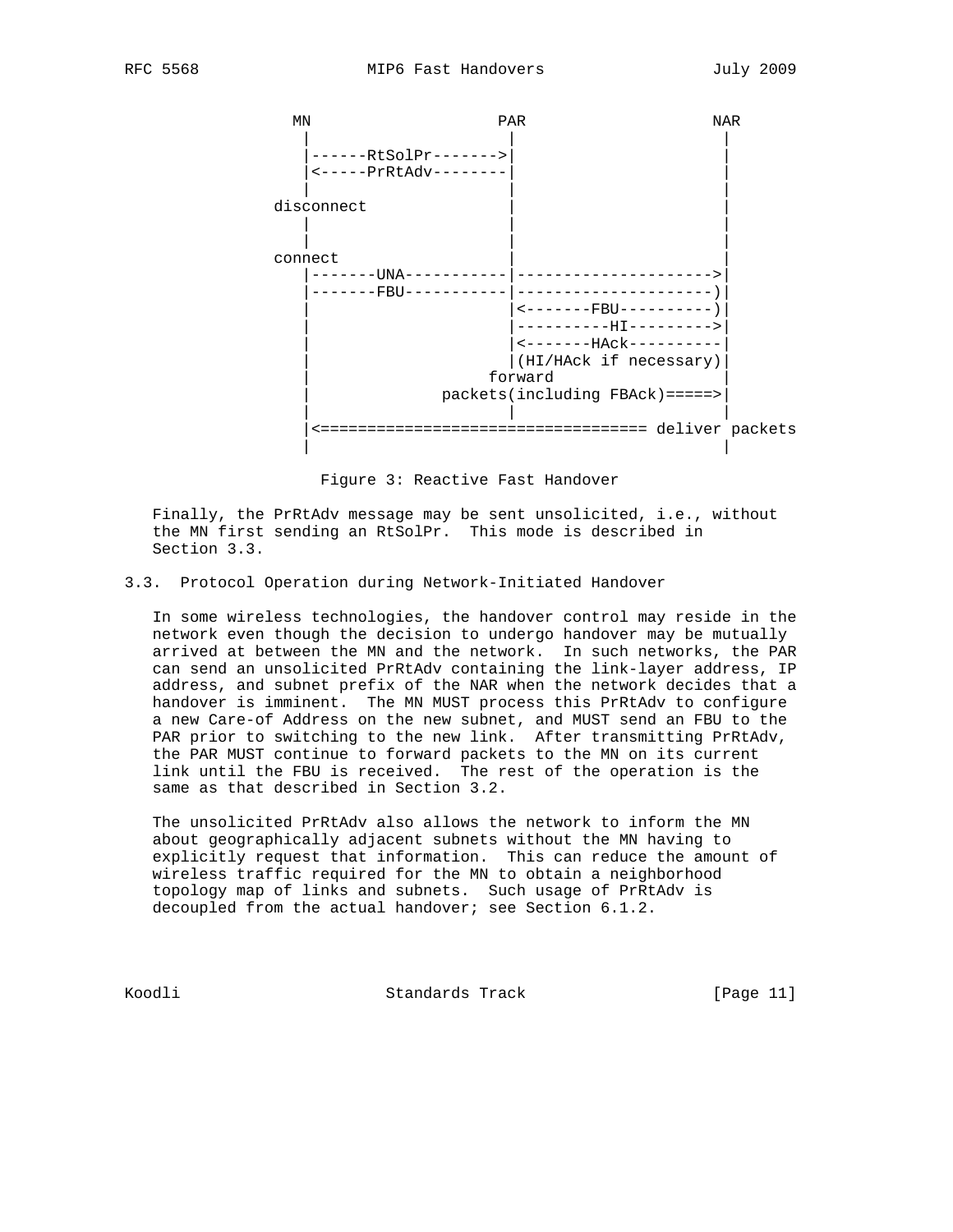```
              MN                    PAR                  NAR
               |                     |                    |
               |------RtSolPr------->|                    |
               |<-----PrRtAdv--------|                    |
               |                     |                    |
            disconnect               |                    |
               |                     |                    |
               |                     |                    |
            connect                  |                    |
               |-------UNA-----------|------------------->|
               |-------FBU-----------|--------------------)|
               |                     |<-------FBU----------)|
               |                     |----------HI--------->|
               |                     |<-------HAck----------|
               |                     |(HI/HAck if necessary)|
               |                  forward                  |
               |              packets(including FBAck)=====>|
               |                     |                    |
               |<================================== deliver packets
               |                                          |
```

Figure 3: Reactive Fast Handover

Finally, the PrRtAdv message may be sent unsolicited, i.e., without the MN first sending an RtSolPr. This mode is described in Section 3.3.

### 3.3. Protocol Operation during Network-Initiated Handover

In some wireless technologies, the handover control may reside in the network even though the decision to undergo handover may be mutually arrived at between the MN and the network. In such networks, the PAR can send an unsolicited PrRtAdv containing the link-layer address, IP address, and subnet prefix of the NAR when the network decides that a handover is imminent. The MN MUST process this PrRtAdv to configure a new Care-of Address on the new subnet, and MUST send an FBU to the PAR prior to switching to the new link. After transmitting PrRtAdv, the PAR MUST continue to forward packets to the MN on its current link until the FBU is received. The rest of the operation is the same as that described in Section 3.2.

The unsolicited PrRtAdv also allows the network to inform the MN about geographically adjacent subnets without the MN having to explicitly request that information. This can reduce the amount of wireless traffic required for the MN to obtain a neighborhood topology map of links and subnets. Such usage of PrRtAdv is decoupled from the actual handover; see Section 6.1.2.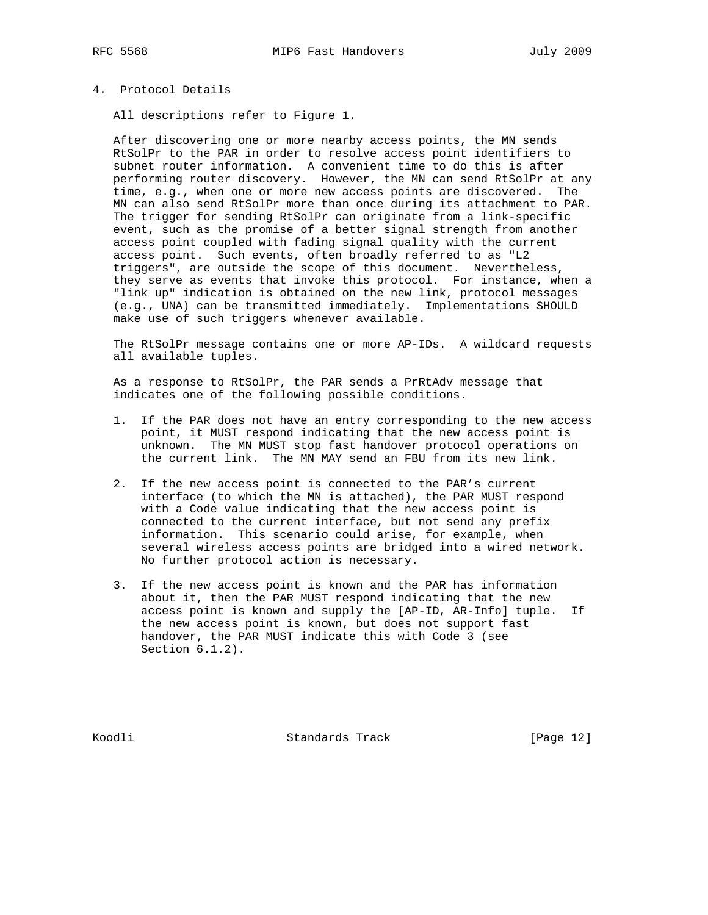# 4. Protocol Details

All descriptions refer to Figure 1.

After discovering one or more nearby access points, the MN sends RtSolPr to the PAR in order to resolve access point identifiers to subnet router information. A convenient time to do this is after performing router discovery. However, the MN can send RtSolPr at any time, e.g., when one or more new access points are discovered. The MN can also send RtSolPr more than once during its attachment to PAR. The trigger for sending RtSolPr can originate from a link-specific event, such as the promise of a better signal strength from another access point coupled with fading signal quality with the current access point. Such events, often broadly referred to as "L2 triggers", are outside the scope of this document. Nevertheless, they serve as events that invoke this protocol. For instance, when a "link up" indication is obtained on the new link, protocol messages (e.g., UNA) can be transmitted immediately. Implementations SHOULD make use of such triggers whenever available.

The RtSolPr message contains one or more AP-IDs. A wildcard requests all available tuples.

As a response to RtSolPr, the PAR sends a PrRtAdv message that indicates one of the following possible conditions.

1. If the PAR does not have an entry corresponding to the new access point, it MUST respond indicating that the new access point is unknown. The MN MUST stop fast handover protocol operations on the current link. The MN MAY send an FBU from its new link.

2. If the new access point is connected to the PAR's current interface (to which the MN is attached), the PAR MUST respond with a Code value indicating that the new access point is connected to the current interface, but not send any prefix information. This scenario could arise, for example, when several wireless access points are bridged into a wired network. No further protocol action is necessary.

3. If the new access point is known and the PAR has information about it, then the PAR MUST respond indicating that the new access point is known and supply the [AP-ID, AR-Info] tuple. If the new access point is known, but does not support fast handover, the PAR MUST indicate this with Code 3 (see Section 6.1.2).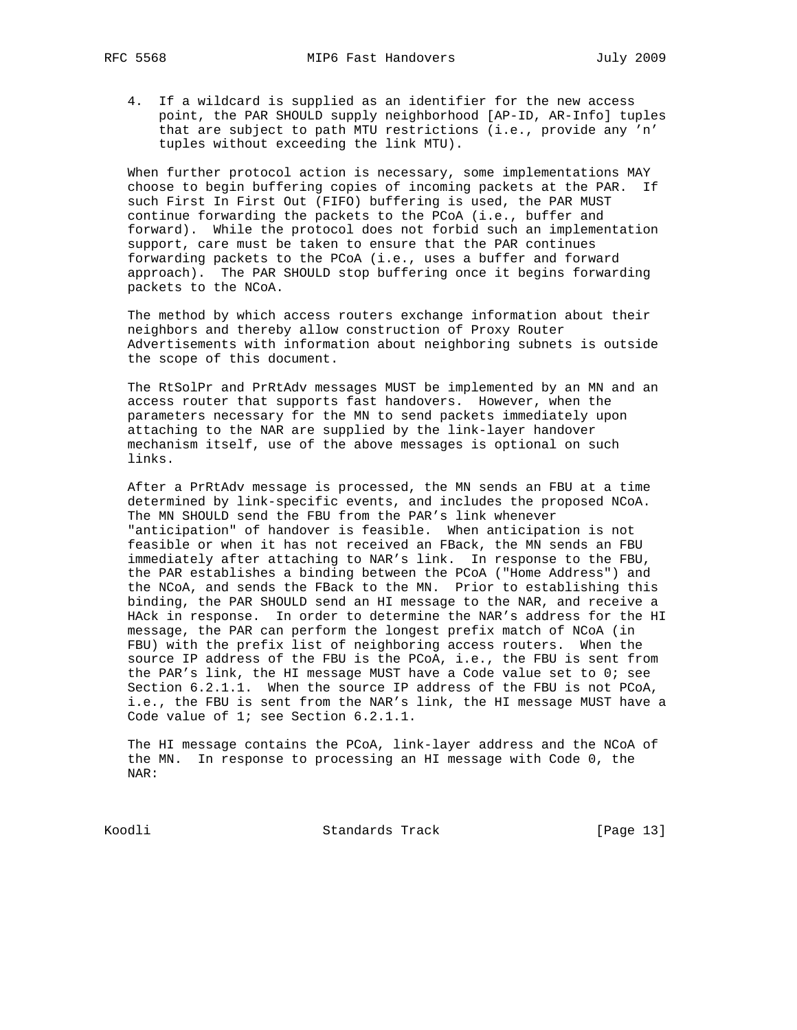4. If a wildcard is supplied as an identifier for the new access point, the PAR SHOULD supply neighborhood [AP-ID, AR-Info] tuples that are subject to path MTU restrictions (i.e., provide any 'n' tuples without exceeding the link MTU).

When further protocol action is necessary, some implementations MAY choose to begin buffering copies of incoming packets at the PAR. If such First In First Out (FIFO) buffering is used, the PAR MUST continue forwarding the packets to the PCoA (i.e., buffer and forward). While the protocol does not forbid such an implementation support, care must be taken to ensure that the PAR continues forwarding packets to the PCoA (i.e., uses a buffer and forward approach). The PAR SHOULD stop buffering once it begins forwarding packets to the NCoA.

The method by which access routers exchange information about their neighbors and thereby allow construction of Proxy Router Advertisements with information about neighboring subnets is outside the scope of this document.

The RtSolPr and PrRtAdv messages MUST be implemented by an MN and an access router that supports fast handovers. However, when the parameters necessary for the MN to send packets immediately upon attaching to the NAR are supplied by the link-layer handover mechanism itself, use of the above messages is optional on such links.

After a PrRtAdv message is processed, the MN sends an FBU at a time determined by link-specific events, and includes the proposed NCoA. The MN SHOULD send the FBU from the PAR's link whenever "anticipation" of handover is feasible. When anticipation is not feasible or when it has not received an FBack, the MN sends an FBU immediately after attaching to NAR's link. In response to the FBU, the PAR establishes a binding between the PCoA ("Home Address") and the NCoA, and sends the FBack to the MN. Prior to establishing this binding, the PAR SHOULD send an HI message to the NAR, and receive a HAck in response. In order to determine the NAR's address for the HI message, the PAR can perform the longest prefix match of NCoA (in FBU) with the prefix list of neighboring access routers. When the source IP address of the FBU is the PCoA, i.e., the FBU is sent from the PAR's link, the HI message MUST have a Code value set to 0; see Section 6.2.1.1. When the source IP address of the FBU is not PCoA, i.e., the FBU is sent from the NAR's link, the HI message MUST have a Code value of 1; see Section 6.2.1.1.

The HI message contains the PCoA, link-layer address and the NCoA of the MN. In response to processing an HI message with Code 0, the NAR: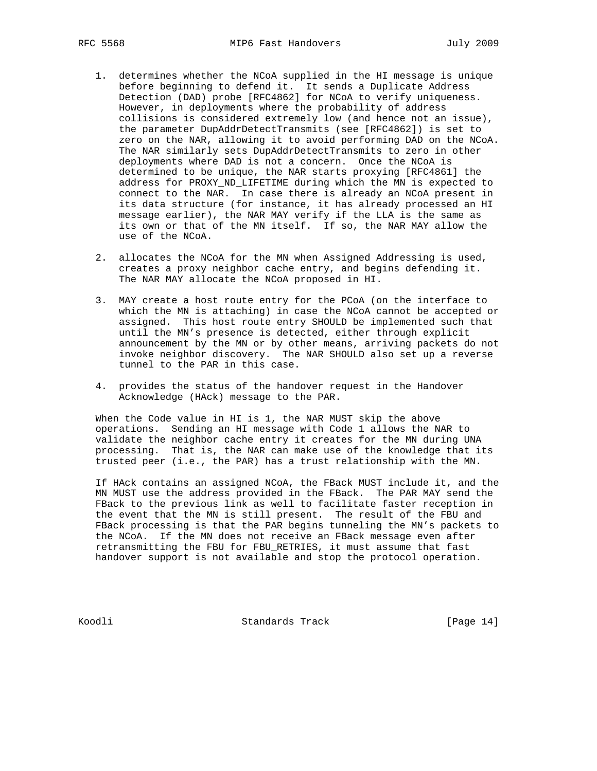1. determines whether the NCoA supplied in the HI message is unique before beginning to defend it. It sends a Duplicate Address Detection (DAD) probe [RFC4862] for NCoA to verify uniqueness. However, in deployments where the probability of address collisions is considered extremely low (and hence not an issue), the parameter DupAddrDetectTransmits (see [RFC4862]) is set to zero on the NAR, allowing it to avoid performing DAD on the NCoA. The NAR similarly sets DupAddrDetectTransmits to zero in other deployments where DAD is not a concern. Once the NCoA is determined to be unique, the NAR starts proxying [RFC4861] the address for PROXY_ND_LIFETIME during which the MN is expected to connect to the NAR. In case there is already an NCoA present in its data structure (for instance, it has already processed an HI message earlier), the NAR MAY verify if the LLA is the same as its own or that of the MN itself. If so, the NAR MAY allow the use of the NCoA.

2. allocates the NCoA for the MN when Assigned Addressing is used, creates a proxy neighbor cache entry, and begins defending it. The NAR MAY allocate the NCoA proposed in HI.

3. MAY create a host route entry for the PCoA (on the interface to which the MN is attaching) in case the NCoA cannot be accepted or assigned. This host route entry SHOULD be implemented such that until the MN's presence is detected, either through explicit announcement by the MN or by other means, arriving packets do not invoke neighbor discovery. The NAR SHOULD also set up a reverse tunnel to the PAR in this case.

4. provides the status of the handover request in the Handover Acknowledge (HAck) message to the PAR.

When the Code value in HI is 1, the NAR MUST skip the above operations. Sending an HI message with Code 1 allows the NAR to validate the neighbor cache entry it creates for the MN during UNA processing. That is, the NAR can make use of the knowledge that its trusted peer (i.e., the PAR) has a trust relationship with the MN.

If HAck contains an assigned NCoA, the FBack MUST include it, and the MN MUST use the address provided in the FBack. The PAR MAY send the FBack to the previous link as well to facilitate faster reception in the event that the MN is still present. The result of the FBU and FBack processing is that the PAR begins tunneling the MN's packets to the NCoA. If the MN does not receive an FBack message even after retransmitting the FBU for FBU_RETRIES, it must assume that fast handover support is not available and stop the protocol operation.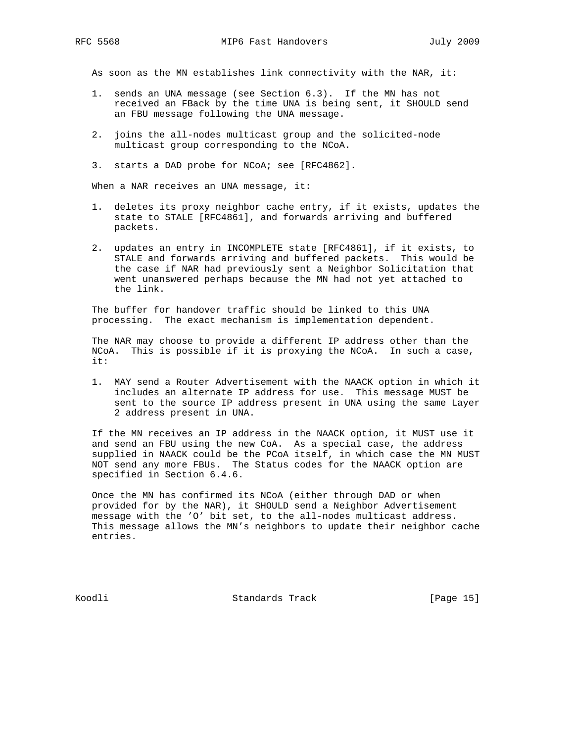As soon as the MN establishes link connectivity with the NAR, it:

1. sends an UNA message (see Section 6.3). If the MN has not received an FBack by the time UNA is being sent, it SHOULD send an FBU message following the UNA message.

2. joins the all-nodes multicast group and the solicited-node multicast group corresponding to the NCoA.

3. starts a DAD probe for NCoA; see [RFC4862].

When a NAR receives an UNA message, it:

1. deletes its proxy neighbor cache entry, if it exists, updates the state to STALE [RFC4861], and forwards arriving and buffered packets.

2. updates an entry in INCOMPLETE state [RFC4861], if it exists, to STALE and forwards arriving and buffered packets. This would be the case if NAR had previously sent a Neighbor Solicitation that went unanswered perhaps because the MN had not yet attached to the link.

The buffer for handover traffic should be linked to this UNA processing. The exact mechanism is implementation dependent.

The NAR may choose to provide a different IP address other than the NCoA. This is possible if it is proxying the NCoA. In such a case, it:

1. MAY send a Router Advertisement with the NAACK option in which it includes an alternate IP address for use. This message MUST be sent to the source IP address present in UNA using the same Layer 2 address present in UNA.

If the MN receives an IP address in the NAACK option, it MUST use it and send an FBU using the new CoA. As a special case, the address supplied in NAACK could be the PCoA itself, in which case the MN MUST NOT send any more FBUs. The Status codes for the NAACK option are specified in Section 6.4.6.

Once the MN has confirmed its NCoA (either through DAD or when provided for by the NAR), it SHOULD send a Neighbor Advertisement message with the 'O' bit set, to the all-nodes multicast address. This message allows the MN's neighbors to update their neighbor cache entries.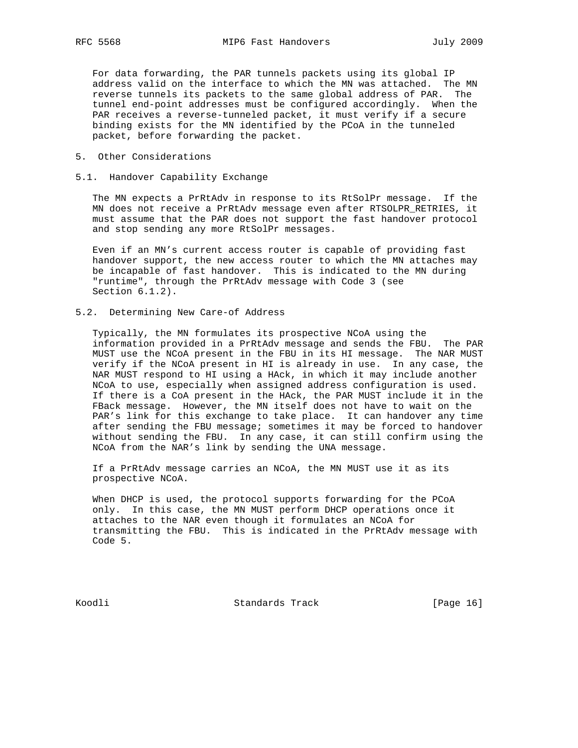For data forwarding, the PAR tunnels packets using its global IP address valid on the interface to which the MN was attached. The MN reverse tunnels its packets to the same global address of PAR. The tunnel end-point addresses must be configured accordingly. When the PAR receives a reverse-tunneled packet, it must verify if a secure binding exists for the MN identified by the PCoA in the tunneled packet, before forwarding the packet.

## 5. Other Considerations

### 5.1. Handover Capability Exchange

The MN expects a PrRtAdv in response to its RtSolPr message. If the MN does not receive a PrRtAdv message even after RTSOLPR_RETRIES, it must assume that the PAR does not support the fast handover protocol and stop sending any more RtSolPr messages.

Even if an MN's current access router is capable of providing fast handover support, the new access router to which the MN attaches may be incapable of fast handover. This is indicated to the MN during "runtime", through the PrRtAdv message with Code 3 (see Section 6.1.2).

### 5.2. Determining New Care-of Address

Typically, the MN formulates its prospective NCoA using the information provided in a PrRtAdv message and sends the FBU. The PAR MUST use the NCoA present in the FBU in its HI message. The NAR MUST verify if the NCoA present in HI is already in use. In any case, the NAR MUST respond to HI using a HAck, in which it may include another NCoA to use, especially when assigned address configuration is used. If there is a CoA present in the HAck, the PAR MUST include it in the FBack message. However, the MN itself does not have to wait on the PAR's link for this exchange to take place. It can handover any time after sending the FBU message; sometimes it may be forced to handover without sending the FBU. In any case, it can still confirm using the NCoA from the NAR's link by sending the UNA message.

If a PrRtAdv message carries an NCoA, the MN MUST use it as its prospective NCoA.

When DHCP is used, the protocol supports forwarding for the PCoA only. In this case, the MN MUST perform DHCP operations once it attaches to the NAR even though it formulates an NCoA for transmitting the FBU. This is indicated in the PrRtAdv message with Code 5.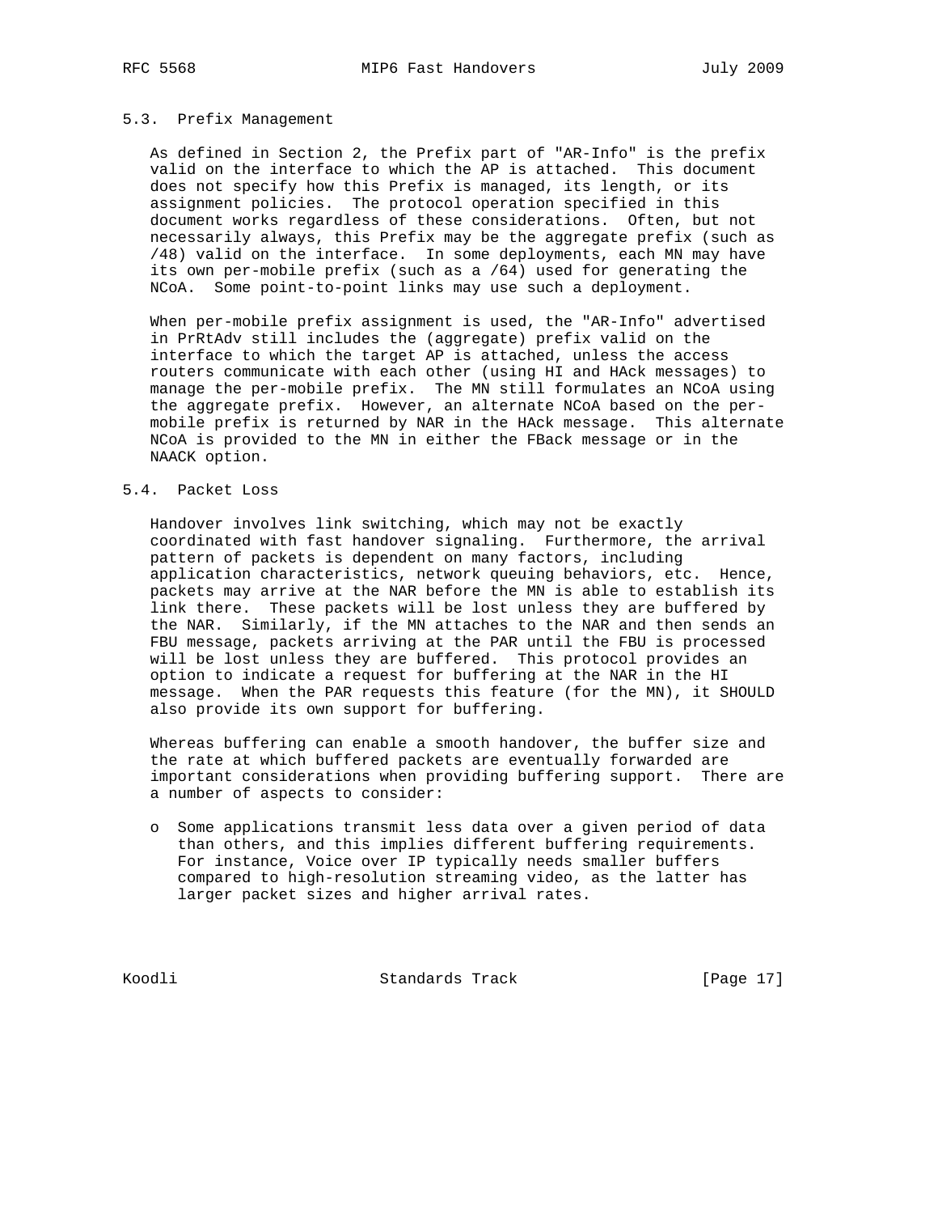### 5.3. Prefix Management

As defined in Section 2, the Prefix part of "AR-Info" is the prefix valid on the interface to which the AP is attached. This document does not specify how this Prefix is managed, its length, or its assignment policies. The protocol operation specified in this document works regardless of these considerations. Often, but not necessarily always, this Prefix may be the aggregate prefix (such as /48) valid on the interface. In some deployments, each MN may have its own per-mobile prefix (such as a /64) used for generating the NCoA. Some point-to-point links may use such a deployment.

When per-mobile prefix assignment is used, the "AR-Info" advertised in PrRtAdv still includes the (aggregate) prefix valid on the interface to which the target AP is attached, unless the access routers communicate with each other (using HI and HAck messages) to manage the per-mobile prefix. The MN still formulates an NCoA using the aggregate prefix. However, an alternate NCoA based on the per-mobile prefix is returned by NAR in the HAck message. This alternate NCoA is provided to the MN in either the FBack message or in the NAACK option.

### 5.4. Packet Loss

Handover involves link switching, which may not be exactly coordinated with fast handover signaling. Furthermore, the arrival pattern of packets is dependent on many factors, including application characteristics, network queuing behaviors, etc. Hence, packets may arrive at the NAR before the MN is able to establish its link there. These packets will be lost unless they are buffered by the NAR. Similarly, if the MN attaches to the NAR and then sends an FBU message, packets arriving at the PAR until the FBU is processed will be lost unless they are buffered. This protocol provides an option to indicate a request for buffering at the NAR in the HI message. When the PAR requests this feature (for the MN), it SHOULD also provide its own support for buffering.

Whereas buffering can enable a smooth handover, the buffer size and the rate at which buffered packets are eventually forwarded are important considerations when providing buffering support. There are a number of aspects to consider:

- Some applications transmit less data over a given period of data than others, and this implies different buffering requirements. For instance, Voice over IP typically needs smaller buffers compared to high-resolution streaming video, as the latter has larger packet sizes and higher arrival rates.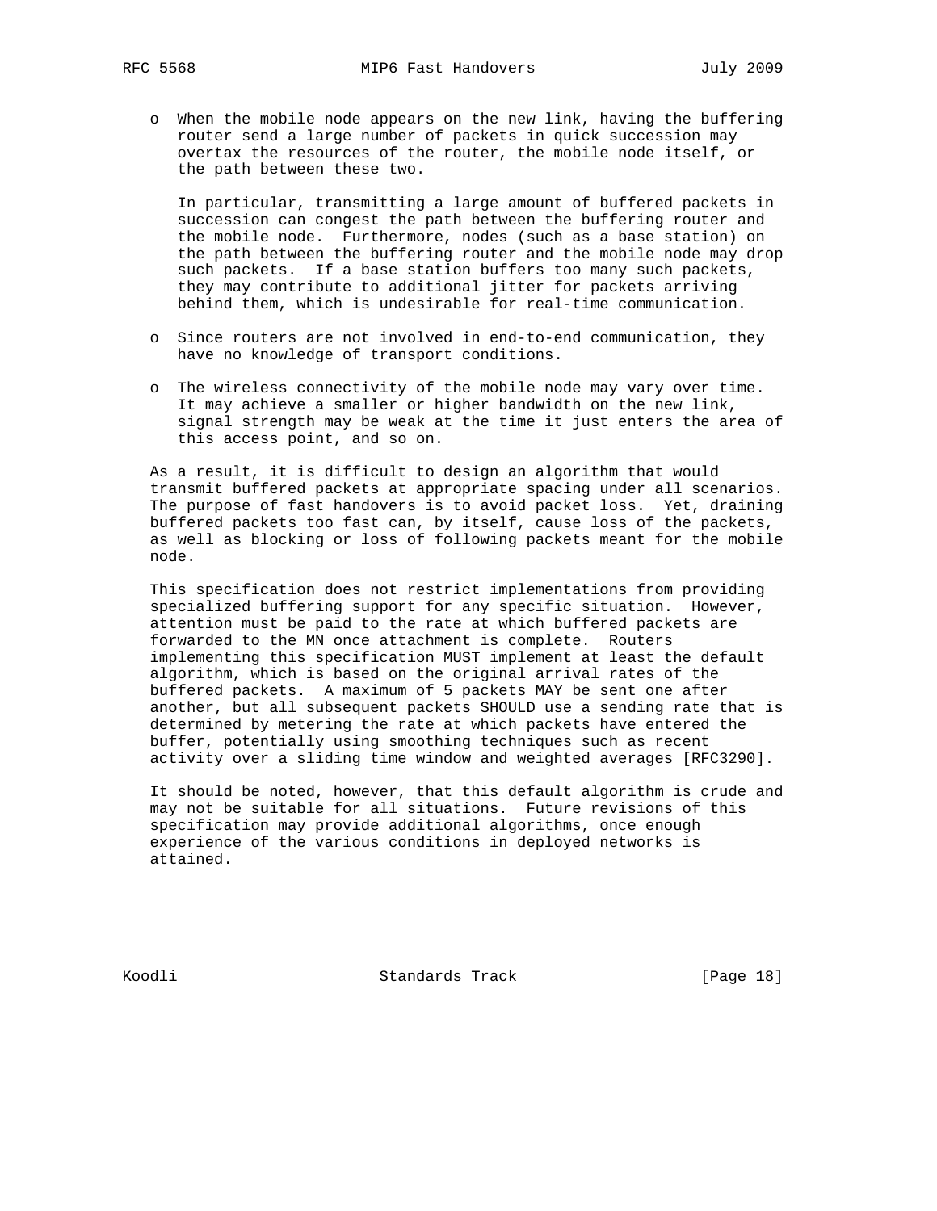- When the mobile node appears on the new link, having the buffering router send a large number of packets in quick succession may overtax the resources of the router, the mobile node itself, or the path between these two.

  In particular, transmitting a large amount of buffered packets in succession can congest the path between the buffering router and the mobile node. Furthermore, nodes (such as a base station) on the path between the buffering router and the mobile node may drop such packets. If a base station buffers too many such packets, they may contribute to additional jitter for packets arriving behind them, which is undesirable for real-time communication.

- Since routers are not involved in end-to-end communication, they have no knowledge of transport conditions.

- The wireless connectivity of the mobile node may vary over time. It may achieve a smaller or higher bandwidth on the new link, signal strength may be weak at the time it just enters the area of this access point, and so on.

As a result, it is difficult to design an algorithm that would transmit buffered packets at appropriate spacing under all scenarios. The purpose of fast handovers is to avoid packet loss. Yet, draining buffered packets too fast can, by itself, cause loss of the packets, as well as blocking or loss of following packets meant for the mobile node.

This specification does not restrict implementations from providing specialized buffering support for any specific situation. However, attention must be paid to the rate at which buffered packets are forwarded to the MN once attachment is complete. Routers implementing this specification MUST implement at least the default algorithm, which is based on the original arrival rates of the buffered packets. A maximum of 5 packets MAY be sent one after another, but all subsequent packets SHOULD use a sending rate that is determined by metering the rate at which packets have entered the buffer, potentially using smoothing techniques such as recent activity over a sliding time window and weighted averages [RFC3290].

It should be noted, however, that this default algorithm is crude and may not be suitable for all situations. Future revisions of this specification may provide additional algorithms, once enough experience of the various conditions in deployed networks is attained.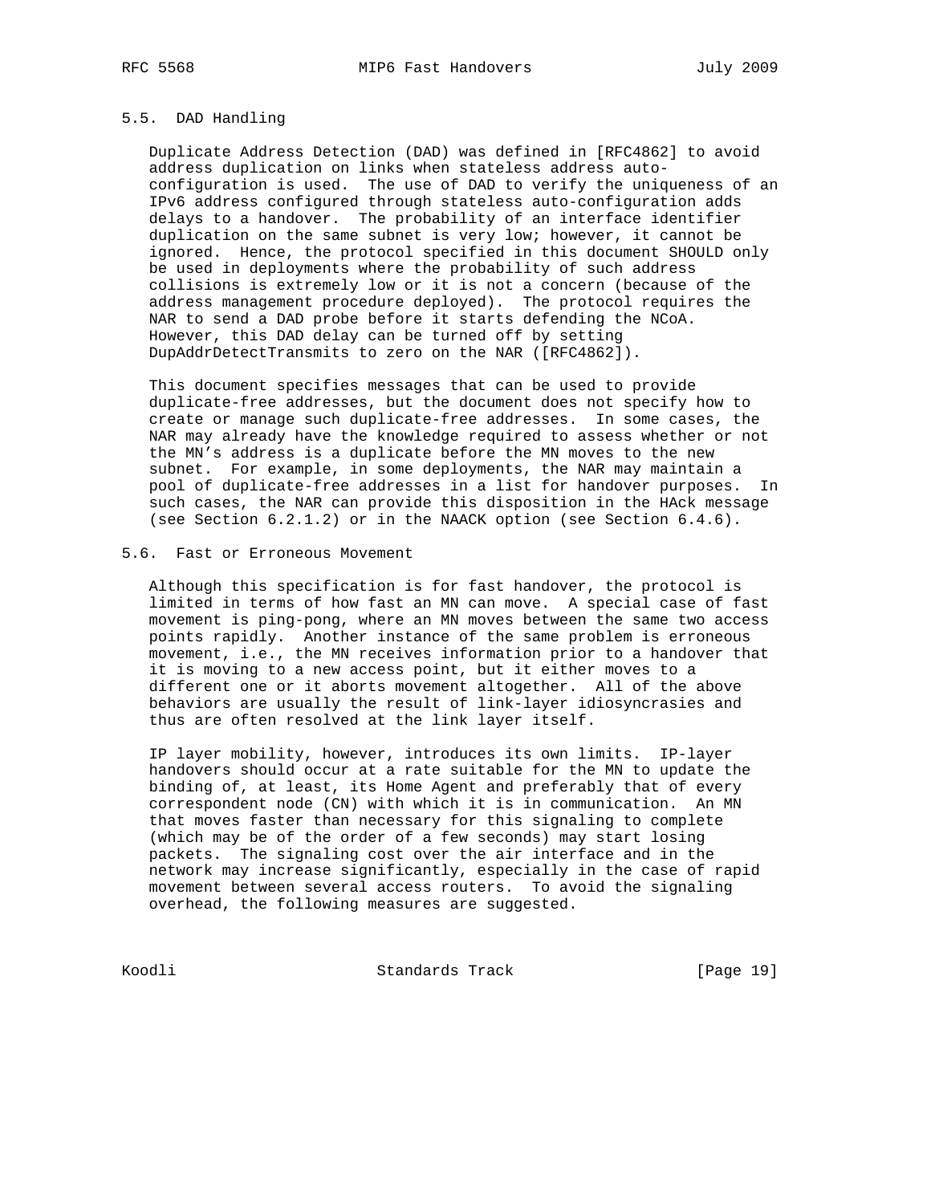### 5.5. DAD Handling

Duplicate Address Detection (DAD) was defined in [RFC4862] to avoid address duplication on links when stateless address auto-configuration is used. The use of DAD to verify the uniqueness of an IPv6 address configured through stateless auto-configuration adds delays to a handover. The probability of an interface identifier duplication on the same subnet is very low; however, it cannot be ignored. Hence, the protocol specified in this document SHOULD only be used in deployments where the probability of such address collisions is extremely low or it is not a concern (because of the address management procedure deployed). The protocol requires the NAR to send a DAD probe before it starts defending the NCoA. However, this DAD delay can be turned off by setting DupAddrDetectTransmits to zero on the NAR ([RFC4862]).

This document specifies messages that can be used to provide duplicate-free addresses, but the document does not specify how to create or manage such duplicate-free addresses. In some cases, the NAR may already have the knowledge required to assess whether or not the MN's address is a duplicate before the MN moves to the new subnet. For example, in some deployments, the NAR may maintain a pool of duplicate-free addresses in a list for handover purposes. In such cases, the NAR can provide this disposition in the HAck message (see Section 6.2.1.2) or in the NAACK option (see Section 6.4.6).

### 5.6. Fast or Erroneous Movement

Although this specification is for fast handover, the protocol is limited in terms of how fast an MN can move. A special case of fast movement is ping-pong, where an MN moves between the same two access points rapidly. Another instance of the same problem is erroneous movement, i.e., the MN receives information prior to a handover that it is moving to a new access point, but it either moves to a different one or it aborts movement altogether. All of the above behaviors are usually the result of link-layer idiosyncrasies and thus are often resolved at the link layer itself.

IP layer mobility, however, introduces its own limits. IP-layer handovers should occur at a rate suitable for the MN to update the binding of, at least, its Home Agent and preferably that of every correspondent node (CN) with which it is in communication. An MN that moves faster than necessary for this signaling to complete (which may be of the order of a few seconds) may start losing packets. The signaling cost over the air interface and in the network may increase significantly, especially in the case of rapid movement between several access routers. To avoid the signaling overhead, the following measures are suggested.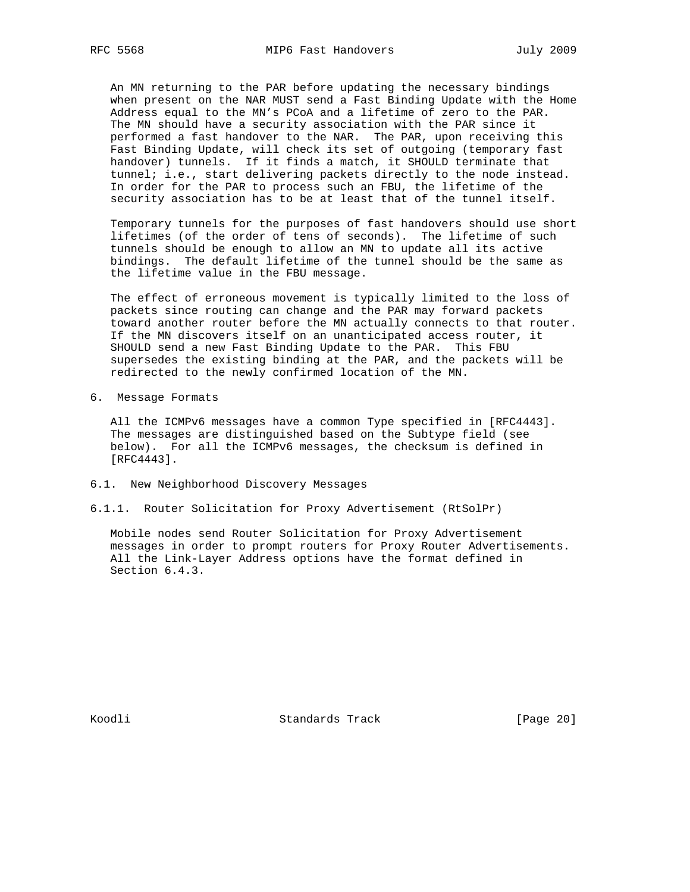An MN returning to the PAR before updating the necessary bindings when present on the NAR MUST send a Fast Binding Update with the Home Address equal to the MN's PCoA and a lifetime of zero to the PAR. The MN should have a security association with the PAR since it performed a fast handover to the NAR. The PAR, upon receiving this Fast Binding Update, will check its set of outgoing (temporary fast handover) tunnels. If it finds a match, it SHOULD terminate that tunnel; i.e., start delivering packets directly to the node instead. In order for the PAR to process such an FBU, the lifetime of the security association has to be at least that of the tunnel itself.

Temporary tunnels for the purposes of fast handovers should use short lifetimes (of the order of tens of seconds). The lifetime of such tunnels should be enough to allow an MN to update all its active bindings. The default lifetime of the tunnel should be the same as the lifetime value in the FBU message.

The effect of erroneous movement is typically limited to the loss of packets since routing can change and the PAR may forward packets toward another router before the MN actually connects to that router. If the MN discovers itself on an unanticipated access router, it SHOULD send a new Fast Binding Update to the PAR. This FBU supersedes the existing binding at the PAR, and the packets will be redirected to the newly confirmed location of the MN.

# 6. Message Formats

All the ICMPv6 messages have a common Type specified in [RFC4443]. The messages are distinguished based on the Subtype field (see below). For all the ICMPv6 messages, the checksum is defined in [RFC4443].

## 6.1. New Neighborhood Discovery Messages

### 6.1.1. Router Solicitation for Proxy Advertisement (RtSolPr)

Mobile nodes send Router Solicitation for Proxy Advertisement messages in order to prompt routers for Proxy Router Advertisements. All the Link-Layer Address options have the format defined in Section 6.4.3.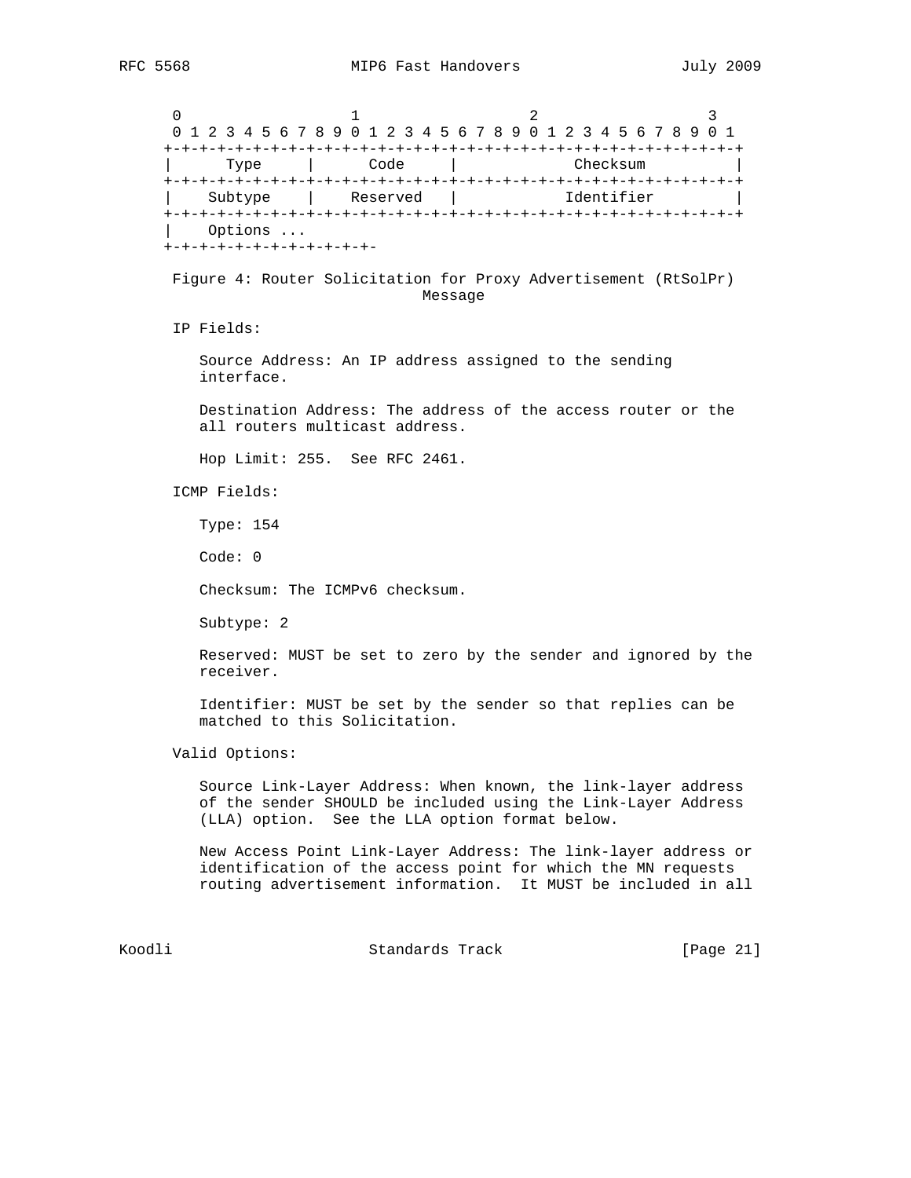```
 0                   1                   2                   3
 0 1 2 3 4 5 6 7 8 9 0 1 2 3 4 5 6 7 8 9 0 1 2 3 4 5 6 7 8 9 0 1
+-+-+-+-+-+-+-+-+-+-+-+-+-+-+-+-+-+-+-+-+-+-+-+-+-+-+-+-+-+-+-+-+
|     Type      |      Code     |           Checksum            |
+-+-+-+-+-+-+-+-+-+-+-+-+-+-+-+-+-+-+-+-+-+-+-+-+-+-+-+-+-+-+-+-+
|    Subtype    |    Reserved   |           Identifier          |
+-+-+-+-+-+-+-+-+-+-+-+-+-+-+-+-+-+-+-+-+-+-+-+-+-+-+-+-+-+-+-+-+
|    Options ...
+-+-+-+-+-+-+-+-+-+-+-+-
```

Figure 4: Router Solicitation for Proxy Advertisement (RtSolPr) Message

IP Fields:

Source Address: An IP address assigned to the sending interface.

Destination Address: The address of the access router or the all routers multicast address.

Hop Limit: 255. See RFC 2461.

ICMP Fields:

Type: 154

Code: 0

Checksum: The ICMPv6 checksum.

Subtype: 2

Reserved: MUST be set to zero by the sender and ignored by the receiver.

Identifier: MUST be set by the sender so that replies can be matched to this Solicitation.

Valid Options:

Source Link-Layer Address: When known, the link-layer address of the sender SHOULD be included using the Link-Layer Address (LLA) option. See the LLA option format below.

New Access Point Link-Layer Address: The link-layer address or identification of the access point for which the MN requests routing advertisement information. It MUST be included in all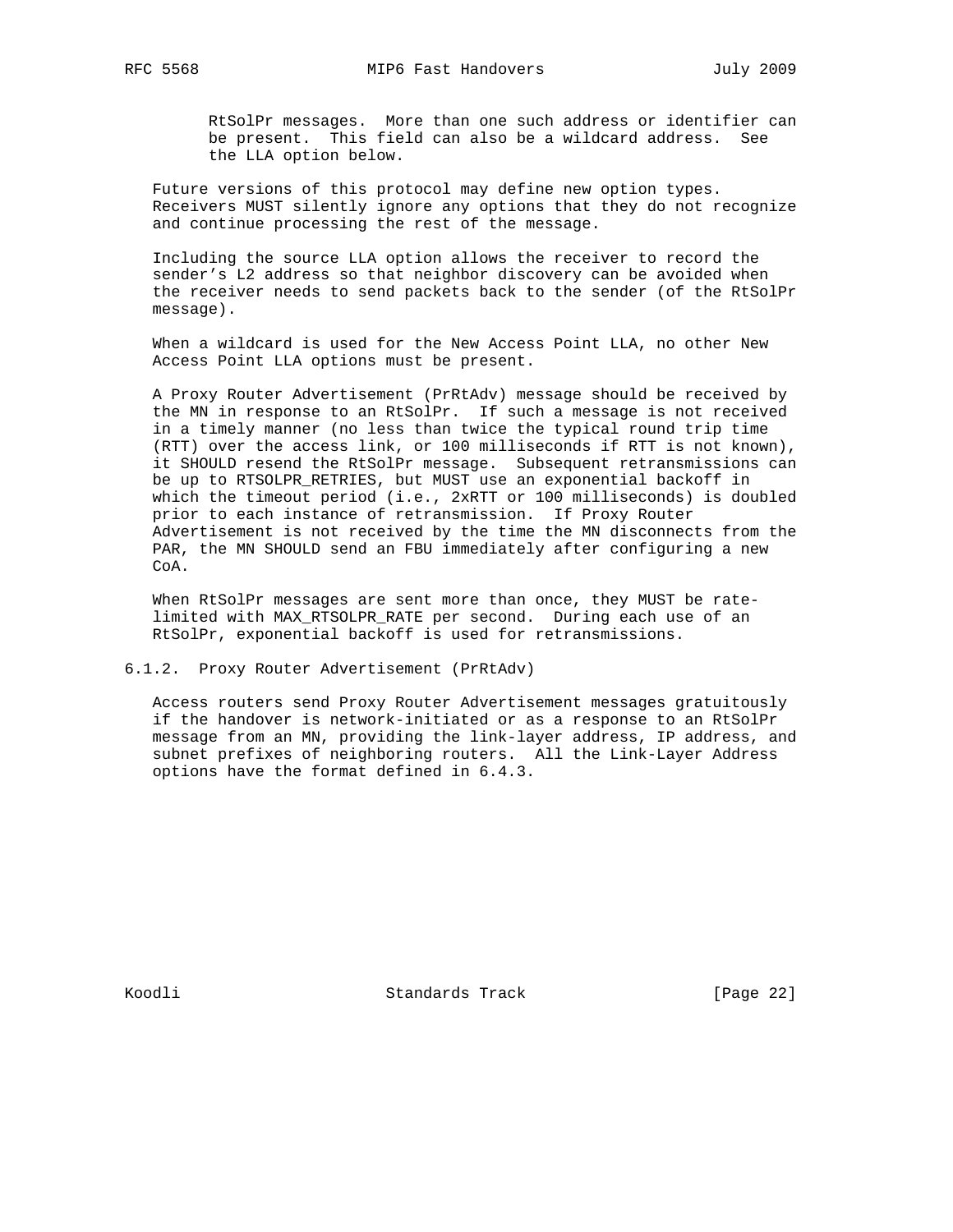RtSolPr messages. More than one such address or identifier can be present. This field can also be a wildcard address. See the LLA option below.

Future versions of this protocol may define new option types. Receivers MUST silently ignore any options that they do not recognize and continue processing the rest of the message.

Including the source LLA option allows the receiver to record the sender's L2 address so that neighbor discovery can be avoided when the receiver needs to send packets back to the sender (of the RtSolPr message).

When a wildcard is used for the New Access Point LLA, no other New Access Point LLA options must be present.

A Proxy Router Advertisement (PrRtAdv) message should be received by the MN in response to an RtSolPr. If such a message is not received in a timely manner (no less than twice the typical round trip time (RTT) over the access link, or 100 milliseconds if RTT is not known), it SHOULD resend the RtSolPr message. Subsequent retransmissions can be up to RTSOLPR_RETRIES, but MUST use an exponential backoff in which the timeout period (i.e., 2xRTT or 100 milliseconds) is doubled prior to each instance of retransmission. If Proxy Router Advertisement is not received by the time the MN disconnects from the PAR, the MN SHOULD send an FBU immediately after configuring a new CoA.

When RtSolPr messages are sent more than once, they MUST be rate-limited with MAX_RTSOLPR_RATE per second. During each use of an RtSolPr, exponential backoff is used for retransmissions.

### 6.1.2. Proxy Router Advertisement (PrRtAdv)

Access routers send Proxy Router Advertisement messages gratuitously if the handover is network-initiated or as a response to an RtSolPr message from an MN, providing the link-layer address, IP address, and subnet prefixes of neighboring routers. All the Link-Layer Address options have the format defined in 6.4.3.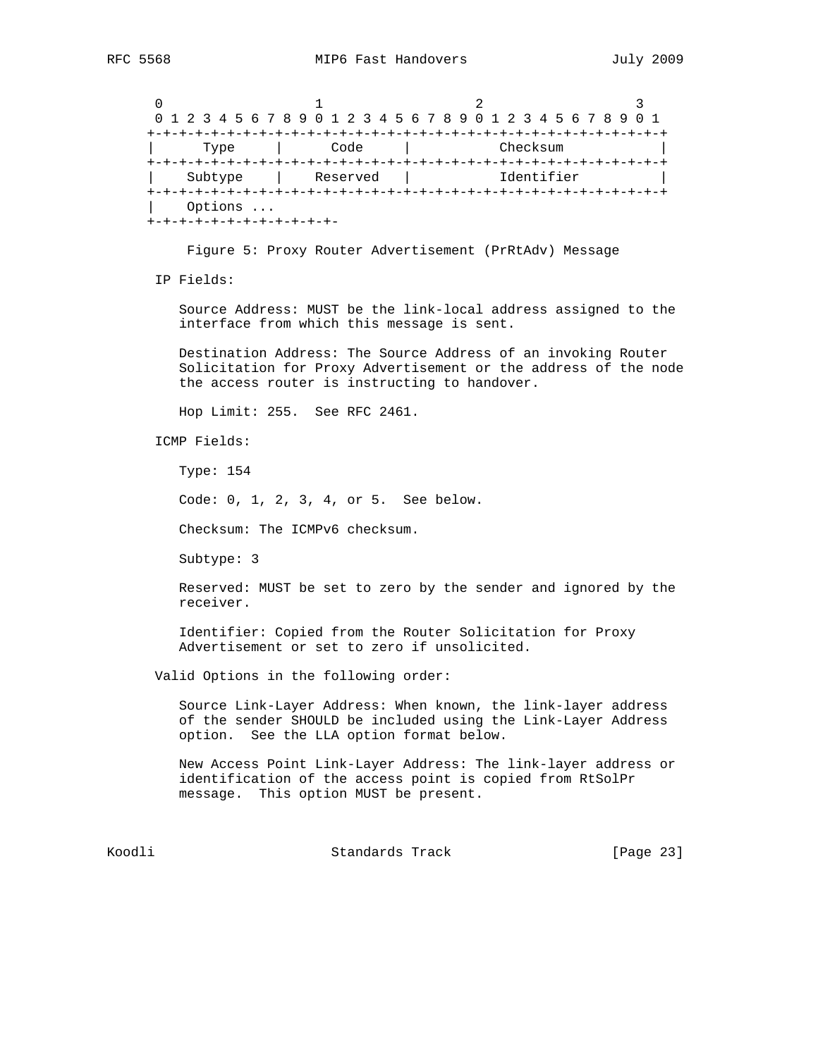```
 0                   1                   2                   3
 0 1 2 3 4 5 6 7 8 9 0 1 2 3 4 5 6 7 8 9 0 1 2 3 4 5 6 7 8 9 0 1
+-+-+-+-+-+-+-+-+-+-+-+-+-+-+-+-+-+-+-+-+-+-+-+-+-+-+-+-+-+-+-+-+
|     Type      |      Code     |           Checksum            |
+-+-+-+-+-+-+-+-+-+-+-+-+-+-+-+-+-+-+-+-+-+-+-+-+-+-+-+-+-+-+-+-+
|    Subtype    |    Reserved   |           Identifier          |
+-+-+-+-+-+-+-+-+-+-+-+-+-+-+-+-+-+-+-+-+-+-+-+-+-+-+-+-+-+-+-+-+
|    Options ...
+-+-+-+-+-+-+-+-+-+-+-+-
```

Figure 5: Proxy Router Advertisement (PrRtAdv) Message

IP Fields:

Source Address: MUST be the link-local address assigned to the interface from which this message is sent.

Destination Address: The Source Address of an invoking Router Solicitation for Proxy Advertisement or the address of the node the access router is instructing to handover.

Hop Limit: 255. See RFC 2461.

ICMP Fields:

Type: 154

Code: 0, 1, 2, 3, 4, or 5. See below.

Checksum: The ICMPv6 checksum.

Subtype: 3

Reserved: MUST be set to zero by the sender and ignored by the receiver.

Identifier: Copied from the Router Solicitation for Proxy Advertisement or set to zero if unsolicited.

Valid Options in the following order:

Source Link-Layer Address: When known, the link-layer address of the sender SHOULD be included using the Link-Layer Address option. See the LLA option format below.

New Access Point Link-Layer Address: The link-layer address or identification of the access point is copied from RtSolPr message. This option MUST be present.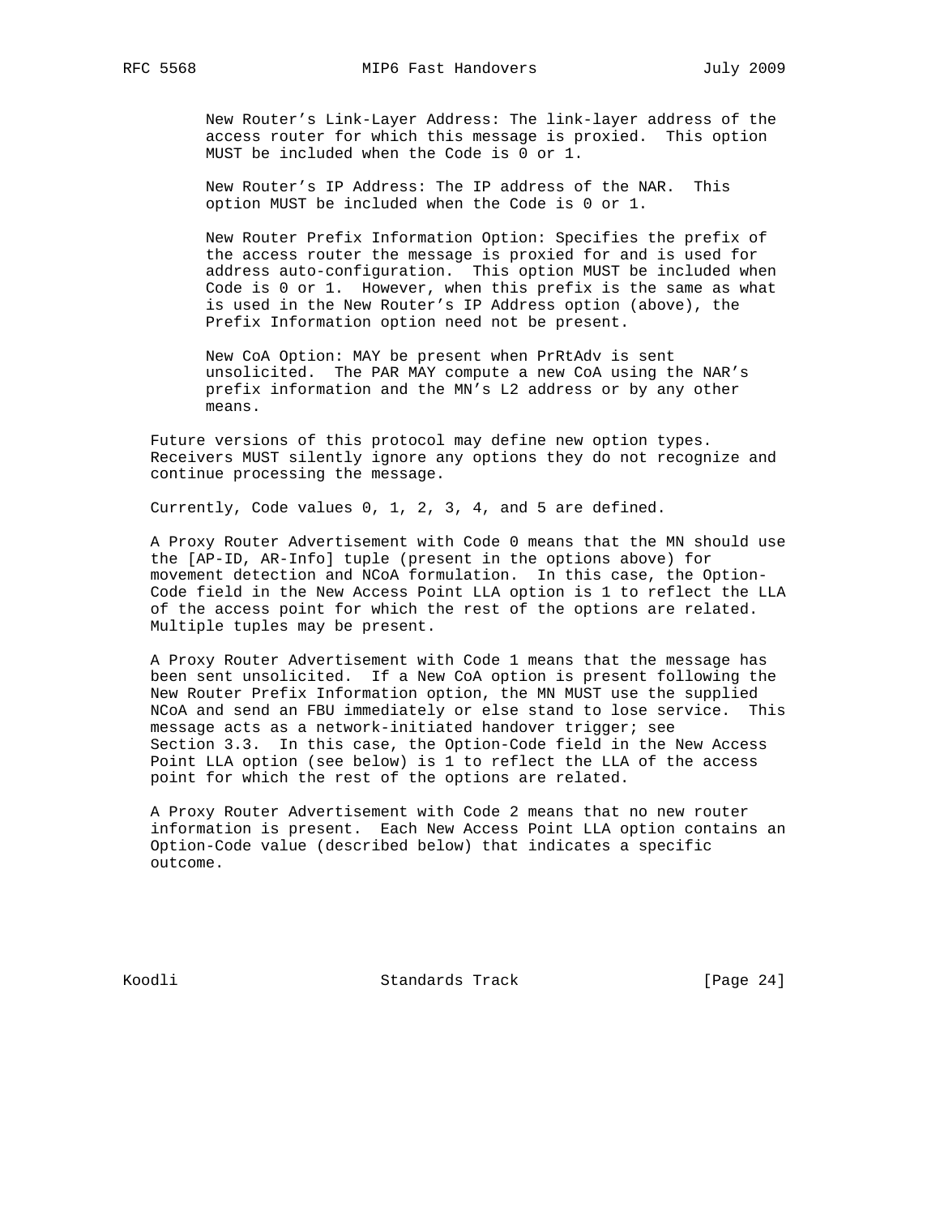New Router's Link-Layer Address: The link-layer address of the access router for which this message is proxied. This option MUST be included when the Code is 0 or 1.

New Router's IP Address: The IP address of the NAR. This option MUST be included when the Code is 0 or 1.

New Router Prefix Information Option: Specifies the prefix of the access router the message is proxied for and is used for address auto-configuration. This option MUST be included when Code is 0 or 1. However, when this prefix is the same as what is used in the New Router's IP Address option (above), the Prefix Information option need not be present.

New CoA Option: MAY be present when PrRtAdv is sent unsolicited. The PAR MAY compute a new CoA using the NAR's prefix information and the MN's L2 address or by any other means.

Future versions of this protocol may define new option types. Receivers MUST silently ignore any options they do not recognize and continue processing the message.

Currently, Code values 0, 1, 2, 3, 4, and 5 are defined.

A Proxy Router Advertisement with Code 0 means that the MN should use the [AP-ID, AR-Info] tuple (present in the options above) for movement detection and NCoA formulation. In this case, the Option-Code field in the New Access Point LLA option is 1 to reflect the LLA of the access point for which the rest of the options are related. Multiple tuples may be present.

A Proxy Router Advertisement with Code 1 means that the message has been sent unsolicited. If a New CoA option is present following the New Router Prefix Information option, the MN MUST use the supplied NCoA and send an FBU immediately or else stand to lose service. This message acts as a network-initiated handover trigger; see Section 3.3. In this case, the Option-Code field in the New Access Point LLA option (see below) is 1 to reflect the LLA of the access point for which the rest of the options are related.

A Proxy Router Advertisement with Code 2 means that no new router information is present. Each New Access Point LLA option contains an Option-Code value (described below) that indicates a specific outcome.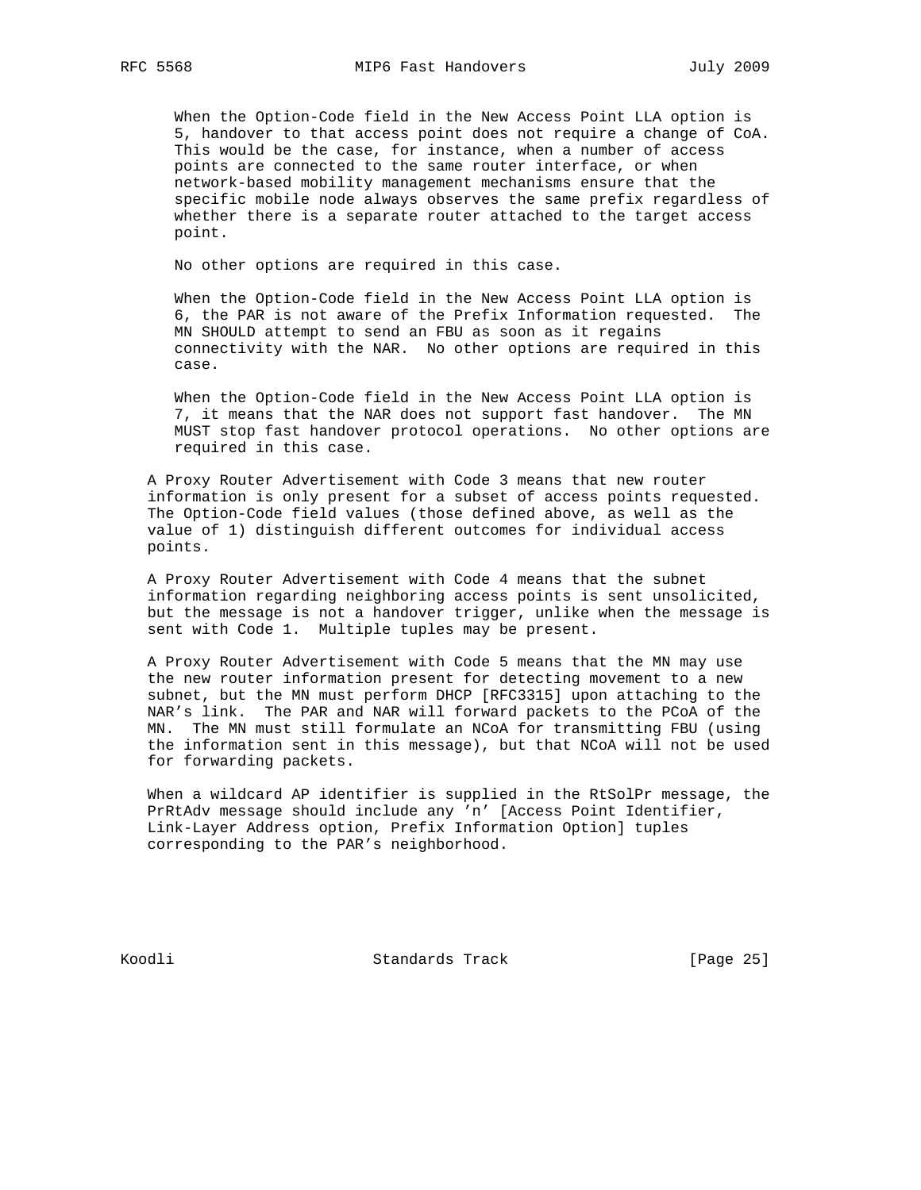When the Option-Code field in the New Access Point LLA option is 5, handover to that access point does not require a change of CoA. This would be the case, for instance, when a number of access points are connected to the same router interface, or when network-based mobility management mechanisms ensure that the specific mobile node always observes the same prefix regardless of whether there is a separate router attached to the target access point.

No other options are required in this case.

When the Option-Code field in the New Access Point LLA option is 6, the PAR is not aware of the Prefix Information requested. The MN SHOULD attempt to send an FBU as soon as it regains connectivity with the NAR. No other options are required in this case.

When the Option-Code field in the New Access Point LLA option is 7, it means that the NAR does not support fast handover. The MN MUST stop fast handover protocol operations. No other options are required in this case.

A Proxy Router Advertisement with Code 3 means that new router information is only present for a subset of access points requested. The Option-Code field values (those defined above, as well as the value of 1) distinguish different outcomes for individual access points.

A Proxy Router Advertisement with Code 4 means that the subnet information regarding neighboring access points is sent unsolicited, but the message is not a handover trigger, unlike when the message is sent with Code 1. Multiple tuples may be present.

A Proxy Router Advertisement with Code 5 means that the MN may use the new router information present for detecting movement to a new subnet, but the MN must perform DHCP [RFC3315] upon attaching to the NAR's link. The PAR and NAR will forward packets to the PCoA of the MN. The MN must still formulate an NCoA for transmitting FBU (using the information sent in this message), but that NCoA will not be used for forwarding packets.

When a wildcard AP identifier is supplied in the RtSolPr message, the PrRtAdv message should include any 'n' [Access Point Identifier, Link-Layer Address option, Prefix Information Option] tuples corresponding to the PAR's neighborhood.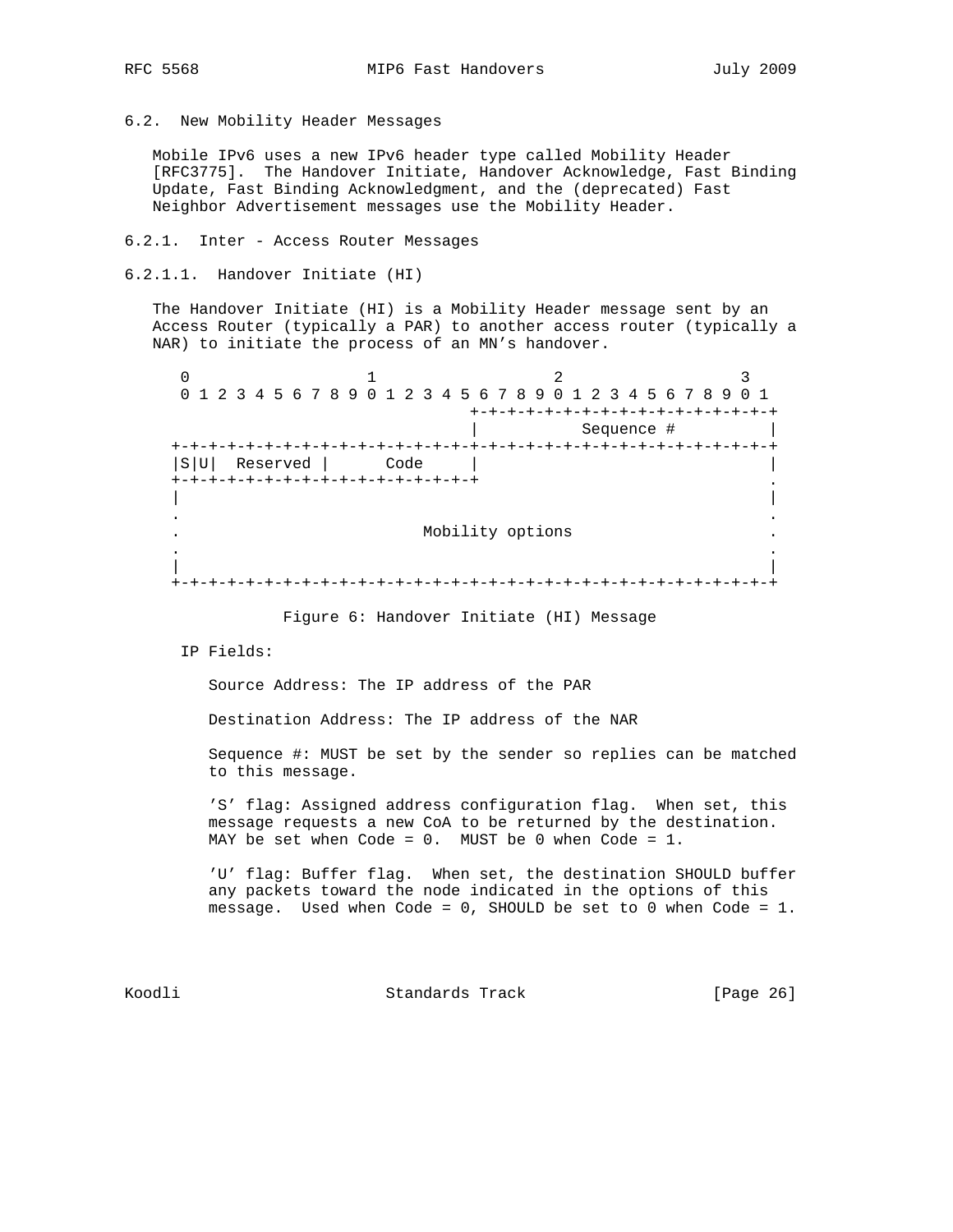### 6.2. New Mobility Header Messages

Mobile IPv6 uses a new IPv6 header type called Mobility Header [RFC3775]. The Handover Initiate, Handover Acknowledge, Fast Binding Update, Fast Binding Acknowledgment, and the (deprecated) Fast Neighbor Advertisement messages use the Mobility Header.

#### 6.2.1. Inter - Access Router Messages

##### 6.2.1.1. Handover Initiate (HI)

The Handover Initiate (HI) is a Mobility Header message sent by an Access Router (typically a PAR) to another access router (typically a NAR) to initiate the process of an MN's handover.

```
 0                   1                   2                   3
 0 1 2 3 4 5 6 7 8 9 0 1 2 3 4 5 6 7 8 9 0 1 2 3 4 5 6 7 8 9 0 1
                                +-+-+-+-+-+-+-+-+-+-+-+-+-+-+-+-+
                                |          Sequence #           |
+-+-+-+-+-+-+-+-+-+-+-+-+-+-+-+-+-+-+-+-+-+-+-+-+-+-+-+-+-+-+-+-+
|S|U|  Reserved |      Code     |                               |
+-+-+-+-+-+-+-+-+-+-+-+-+-+-+-+-+                               .
|                                                               |
.                                                               .
.                        Mobility options                       .
.                                                               .
|                                                               |
+-+-+-+-+-+-+-+-+-+-+-+-+-+-+-+-+-+-+-+-+-+-+-+-+-+-+-+-+-+-+-+-+
```

Figure 6: Handover Initiate (HI) Message

IP Fields:

Source Address: The IP address of the PAR

Destination Address: The IP address of the NAR

Sequence #: MUST be set by the sender so replies can be matched to this message.

'S' flag: Assigned address configuration flag. When set, this message requests a new CoA to be returned by the destination. MAY be set when Code = 0. MUST be 0 when Code = 1.

'U' flag: Buffer flag. When set, the destination SHOULD buffer any packets toward the node indicated in the options of this message. Used when Code = 0, SHOULD be set to 0 when Code = 1.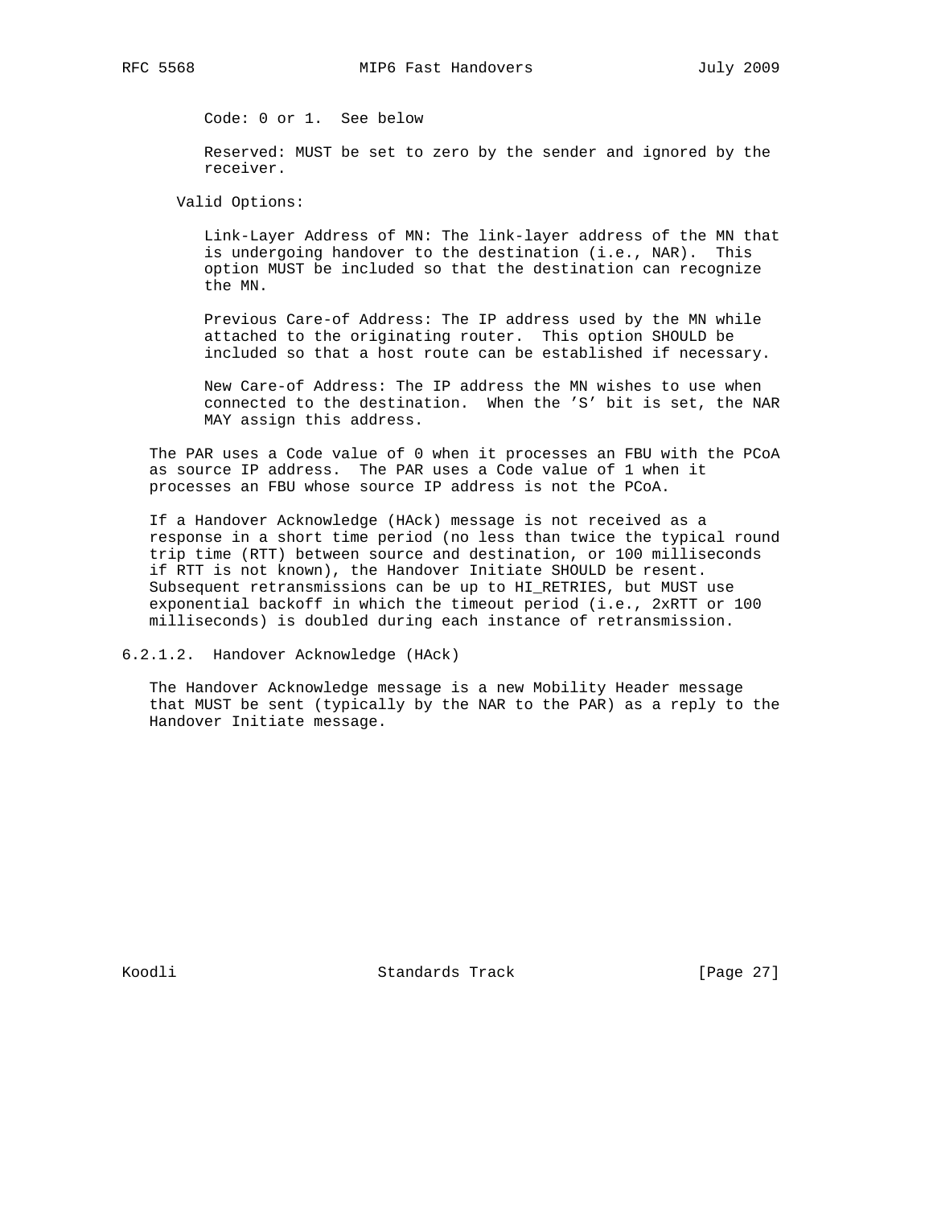Code: 0 or 1. See below

Reserved: MUST be set to zero by the sender and ignored by the receiver.

Valid Options:

Link-Layer Address of MN: The link-layer address of the MN that is undergoing handover to the destination (i.e., NAR). This option MUST be included so that the destination can recognize the MN.

Previous Care-of Address: The IP address used by the MN while attached to the originating router. This option SHOULD be included so that a host route can be established if necessary.

New Care-of Address: The IP address the MN wishes to use when connected to the destination. When the 'S' bit is set, the NAR MAY assign this address.

The PAR uses a Code value of 0 when it processes an FBU with the PCoA as source IP address. The PAR uses a Code value of 1 when it processes an FBU whose source IP address is not the PCoA.

If a Handover Acknowledge (HAck) message is not received as a response in a short time period (no less than twice the typical round trip time (RTT) between source and destination, or 100 milliseconds if RTT is not known), the Handover Initiate SHOULD be resent. Subsequent retransmissions can be up to HI_RETRIES, but MUST use exponential backoff in which the timeout period (i.e., 2xRTT or 100 milliseconds) is doubled during each instance of retransmission.

#### 6.2.1.2. Handover Acknowledge (HAck)

The Handover Acknowledge message is a new Mobility Header message that MUST be sent (typically by the NAR to the PAR) as a reply to the Handover Initiate message.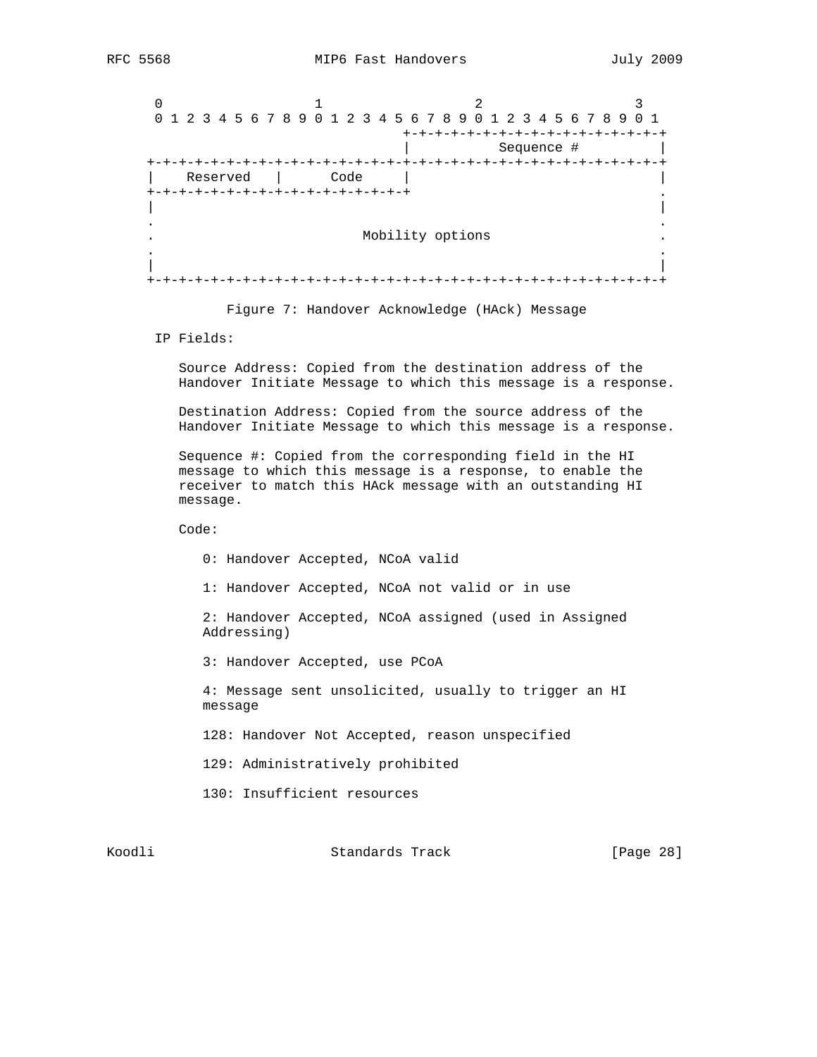```
 0                   1                   2                   3
 0 1 2 3 4 5 6 7 8 9 0 1 2 3 4 5 6 7 8 9 0 1 2 3 4 5 6 7 8 9 0 1
                                +-+-+-+-+-+-+-+-+-+-+-+-+-+-+-+-+
                                |          Sequence #           |
+-+-+-+-+-+-+-+-+-+-+-+-+-+-+-+-+-+-+-+-+-+-+-+-+-+-+-+-+-+-+-+-+
|   Reserved    |      Code     |                               |
+-+-+-+-+-+-+-+-+-+-+-+-+-+-+-+-+                               .
|                                                               |
.                                                               .
.                       Mobility options                        .
.                                                               .
|                                                               |
+-+-+-+-+-+-+-+-+-+-+-+-+-+-+-+-+-+-+-+-+-+-+-+-+-+-+-+-+-+-+-+-+
```

Figure 7: Handover Acknowledge (HAck) Message

IP Fields:

Source Address: Copied from the destination address of the Handover Initiate Message to which this message is a response.

Destination Address: Copied from the source address of the Handover Initiate Message to which this message is a response.

Sequence #: Copied from the corresponding field in the HI message to which this message is a response, to enable the receiver to match this HAck message with an outstanding HI message.

Code:

0: Handover Accepted, NCoA valid

1: Handover Accepted, NCoA not valid or in use

2: Handover Accepted, NCoA assigned (used in Assigned Addressing)

3: Handover Accepted, use PCoA

4: Message sent unsolicited, usually to trigger an HI message

128: Handover Not Accepted, reason unspecified

129: Administratively prohibited

130: Insufficient resources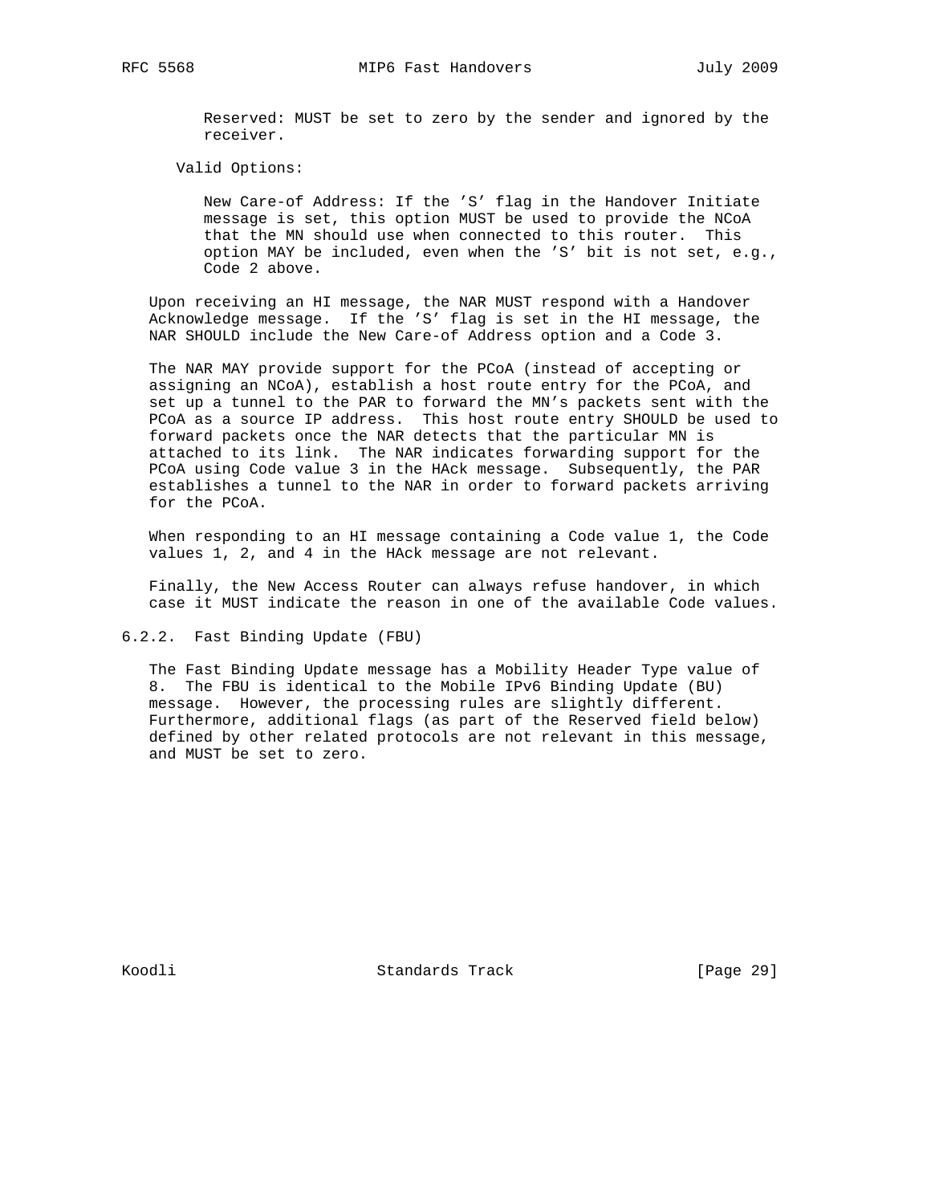Reserved: MUST be set to zero by the sender and ignored by the receiver.

Valid Options:

New Care-of Address: If the 'S' flag in the Handover Initiate message is set, this option MUST be used to provide the NCoA that the MN should use when connected to this router. This option MAY be included, even when the 'S' bit is not set, e.g., Code 2 above.

Upon receiving an HI message, the NAR MUST respond with a Handover Acknowledge message. If the 'S' flag is set in the HI message, the NAR SHOULD include the New Care-of Address option and a Code 3.

The NAR MAY provide support for the PCoA (instead of accepting or assigning an NCoA), establish a host route entry for the PCoA, and set up a tunnel to the PAR to forward the MN's packets sent with the PCoA as a source IP address. This host route entry SHOULD be used to forward packets once the NAR detects that the particular MN is attached to its link. The NAR indicates forwarding support for the PCoA using Code value 3 in the HAck message. Subsequently, the PAR establishes a tunnel to the NAR in order to forward packets arriving for the PCoA.

When responding to an HI message containing a Code value 1, the Code values 1, 2, and 4 in the HAck message are not relevant.

Finally, the New Access Router can always refuse handover, in which case it MUST indicate the reason in one of the available Code values.

### 6.2.2. Fast Binding Update (FBU)

The Fast Binding Update message has a Mobility Header Type value of 8. The FBU is identical to the Mobile IPv6 Binding Update (BU) message. However, the processing rules are slightly different. Furthermore, additional flags (as part of the Reserved field below) defined by other related protocols are not relevant in this message, and MUST be set to zero.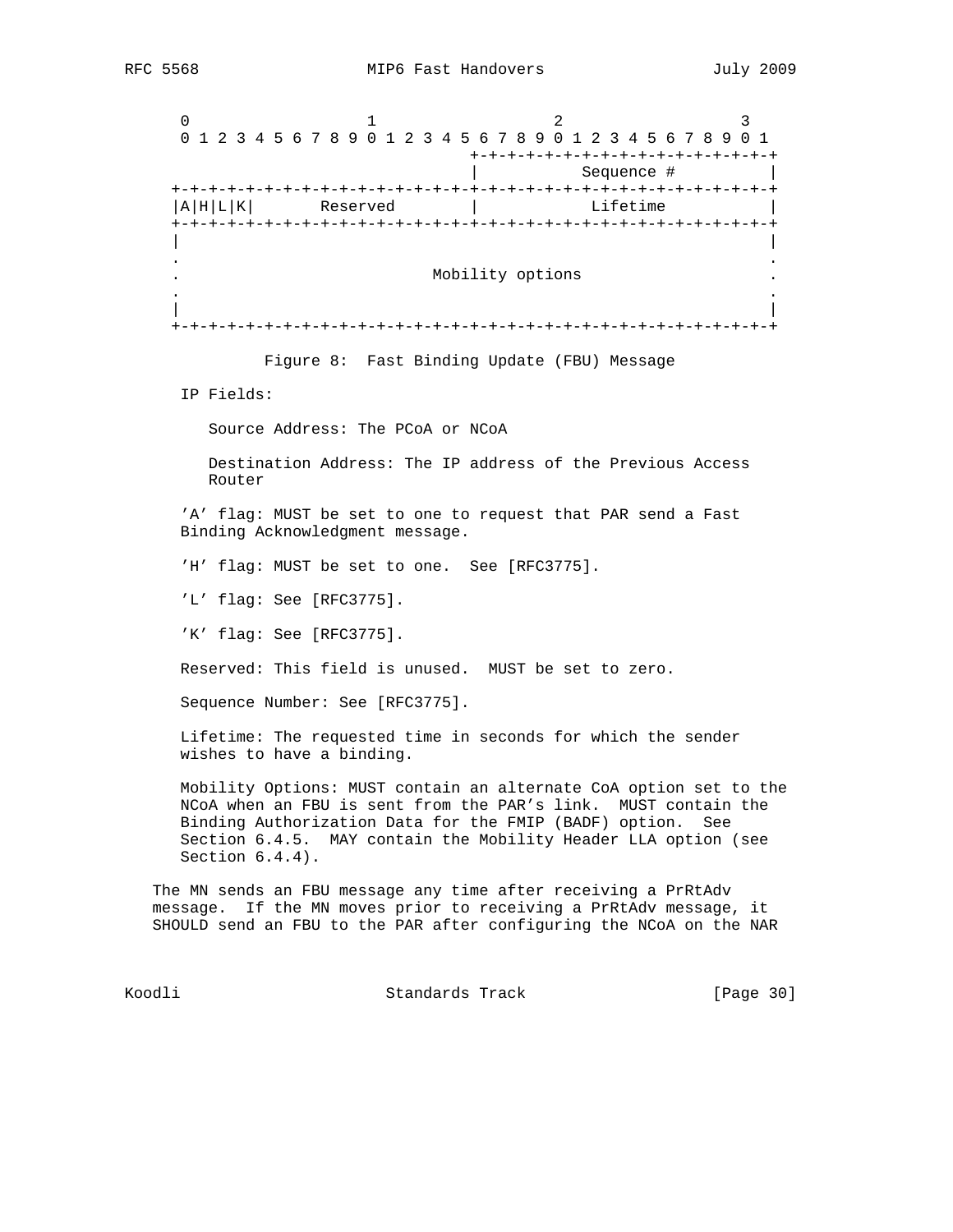```
 0                   1                   2                   3
 0 1 2 3 4 5 6 7 8 9 0 1 2 3 4 5 6 7 8 9 0 1 2 3 4 5 6 7 8 9 0 1
                                +-+-+-+-+-+-+-+-+-+-+-+-+-+-+-+-+
                                |          Sequence #           |
+-+-+-+-+-+-+-+-+-+-+-+-+-+-+-+-+-+-+-+-+-+-+-+-+-+-+-+-+-+-+-+-+
|A|H|L|K|       Reserved        |           Lifetime            |
+-+-+-+-+-+-+-+-+-+-+-+-+-+-+-+-+-+-+-+-+-+-+-+-+-+-+-+-+-+-+-+-+
|                                                               |
.                                                               .
.                        Mobility options                       .
.                                                               .
|                                                               |
+-+-+-+-+-+-+-+-+-+-+-+-+-+-+-+-+-+-+-+-+-+-+-+-+-+-+-+-+-+-+-+-+
```

Figure 8: Fast Binding Update (FBU) Message

IP Fields:

Source Address: The PCoA or NCoA

Destination Address: The IP address of the Previous Access Router

'A' flag: MUST be set to one to request that PAR send a Fast Binding Acknowledgment message.

'H' flag: MUST be set to one. See [RFC3775].

'L' flag: See [RFC3775].

'K' flag: See [RFC3775].

Reserved: This field is unused. MUST be set to zero.

Sequence Number: See [RFC3775].

Lifetime: The requested time in seconds for which the sender wishes to have a binding.

Mobility Options: MUST contain an alternate CoA option set to the NCoA when an FBU is sent from the PAR's link. MUST contain the Binding Authorization Data for the FMIP (BADF) option. See Section 6.4.5. MAY contain the Mobility Header LLA option (see Section 6.4.4).

The MN sends an FBU message any time after receiving a PrRtAdv message. If the MN moves prior to receiving a PrRtAdv message, it SHOULD send an FBU to the PAR after configuring the NCoA on the NAR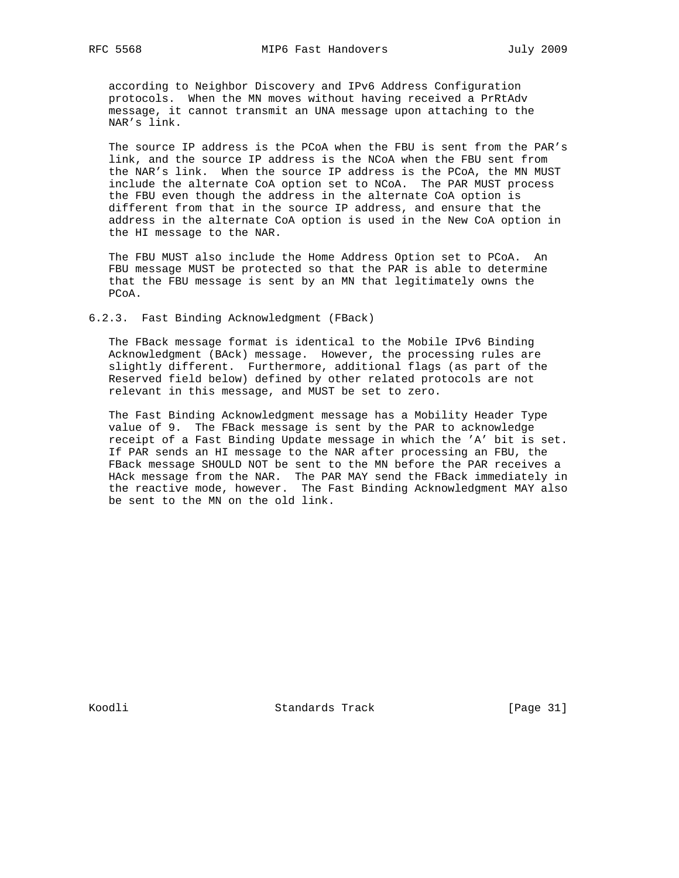according to Neighbor Discovery and IPv6 Address Configuration protocols. When the MN moves without having received a PrRtAdv message, it cannot transmit an UNA message upon attaching to the NAR's link.

The source IP address is the PCoA when the FBU is sent from the PAR's link, and the source IP address is the NCoA when the FBU sent from the NAR's link. When the source IP address is the PCoA, the MN MUST include the alternate CoA option set to NCoA. The PAR MUST process the FBU even though the address in the alternate CoA option is different from that in the source IP address, and ensure that the address in the alternate CoA option is used in the New CoA option in the HI message to the NAR.

The FBU MUST also include the Home Address Option set to PCoA. An FBU message MUST be protected so that the PAR is able to determine that the FBU message is sent by an MN that legitimately owns the PCoA.

### 6.2.3. Fast Binding Acknowledgment (FBack)

The FBack message format is identical to the Mobile IPv6 Binding Acknowledgment (BAck) message. However, the processing rules are slightly different. Furthermore, additional flags (as part of the Reserved field below) defined by other related protocols are not relevant in this message, and MUST be set to zero.

The Fast Binding Acknowledgment message has a Mobility Header Type value of 9. The FBack message is sent by the PAR to acknowledge receipt of a Fast Binding Update message in which the 'A' bit is set. If PAR sends an HI message to the NAR after processing an FBU, the FBack message SHOULD NOT be sent to the MN before the PAR receives a HAck message from the NAR. The PAR MAY send the FBack immediately in the reactive mode, however. The Fast Binding Acknowledgment MAY also be sent to the MN on the old link.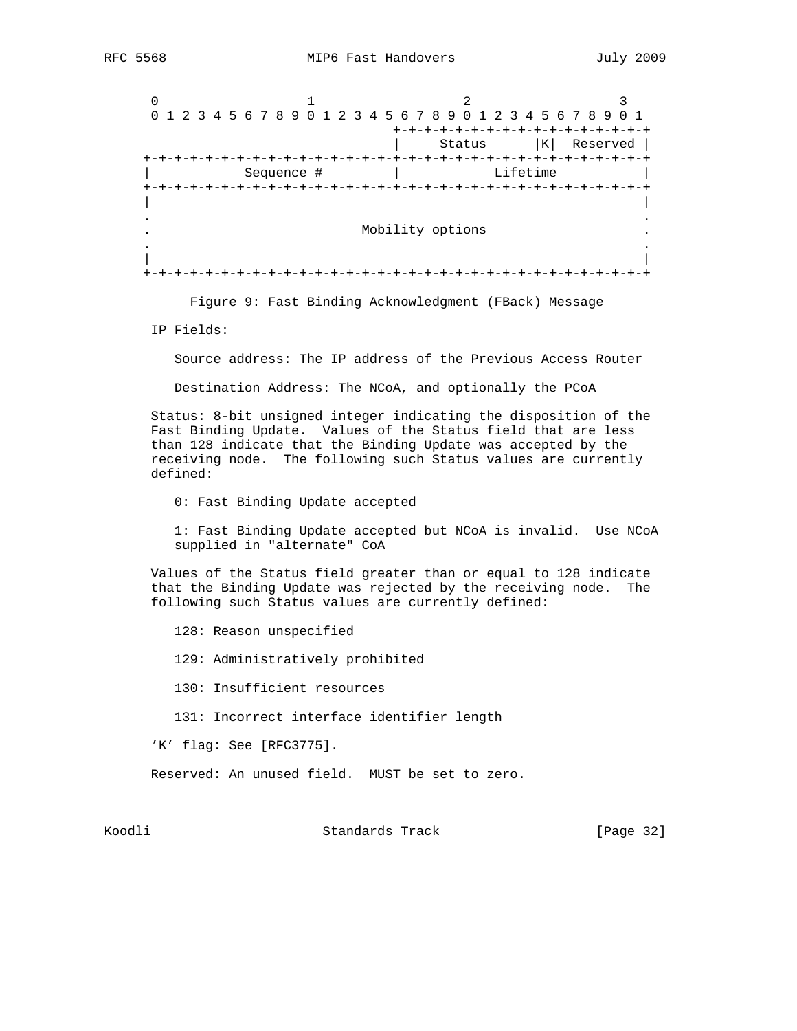```
 0                   1                   2                   3
 0 1 2 3 4 5 6 7 8 9 0 1 2 3 4 5 6 7 8 9 0 1 2 3 4 5 6 7 8 9 0 1
                                +-+-+-+-+-+-+-+-+-+-+-+-+-+-+-+-+
                                |     Status    |K|  Reserved   |
+-+-+-+-+-+-+-+-+-+-+-+-+-+-+-+-+-+-+-+-+-+-+-+-+-+-+-+-+-+-+-+-+
|           Sequence #          |            Lifetime           |
+-+-+-+-+-+-+-+-+-+-+-+-+-+-+-+-+-+-+-+-+-+-+-+-+-+-+-+-+-+-+-+-+
|                                                               |
.                                                               .
.                        Mobility options                       .
.                                                               .
|                                                               |
+-+-+-+-+-+-+-+-+-+-+-+-+-+-+-+-+-+-+-+-+-+-+-+-+-+-+-+-+-+-+-+-+
```

Figure 9: Fast Binding Acknowledgment (FBack) Message

IP Fields:

Source address: The IP address of the Previous Access Router

Destination Address: The NCoA, and optionally the PCoA

Status: 8-bit unsigned integer indicating the disposition of the Fast Binding Update. Values of the Status field that are less than 128 indicate that the Binding Update was accepted by the receiving node. The following such Status values are currently defined:

0: Fast Binding Update accepted

1: Fast Binding Update accepted but NCoA is invalid. Use NCoA supplied in "alternate" CoA

Values of the Status field greater than or equal to 128 indicate that the Binding Update was rejected by the receiving node. The following such Status values are currently defined:

128: Reason unspecified

129: Administratively prohibited

130: Insufficient resources

131: Incorrect interface identifier length

'K' flag: See [RFC3775].

Reserved: An unused field. MUST be set to zero.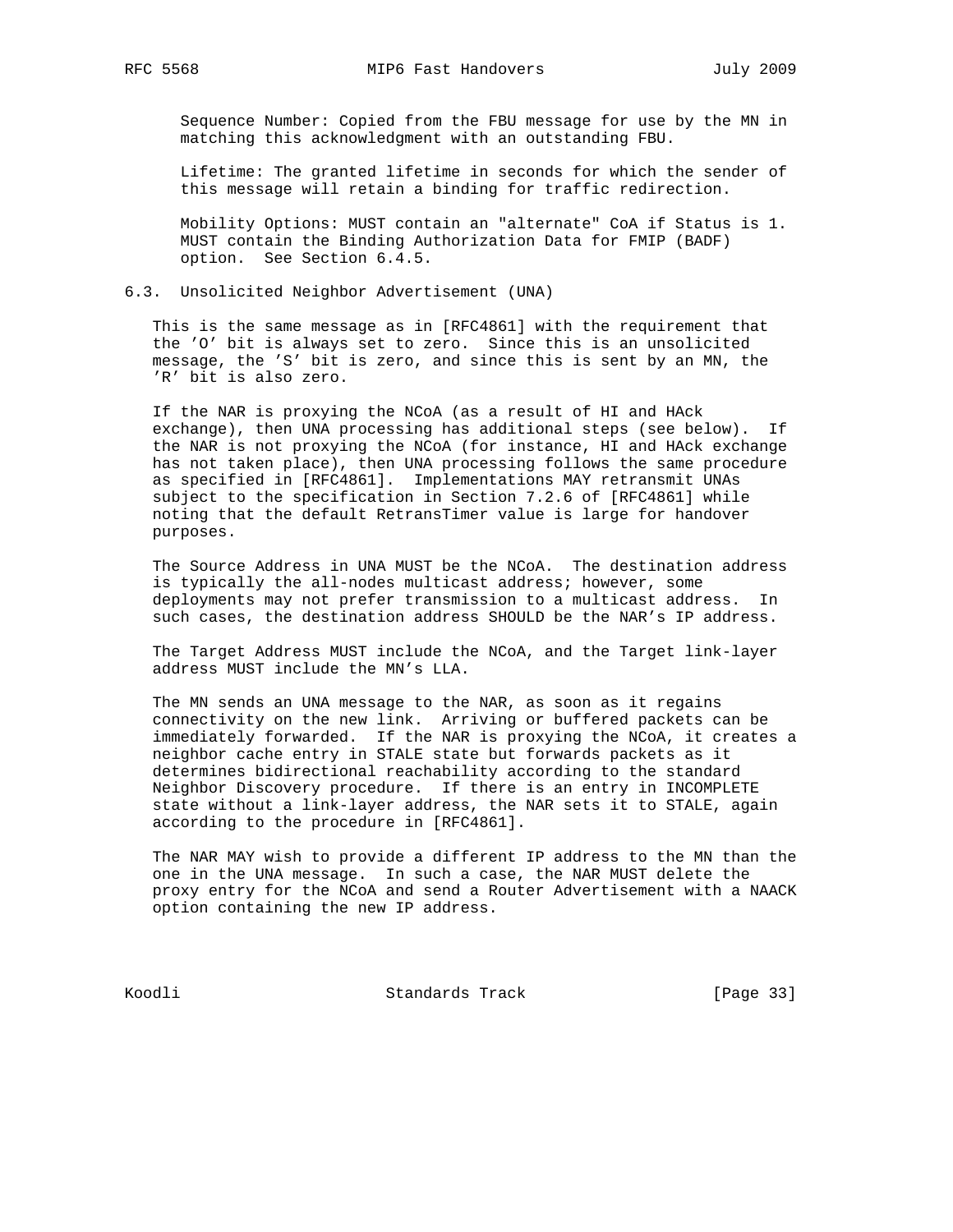Sequence Number: Copied from the FBU message for use by the MN in matching this acknowledgment with an outstanding FBU.

Lifetime: The granted lifetime in seconds for which the sender of this message will retain a binding for traffic redirection.

Mobility Options: MUST contain an "alternate" CoA if Status is 1. MUST contain the Binding Authorization Data for FMIP (BADF) option. See Section 6.4.5.

## 6.3. Unsolicited Neighbor Advertisement (UNA)

This is the same message as in [RFC4861] with the requirement that the 'O' bit is always set to zero. Since this is an unsolicited message, the 'S' bit is zero, and since this is sent by an MN, the 'R' bit is also zero.

If the NAR is proxying the NCoA (as a result of HI and HAck exchange), then UNA processing has additional steps (see below). If the NAR is not proxying the NCoA (for instance, HI and HAck exchange has not taken place), then UNA processing follows the same procedure as specified in [RFC4861]. Implementations MAY retransmit UNAs subject to the specification in Section 7.2.6 of [RFC4861] while noting that the default RetransTimer value is large for handover purposes.

The Source Address in UNA MUST be the NCoA. The destination address is typically the all-nodes multicast address; however, some deployments may not prefer transmission to a multicast address. In such cases, the destination address SHOULD be the NAR's IP address.

The Target Address MUST include the NCoA, and the Target link-layer address MUST include the MN's LLA.

The MN sends an UNA message to the NAR, as soon as it regains connectivity on the new link. Arriving or buffered packets can be immediately forwarded. If the NAR is proxying the NCoA, it creates a neighbor cache entry in STALE state but forwards packets as it determines bidirectional reachability according to the standard Neighbor Discovery procedure. If there is an entry in INCOMPLETE state without a link-layer address, the NAR sets it to STALE, again according to the procedure in [RFC4861].

The NAR MAY wish to provide a different IP address to the MN than the one in the UNA message. In such a case, the NAR MUST delete the proxy entry for the NCoA and send a Router Advertisement with a NAACK option containing the new IP address.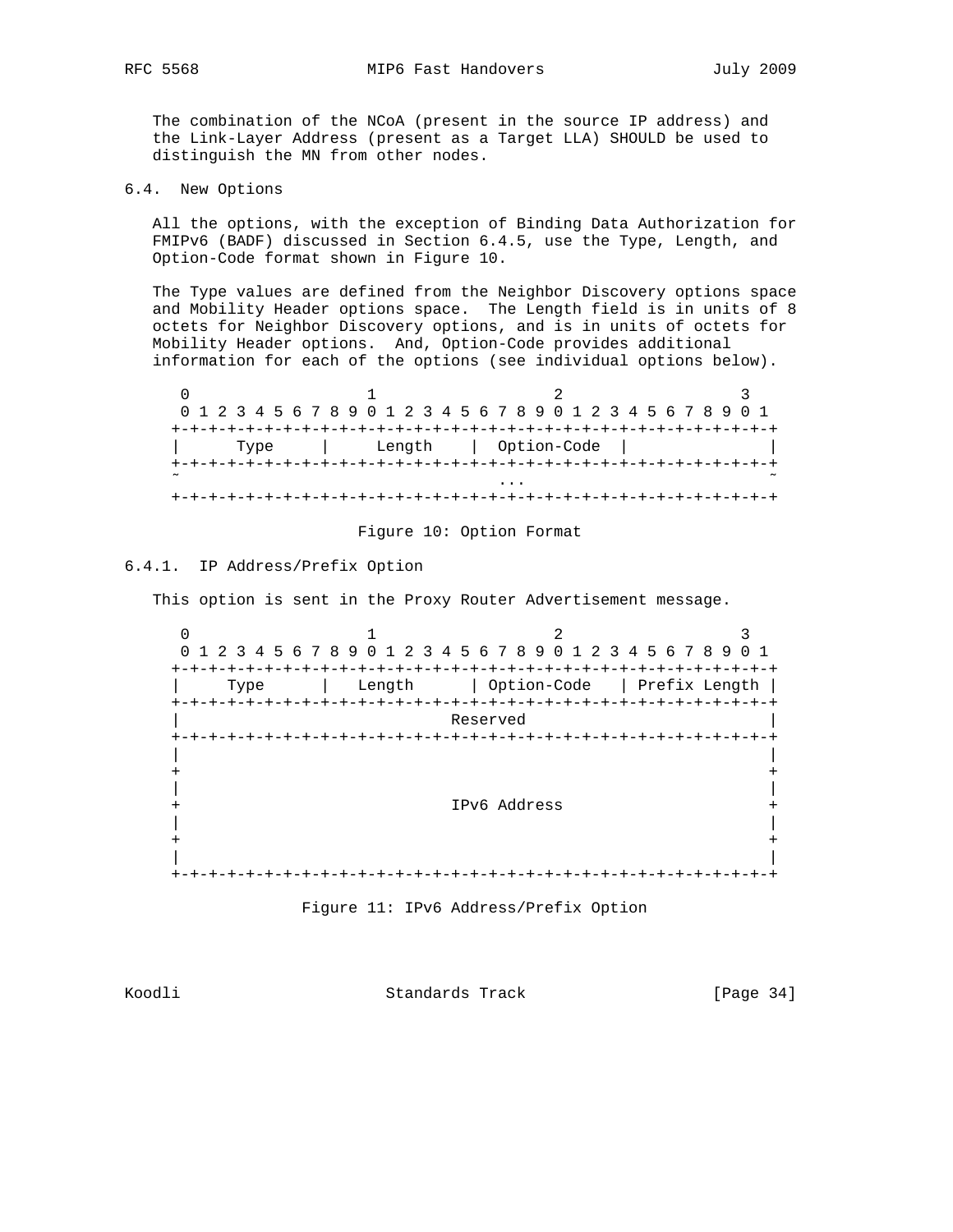The combination of the NCoA (present in the source IP address) and the Link-Layer Address (present as a Target LLA) SHOULD be used to distinguish the MN from other nodes.

### 6.4. New Options

All the options, with the exception of Binding Data Authorization for FMIPv6 (BADF) discussed in Section 6.4.5, use the Type, Length, and Option-Code format shown in Figure 10.

The Type values are defined from the Neighbor Discovery options space and Mobility Header options space. The Length field is in units of 8 octets for Neighbor Discovery options, and is in units of octets for Mobility Header options. And, Option-Code provides additional information for each of the options (see individual options below).

```
 0                   1                   2                   3
 0 1 2 3 4 5 6 7 8 9 0 1 2 3 4 5 6 7 8 9 0 1 2 3 4 5 6 7 8 9 0 1
+-+-+-+-+-+-+-+-+-+-+-+-+-+-+-+-+-+-+-+-+-+-+-+-+-+-+-+-+-+-+-+-+
|      Type     |     Length    |  Option-Code  |               |
+-+-+-+-+-+-+-+-+-+-+-+-+-+-+-+-+-+-+-+-+-+-+-+-+-+-+-+-+-+-+-+-+
~                              ...                              ~
+-+-+-+-+-+-+-+-+-+-+-+-+-+-+-+-+-+-+-+-+-+-+-+-+-+-+-+-+-+-+-+-+
```

Figure 10: Option Format

#### 6.4.1. IP Address/Prefix Option

This option is sent in the Proxy Router Advertisement message.

```
 0                   1                   2                   3
 0 1 2 3 4 5 6 7 8 9 0 1 2 3 4 5 6 7 8 9 0 1 2 3 4 5 6 7 8 9 0 1
+-+-+-+-+-+-+-+-+-+-+-+-+-+-+-+-+-+-+-+-+-+-+-+-+-+-+-+-+-+-+-+-+
|     Type      |   Length      | Option-Code   | Prefix Length |
+-+-+-+-+-+-+-+-+-+-+-+-+-+-+-+-+-+-+-+-+-+-+-+-+-+-+-+-+-+-+-+-+
|                           Reserved                            |
+-+-+-+-+-+-+-+-+-+-+-+-+-+-+-+-+-+-+-+-+-+-+-+-+-+-+-+-+-+-+-+-+
|                                                               |
+                                                               +
|                                                               |
+                           IPv6 Address                        +
|                                                               |
+                                                               +
|                                                               |
+-+-+-+-+-+-+-+-+-+-+-+-+-+-+-+-+-+-+-+-+-+-+-+-+-+-+-+-+-+-+-+-+
```

Figure 11: IPv6 Address/Prefix Option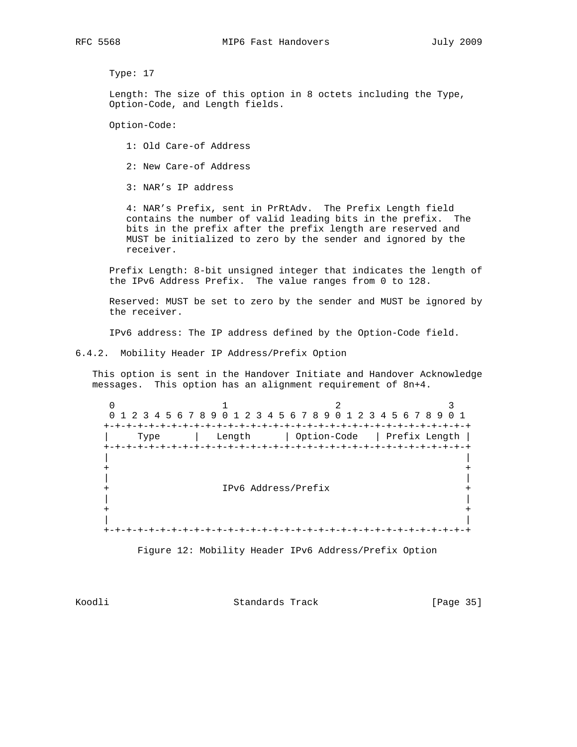Type: 17

Length: The size of this option in 8 octets including the Type, Option-Code, and Length fields.

Option-Code:

1: Old Care-of Address

2: New Care-of Address

3: NAR's IP address

4: NAR's Prefix, sent in PrRtAdv. The Prefix Length field contains the number of valid leading bits in the prefix. The bits in the prefix after the prefix length are reserved and MUST be initialized to zero by the sender and ignored by the receiver.

Prefix Length: 8-bit unsigned integer that indicates the length of the IPv6 Address Prefix. The value ranges from 0 to 128.

Reserved: MUST be set to zero by the sender and MUST be ignored by the receiver.

IPv6 address: The IP address defined by the Option-Code field.

### 6.4.2. Mobility Header IP Address/Prefix Option

This option is sent in the Handover Initiate and Handover Acknowledge messages. This option has an alignment requirement of 8n+4.

```
 0                   1                   2                   3
 0 1 2 3 4 5 6 7 8 9 0 1 2 3 4 5 6 7 8 9 0 1 2 3 4 5 6 7 8 9 0 1
+-+-+-+-+-+-+-+-+-+-+-+-+-+-+-+-+-+-+-+-+-+-+-+-+-+-+-+-+-+-+-+-+
|     Type      |    Length     |  Option-Code  | Prefix Length |
+-+-+-+-+-+-+-+-+-+-+-+-+-+-+-+-+-+-+-+-+-+-+-+-+-+-+-+-+-+-+-+-+
|                                                               |
+                                                               +
|                                                               |
+                     IPv6 Address/Prefix                       +
|                                                               |
+                                                               +
|                                                               |
+-+-+-+-+-+-+-+-+-+-+-+-+-+-+-+-+-+-+-+-+-+-+-+-+-+-+-+-+-+-+-+-+
```

Figure 12: Mobility Header IPv6 Address/Prefix Option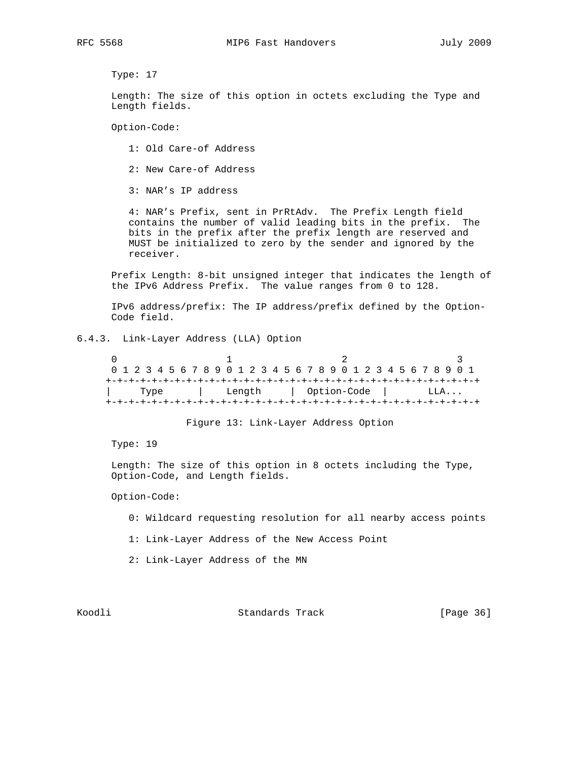Type: 17

Length: The size of this option in octets excluding the Type and Length fields.

Option-Code:

1: Old Care-of Address

2: New Care-of Address

3: NAR’s IP address

4: NAR’s Prefix, sent in PrRtAdv. The Prefix Length field contains the number of valid leading bits in the prefix. The bits in the prefix after the prefix length are reserved and MUST be initialized to zero by the sender and ignored by the receiver.

Prefix Length: 8-bit unsigned integer that indicates the length of the IPv6 Address Prefix. The value ranges from 0 to 128.

IPv6 address/prefix: The IP address/prefix defined by the Option-Code field.

### 6.4.3. Link-Layer Address (LLA) Option

```
 0                   1                   2                   3
 0 1 2 3 4 5 6 7 8 9 0 1 2 3 4 5 6 7 8 9 0 1 2 3 4 5 6 7 8 9 0 1
+-+-+-+-+-+-+-+-+-+-+-+-+-+-+-+-+-+-+-+-+-+-+-+-+-+-+-+-+-+-+-+-+
|     Type      |    Length     |  Option-Code  |       LLA...
+-+-+-+-+-+-+-+-+-+-+-+-+-+-+-+-+-+-+-+-+-+-+-+-+-+-+-+-+-+-+-+-+
```

Figure 13: Link-Layer Address Option

Type: 19

Length: The size of this option in 8 octets including the Type, Option-Code, and Length fields.

Option-Code:

0: Wildcard requesting resolution for all nearby access points

1: Link-Layer Address of the New Access Point

2: Link-Layer Address of the MN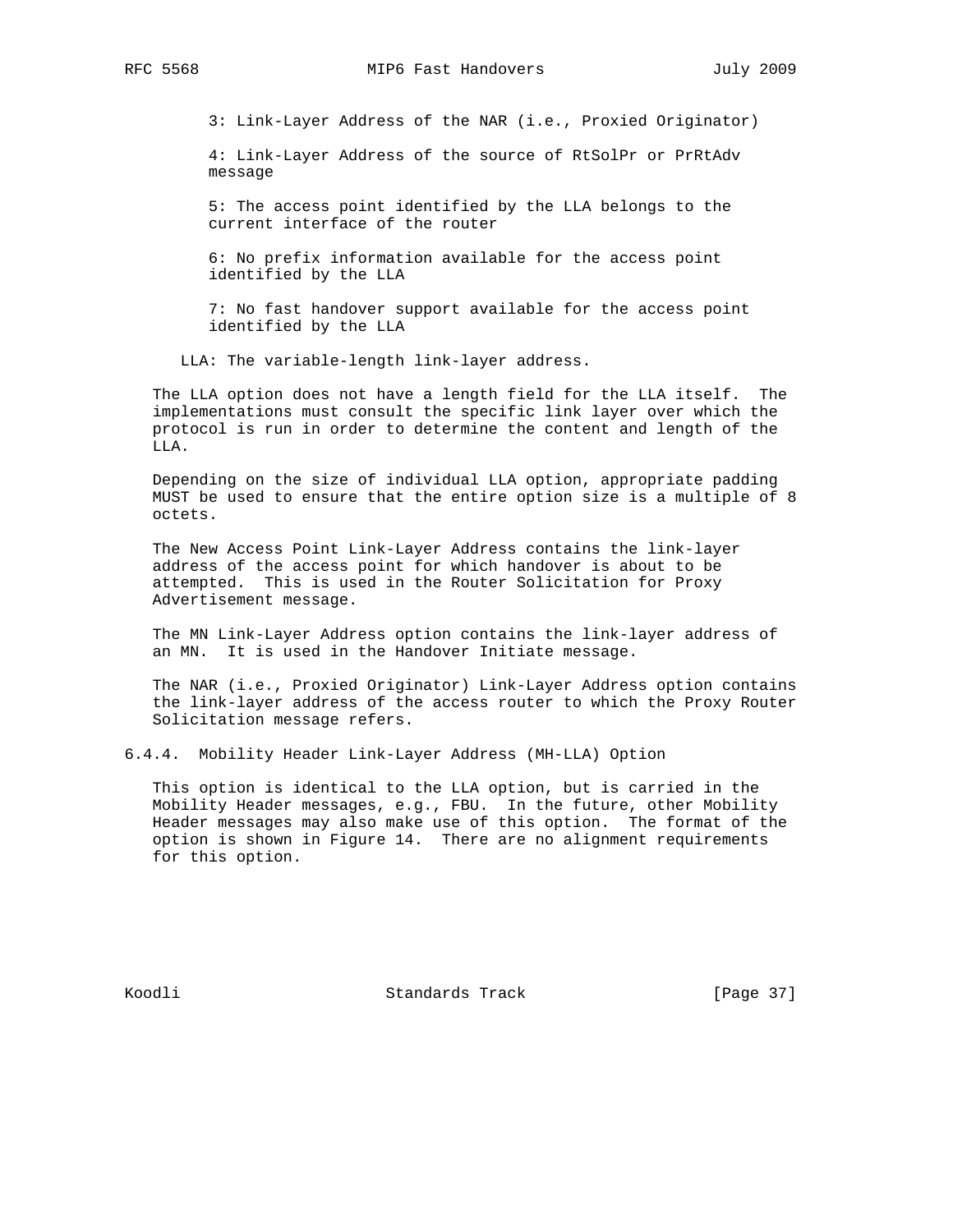3: Link-Layer Address of the NAR (i.e., Proxied Originator)

4: Link-Layer Address of the source of RtSolPr or PrRtAdv message

5: The access point identified by the LLA belongs to the current interface of the router

6: No prefix information available for the access point identified by the LLA

7: No fast handover support available for the access point identified by the LLA

LLA: The variable-length link-layer address.

The LLA option does not have a length field for the LLA itself. The implementations must consult the specific link layer over which the protocol is run in order to determine the content and length of the LLA.

Depending on the size of individual LLA option, appropriate padding MUST be used to ensure that the entire option size is a multiple of 8 octets.

The New Access Point Link-Layer Address contains the link-layer address of the access point for which handover is about to be attempted. This is used in the Router Solicitation for Proxy Advertisement message.

The MN Link-Layer Address option contains the link-layer address of an MN. It is used in the Handover Initiate message.

The NAR (i.e., Proxied Originator) Link-Layer Address option contains the link-layer address of the access router to which the Proxy Router Solicitation message refers.

### 6.4.4. Mobility Header Link-Layer Address (MH-LLA) Option

This option is identical to the LLA option, but is carried in the Mobility Header messages, e.g., FBU. In the future, other Mobility Header messages may also make use of this option. The format of the option is shown in Figure 14. There are no alignment requirements for this option.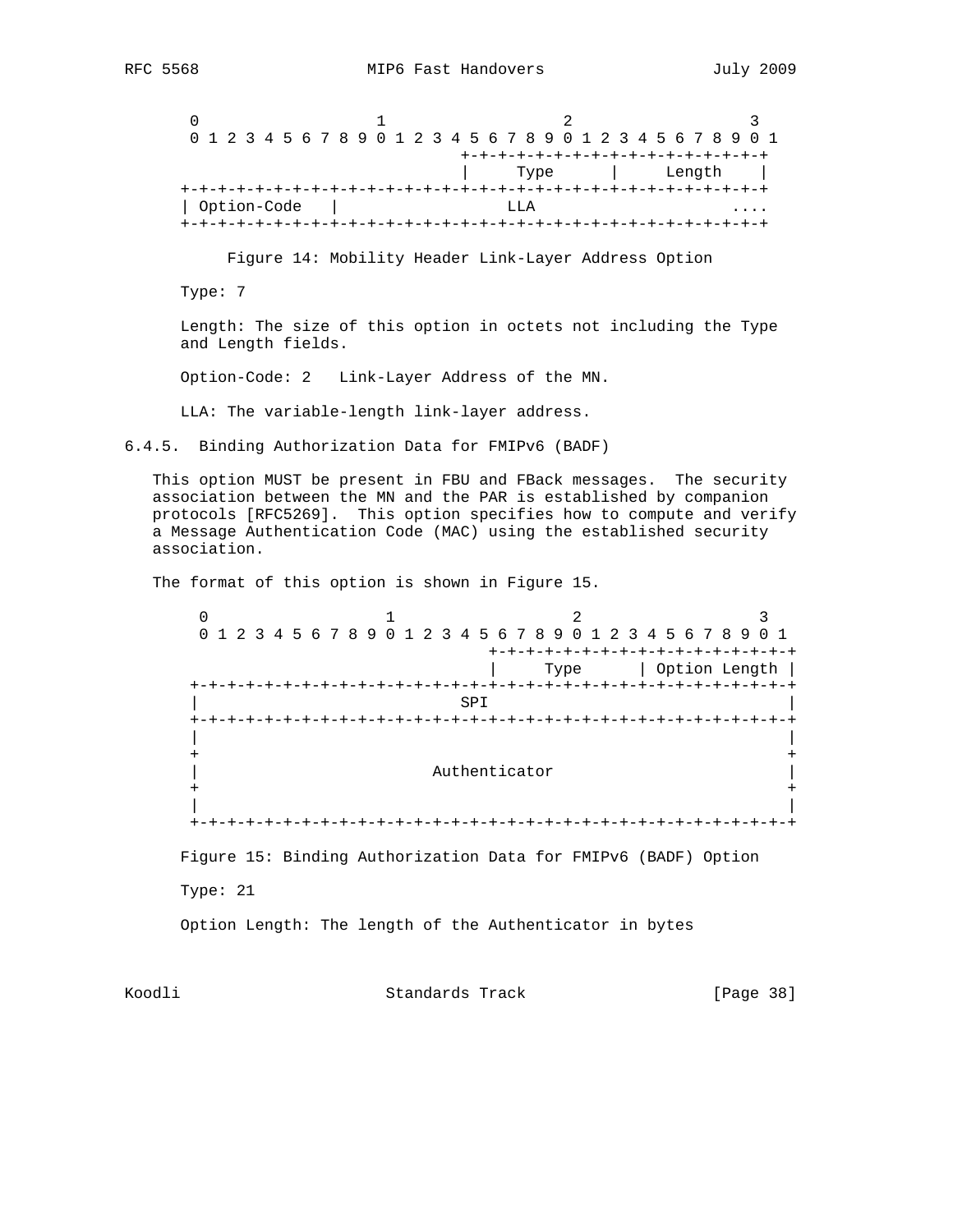```
     0                   1                   2                   3
     0 1 2 3 4 5 6 7 8 9 0 1 2 3 4 5 6 7 8 9 0 1 2 3 4 5 6 7 8 9 0 1
                                    +-+-+-+-+-+-+-+-+-+-+-+-+-+-+-+-+
                                    |     Type      |    Length     |
    +-+-+-+-+-+-+-+-+-+-+-+-+-+-+-+-+-+-+-+-+-+-+-+-+-+-+-+-+-+-+-+-+
    | Option-Code   |                 LLA                       ....
    +-+-+-+-+-+-+-+-+-+-+-+-+-+-+-+-+-+-+-+-+-+-+-+-+-+-+-+-+-+-+-+-+
```

Figure 14: Mobility Header Link-Layer Address Option

Type: 7

Length: The size of this option in octets not including the Type and Length fields.

Option-Code: 2   Link-Layer Address of the MN.

LLA: The variable-length link-layer address.

### 6.4.5. Binding Authorization Data for FMIPv6 (BADF)

This option MUST be present in FBU and FBack messages. The security association between the MN and the PAR is established by companion protocols [RFC5269]. This option specifies how to compute and verify a Message Authentication Code (MAC) using the established security association.

The format of this option is shown in Figure 15.

```
     0                   1                   2                   3
     0 1 2 3 4 5 6 7 8 9 0 1 2 3 4 5 6 7 8 9 0 1 2 3 4 5 6 7 8 9 0 1
                                    +-+-+-+-+-+-+-+-+-+-+-+-+-+-+-+-+
                                    |     Type      | Option Length |
    +-+-+-+-+-+-+-+-+-+-+-+-+-+-+-+-+-+-+-+-+-+-+-+-+-+-+-+-+-+-+-+-+
    |                             SPI                               |
    +-+-+-+-+-+-+-+-+-+-+-+-+-+-+-+-+-+-+-+-+-+-+-+-+-+-+-+-+-+-+-+-+
    |                                                               |
    +                                                               +
    |                         Authenticator                         |
    +                                                               +
    |                                                               |
    +-+-+-+-+-+-+-+-+-+-+-+-+-+-+-+-+-+-+-+-+-+-+-+-+-+-+-+-+-+-+-+-+
```

Figure 15: Binding Authorization Data for FMIPv6 (BADF) Option

Type: 21

Option Length: The length of the Authenticator in bytes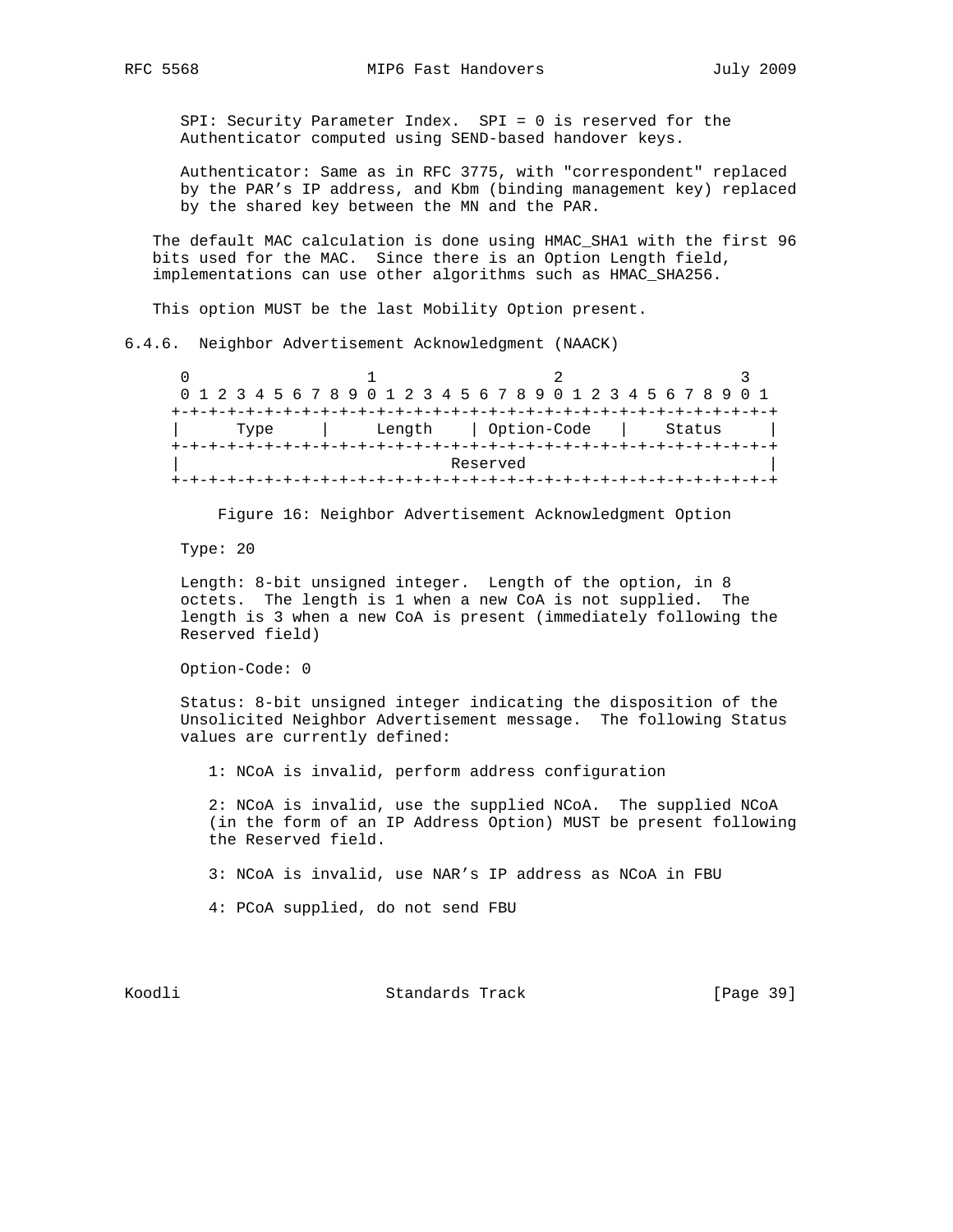SPI: Security Parameter Index. SPI = 0 is reserved for the Authenticator computed using SEND-based handover keys.

Authenticator: Same as in RFC 3775, with "correspondent" replaced by the PAR's IP address, and Kbm (binding management key) replaced by the shared key between the MN and the PAR.

The default MAC calculation is done using HMAC_SHA1 with the first 96 bits used for the MAC. Since there is an Option Length field, implementations can use other algorithms such as HMAC_SHA256.

This option MUST be the last Mobility Option present.

### 6.4.6. Neighbor Advertisement Acknowledgment (NAACK)

```
 0                   1                   2                   3
 0 1 2 3 4 5 6 7 8 9 0 1 2 3 4 5 6 7 8 9 0 1 2 3 4 5 6 7 8 9 0 1
+-+-+-+-+-+-+-+-+-+-+-+-+-+-+-+-+-+-+-+-+-+-+-+-+-+-+-+-+-+-+-+-+
|      Type     |    Length     | Option-Code   |    Status     |
+-+-+-+-+-+-+-+-+-+-+-+-+-+-+-+-+-+-+-+-+-+-+-+-+-+-+-+-+-+-+-+-+
|                            Reserved                           |
+-+-+-+-+-+-+-+-+-+-+-+-+-+-+-+-+-+-+-+-+-+-+-+-+-+-+-+-+-+-+-+-+
```

Figure 16: Neighbor Advertisement Acknowledgment Option

Type: 20

Length: 8-bit unsigned integer. Length of the option, in 8 octets. The length is 1 when a new CoA is not supplied. The length is 3 when a new CoA is present (immediately following the Reserved field)

Option-Code: 0

Status: 8-bit unsigned integer indicating the disposition of the Unsolicited Neighbor Advertisement message. The following Status values are currently defined:

1: NCoA is invalid, perform address configuration

2: NCoA is invalid, use the supplied NCoA. The supplied NCoA (in the form of an IP Address Option) MUST be present following the Reserved field.

3: NCoA is invalid, use NAR's IP address as NCoA in FBU

4: PCoA supplied, do not send FBU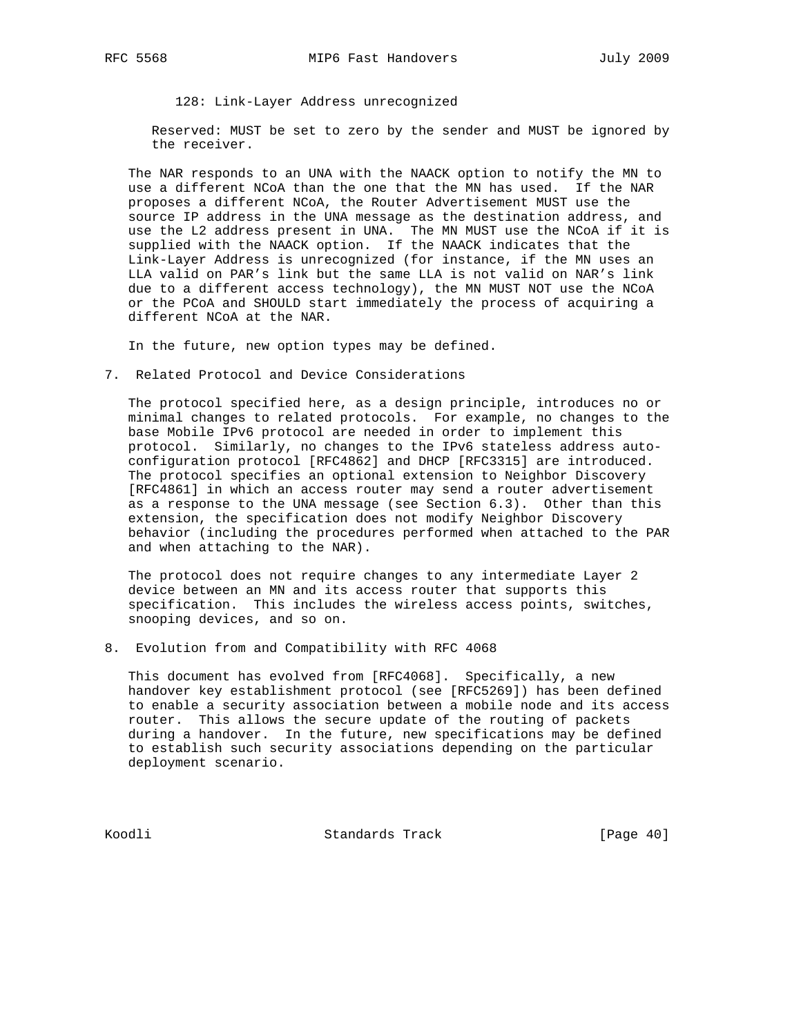128: Link-Layer Address unrecognized

Reserved: MUST be set to zero by the sender and MUST be ignored by the receiver.

The NAR responds to an UNA with the NAACK option to notify the MN to use a different NCoA than the one that the MN has used. If the NAR proposes a different NCoA, the Router Advertisement MUST use the source IP address in the UNA message as the destination address, and use the L2 address present in UNA. The MN MUST use the NCoA if it is supplied with the NAACK option. If the NAACK indicates that the Link-Layer Address is unrecognized (for instance, if the MN uses an LLA valid on PAR's link but the same LLA is not valid on NAR's link due to a different access technology), the MN MUST NOT use the NCoA or the PCoA and SHOULD start immediately the process of acquiring a different NCoA at the NAR.

In the future, new option types may be defined.

## 7. Related Protocol and Device Considerations

The protocol specified here, as a design principle, introduces no or minimal changes to related protocols. For example, no changes to the base Mobile IPv6 protocol are needed in order to implement this protocol. Similarly, no changes to the IPv6 stateless address auto-configuration protocol [RFC4862] and DHCP [RFC3315] are introduced. The protocol specifies an optional extension to Neighbor Discovery [RFC4861] in which an access router may send a router advertisement as a response to the UNA message (see Section 6.3). Other than this extension, the specification does not modify Neighbor Discovery behavior (including the procedures performed when attached to the PAR and when attaching to the NAR).

The protocol does not require changes to any intermediate Layer 2 device between an MN and its access router that supports this specification. This includes the wireless access points, switches, snooping devices, and so on.

## 8. Evolution from and Compatibility with RFC 4068

This document has evolved from [RFC4068]. Specifically, a new handover key establishment protocol (see [RFC5269]) has been defined to enable a security association between a mobile node and its access router. This allows the secure update of the routing of packets during a handover. In the future, new specifications may be defined to establish such security associations depending on the particular deployment scenario.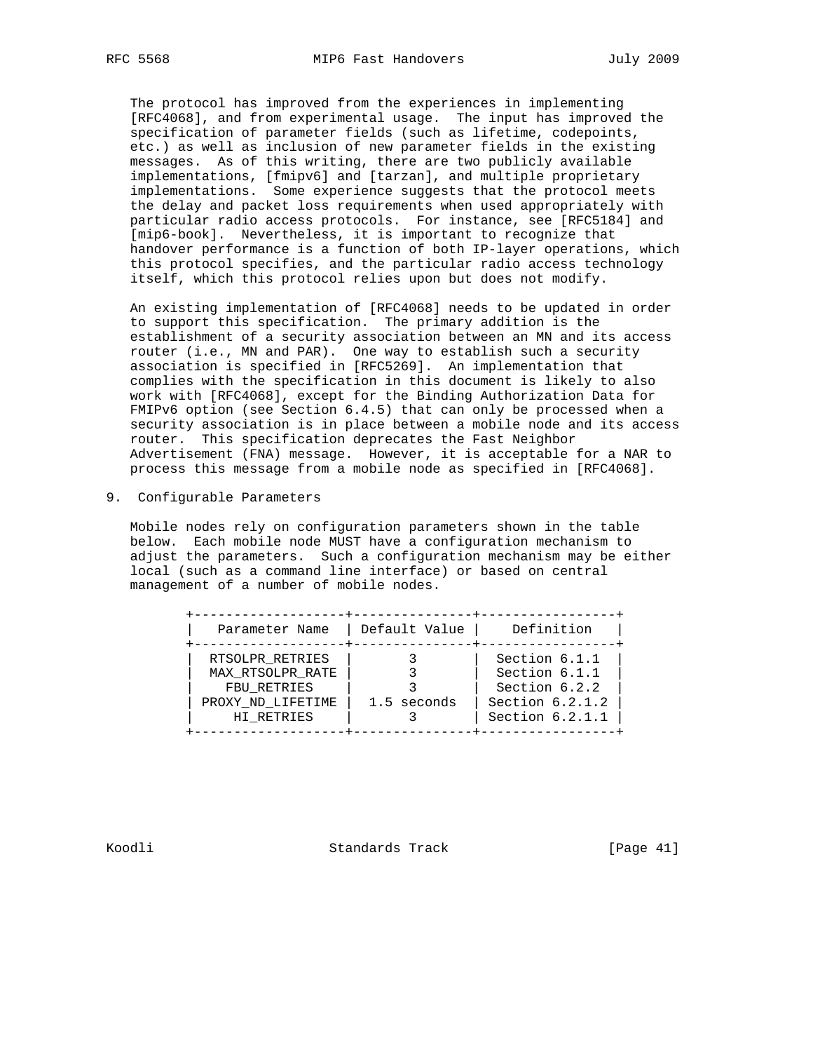The protocol has improved from the experiences in implementing [RFC4068], and from experimental usage. The input has improved the specification of parameter fields (such as lifetime, codepoints, etc.) as well as inclusion of new parameter fields in the existing messages. As of this writing, there are two publicly available implementations, [fmipv6] and [tarzan], and multiple proprietary implementations. Some experience suggests that the protocol meets the delay and packet loss requirements when used appropriately with particular radio access protocols. For instance, see [RFC5184] and [mip6-book]. Nevertheless, it is important to recognize that handover performance is a function of both IP-layer operations, which this protocol specifies, and the particular radio access technology itself, which this protocol relies upon but does not modify.

An existing implementation of [RFC4068] needs to be updated in order to support this specification. The primary addition is the establishment of a security association between an MN and its access router (i.e., MN and PAR). One way to establish such a security association is specified in [RFC5269]. An implementation that complies with the specification in this document is likely to also work with [RFC4068], except for the Binding Authorization Data for FMIPv6 option (see Section 6.4.5) that can only be processed when a security association is in place between a mobile node and its access router. This specification deprecates the Fast Neighbor Advertisement (FNA) message. However, it is acceptable for a NAR to process this message from a mobile node as specified in [RFC4068].

## 9. Configurable Parameters

Mobile nodes rely on configuration parameters shown in the table below. Each mobile node MUST have a configuration mechanism to adjust the parameters. Such a configuration mechanism may be either local (such as a command line interface) or based on central management of a number of mobile nodes.

| Parameter Name | Default Value | Definition |
|---|---|---|
| RTSOLPR_RETRIES | 3 | Section 6.1.1 |
| MAX_RTSOLPR_RATE | 3 | Section 6.1.1 |
| FBU_RETRIES | 3 | Section 6.2.2 |
| PROXY_ND_LIFETIME | 1.5 seconds | Section 6.2.1.2 |
| HI_RETRIES | 3 | Section 6.2.1.1 |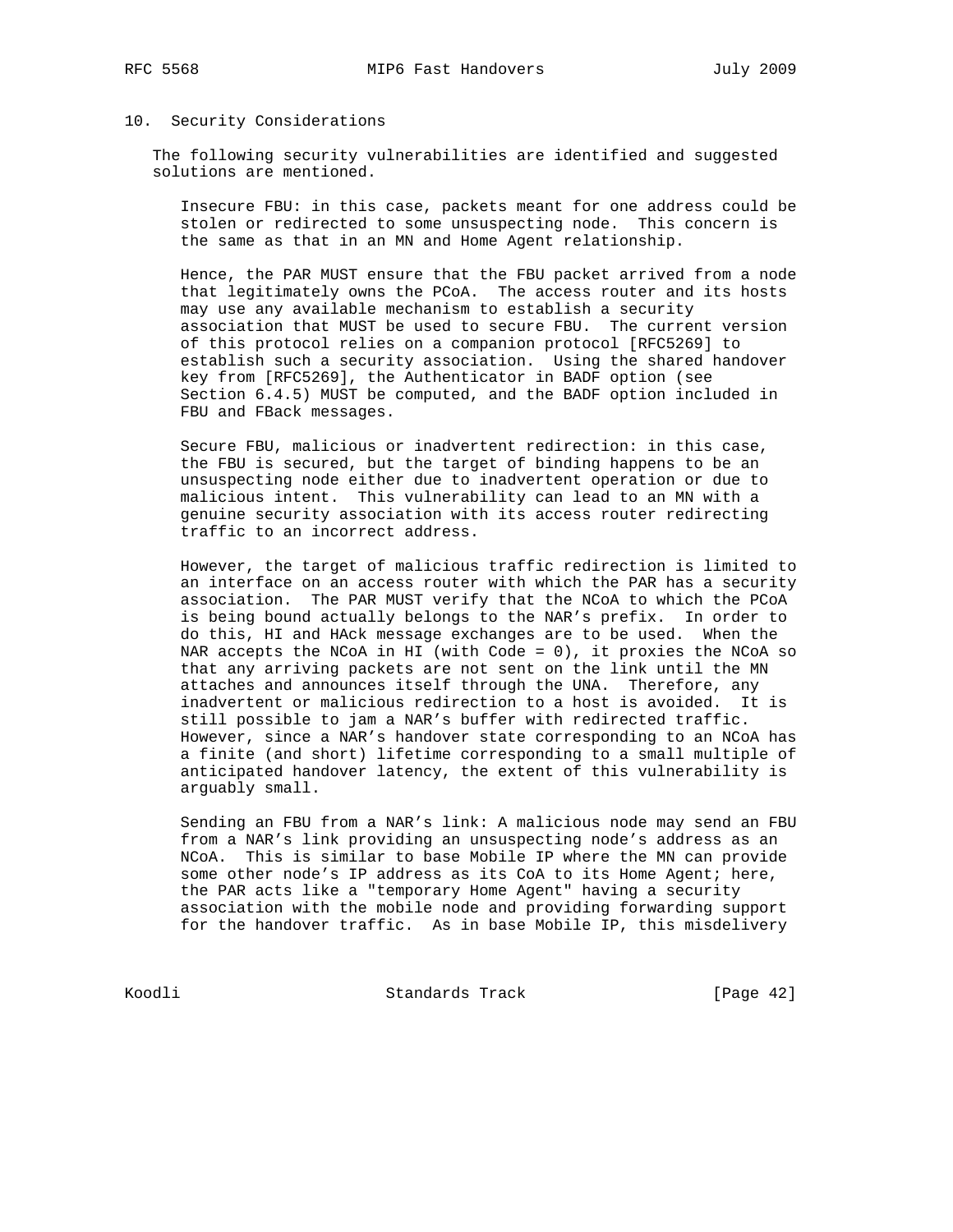## 10. Security Considerations

The following security vulnerabilities are identified and suggested solutions are mentioned.

Insecure FBU: in this case, packets meant for one address could be stolen or redirected to some unsuspecting node. This concern is the same as that in an MN and Home Agent relationship.

Hence, the PAR MUST ensure that the FBU packet arrived from a node that legitimately owns the PCoA. The access router and its hosts may use any available mechanism to establish a security association that MUST be used to secure FBU. The current version of this protocol relies on a companion protocol [RFC5269] to establish such a security association. Using the shared handover key from [RFC5269], the Authenticator in BADF option (see Section 6.4.5) MUST be computed, and the BADF option included in FBU and FBack messages.

Secure FBU, malicious or inadvertent redirection: in this case, the FBU is secured, but the target of binding happens to be an unsuspecting node either due to inadvertent operation or due to malicious intent. This vulnerability can lead to an MN with a genuine security association with its access router redirecting traffic to an incorrect address.

However, the target of malicious traffic redirection is limited to an interface on an access router with which the PAR has a security association. The PAR MUST verify that the NCoA to which the PCoA is being bound actually belongs to the NAR's prefix. In order to do this, HI and HAck message exchanges are to be used. When the NAR accepts the NCoA in HI (with Code = 0), it proxies the NCoA so that any arriving packets are not sent on the link until the MN attaches and announces itself through the UNA. Therefore, any inadvertent or malicious redirection to a host is avoided. It is still possible to jam a NAR's buffer with redirected traffic. However, since a NAR's handover state corresponding to an NCoA has a finite (and short) lifetime corresponding to a small multiple of anticipated handover latency, the extent of this vulnerability is arguably small.

Sending an FBU from a NAR's link: A malicious node may send an FBU from a NAR's link providing an unsuspecting node's address as an NCoA. This is similar to base Mobile IP where the MN can provide some other node's IP address as its CoA to its Home Agent; here, the PAR acts like a "temporary Home Agent" having a security association with the mobile node and providing forwarding support for the handover traffic. As in base Mobile IP, this misdelivery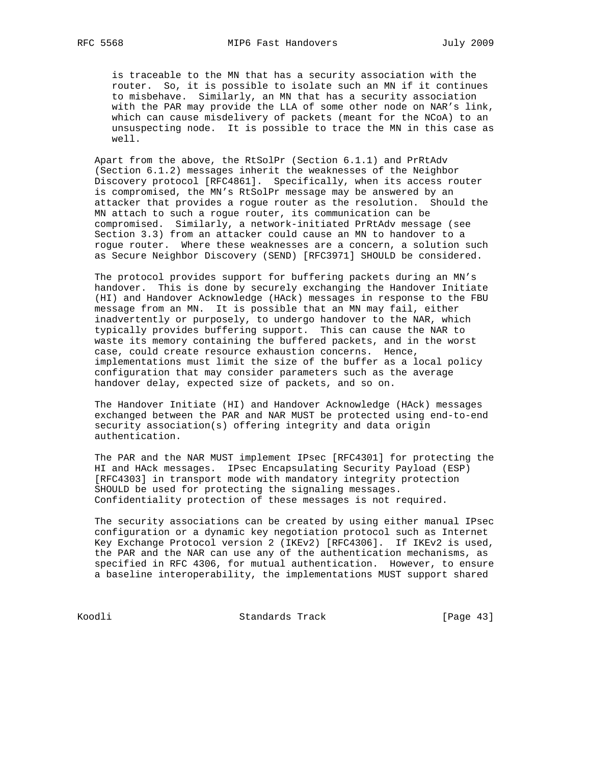is traceable to the MN that has a security association with the router. So, it is possible to isolate such an MN if it continues to misbehave. Similarly, an MN that has a security association with the PAR may provide the LLA of some other node on NAR's link, which can cause misdelivery of packets (meant for the NCoA) to an unsuspecting node. It is possible to trace the MN in this case as well.

Apart from the above, the RtSolPr (Section 6.1.1) and PrRtAdv (Section 6.1.2) messages inherit the weaknesses of the Neighbor Discovery protocol [RFC4861]. Specifically, when its access router is compromised, the MN's RtSolPr message may be answered by an attacker that provides a rogue router as the resolution. Should the MN attach to such a rogue router, its communication can be compromised. Similarly, a network-initiated PrRtAdv message (see Section 3.3) from an attacker could cause an MN to handover to a rogue router. Where these weaknesses are a concern, a solution such as Secure Neighbor Discovery (SEND) [RFC3971] SHOULD be considered.

The protocol provides support for buffering packets during an MN's handover. This is done by securely exchanging the Handover Initiate (HI) and Handover Acknowledge (HAck) messages in response to the FBU message from an MN. It is possible that an MN may fail, either inadvertently or purposely, to undergo handover to the NAR, which typically provides buffering support. This can cause the NAR to waste its memory containing the buffered packets, and in the worst case, could create resource exhaustion concerns. Hence, implementations must limit the size of the buffer as a local policy configuration that may consider parameters such as the average handover delay, expected size of packets, and so on.

The Handover Initiate (HI) and Handover Acknowledge (HAck) messages exchanged between the PAR and NAR MUST be protected using end-to-end security association(s) offering integrity and data origin authentication.

The PAR and the NAR MUST implement IPsec [RFC4301] for protecting the HI and HAck messages. IPsec Encapsulating Security Payload (ESP) [RFC4303] in transport mode with mandatory integrity protection SHOULD be used for protecting the signaling messages. Confidentiality protection of these messages is not required.

The security associations can be created by using either manual IPsec configuration or a dynamic key negotiation protocol such as Internet Key Exchange Protocol version 2 (IKEv2) [RFC4306]. If IKEv2 is used, the PAR and the NAR can use any of the authentication mechanisms, as specified in RFC 4306, for mutual authentication. However, to ensure a baseline interoperability, the implementations MUST support shared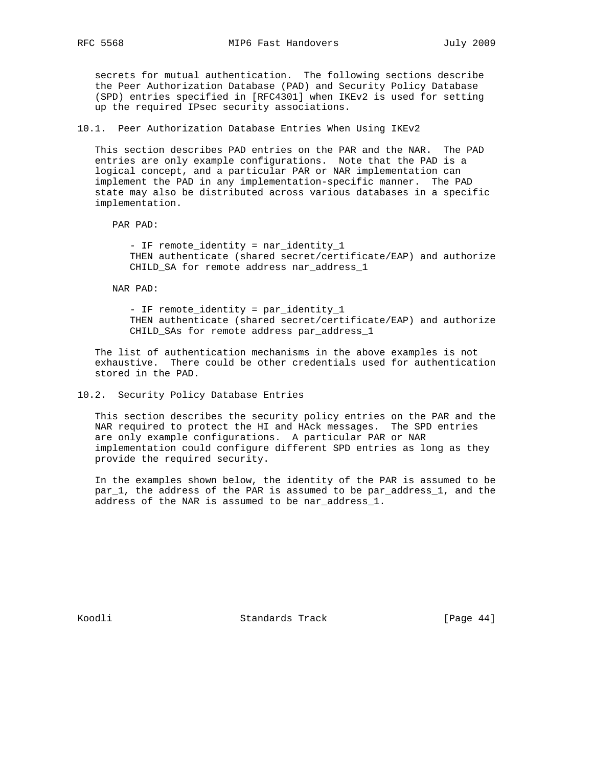secrets for mutual authentication. The following sections describe the Peer Authorization Database (PAD) and Security Policy Database (SPD) entries specified in [RFC4301] when IKEv2 is used for setting up the required IPsec security associations.

## 10.1. Peer Authorization Database Entries When Using IKEv2

This section describes PAD entries on the PAR and the NAR. The PAD entries are only example configurations. Note that the PAD is a logical concept, and a particular PAR or NAR implementation can implement the PAD in any implementation-specific manner. The PAD state may also be distributed across various databases in a specific implementation.

PAR PAD:

```
- IF remote_identity = nar_identity_1
THEN authenticate (shared secret/certificate/EAP) and authorize
CHILD_SA for remote address nar_address_1
```

NAR PAD:

```
- IF remote_identity = par_identity_1
THEN authenticate (shared secret/certificate/EAP) and authorize
CHILD_SAs for remote address par_address_1
```

The list of authentication mechanisms in the above examples is not exhaustive. There could be other credentials used for authentication stored in the PAD.

## 10.2. Security Policy Database Entries

This section describes the security policy entries on the PAR and the NAR required to protect the HI and HAck messages. The SPD entries are only example configurations. A particular PAR or NAR implementation could configure different SPD entries as long as they provide the required security.

In the examples shown below, the identity of the PAR is assumed to be par_1, the address of the PAR is assumed to be par_address_1, and the address of the NAR is assumed to be nar_address_1.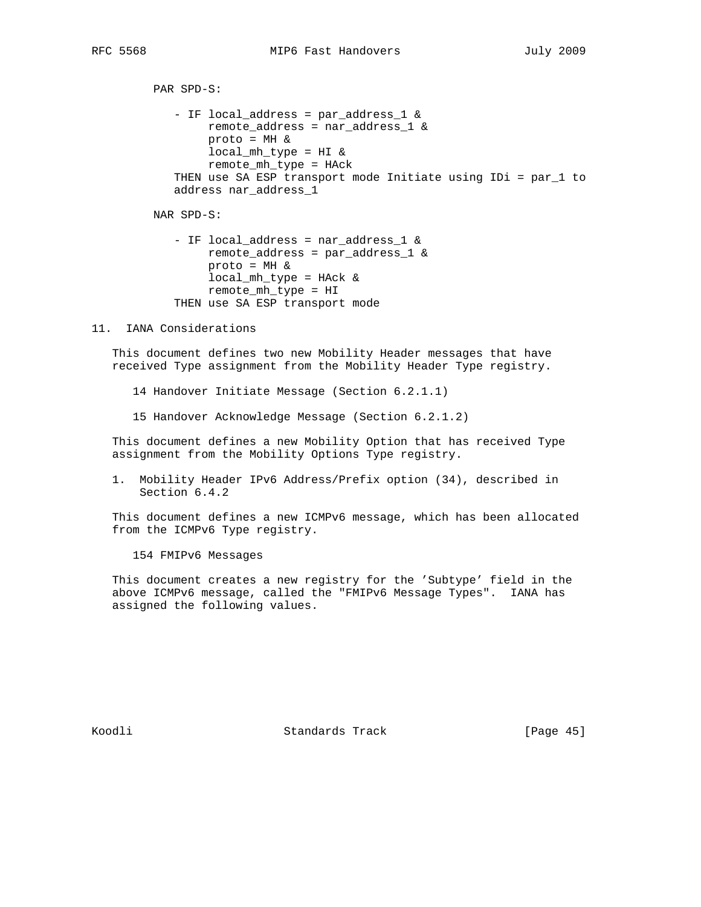PAR SPD-S:

```
- IF local_address = par_address_1 &
     remote_address = nar_address_1 &
     proto = MH &
     local_mh_type = HI &
     remote_mh_type = HAck
  THEN use SA ESP transport mode Initiate using IDi = par_1 to
  address nar_address_1
```

NAR SPD-S:

```
- IF local_address = nar_address_1 &
     remote_address = par_address_1 &
     proto = MH &
     local_mh_type = HAck &
     remote_mh_type = HI
  THEN use SA ESP transport mode
```

## 11. IANA Considerations

This document defines two new Mobility Header messages that have received Type assignment from the Mobility Header Type registry.

14 Handover Initiate Message (Section 6.2.1.1)

15 Handover Acknowledge Message (Section 6.2.1.2)

This document defines a new Mobility Option that has received Type assignment from the Mobility Options Type registry.

1. Mobility Header IPv6 Address/Prefix option (34), described in Section 6.4.2

This document defines a new ICMPv6 message, which has been allocated from the ICMPv6 Type registry.

154 FMIPv6 Messages

This document creates a new registry for the 'Subtype' field in the above ICMPv6 message, called the "FMIPv6 Message Types". IANA has assigned the following values.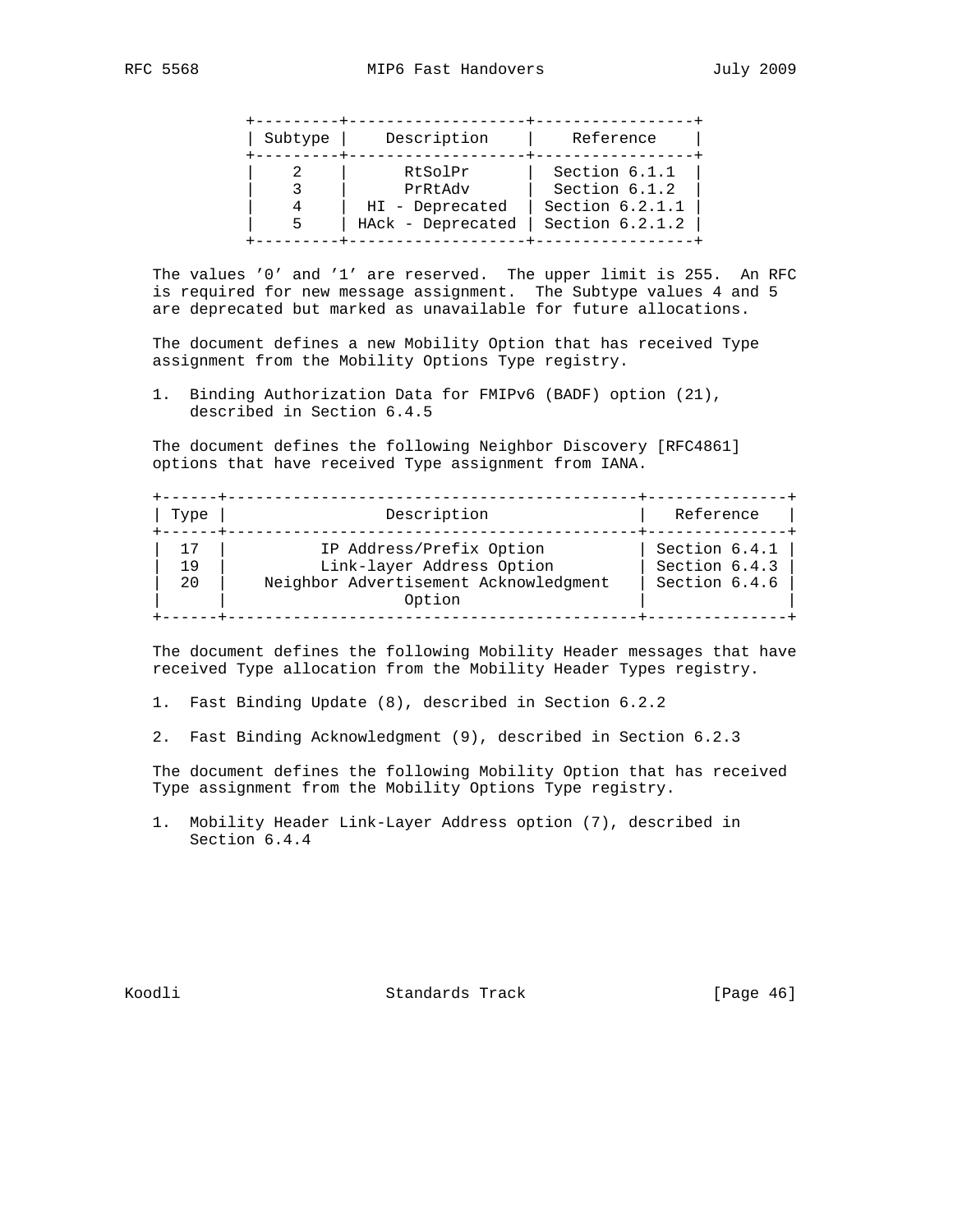| Subtype | Description | Reference |
| --- | --- | --- |
| 2 | RtSolPr | Section 6.1.1 |
| 3 | PrRtAdv | Section 6.1.2 |
| 4 | HI - Deprecated | Section 6.2.1.1 |
| 5 | HAck - Deprecated | Section 6.2.1.2 |

The values '0' and '1' are reserved. The upper limit is 255. An RFC is required for new message assignment. The Subtype values 4 and 5 are deprecated but marked as unavailable for future allocations.

The document defines a new Mobility Option that has received Type assignment from the Mobility Options Type registry.

1. Binding Authorization Data for FMIPv6 (BADF) option (21), described in Section 6.4.5

The document defines the following Neighbor Discovery [RFC4861] options that have received Type assignment from IANA.

| Type | Description | Reference |
| --- | --- | --- |
| 17 | IP Address/Prefix Option | Section 6.4.1 |
| 19 | Link-layer Address Option | Section 6.4.3 |
| 20 | Neighbor Advertisement Acknowledgment Option | Section 6.4.6 |

The document defines the following Mobility Header messages that have received Type allocation from the Mobility Header Types registry.

1. Fast Binding Update (8), described in Section 6.2.2

2. Fast Binding Acknowledgment (9), described in Section 6.2.3

The document defines the following Mobility Option that has received Type assignment from the Mobility Options Type registry.

1. Mobility Header Link-Layer Address option (7), described in Section 6.4.4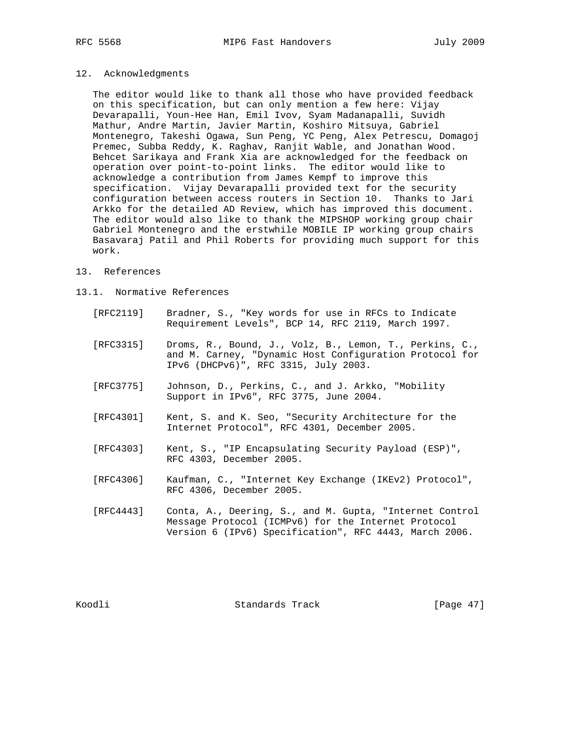## 12. Acknowledgments

The editor would like to thank all those who have provided feedback on this specification, but can only mention a few here: Vijay Devarapalli, Youn-Hee Han, Emil Ivov, Syam Madanapalli, Suvidh Mathur, Andre Martin, Javier Martin, Koshiro Mitsuya, Gabriel Montenegro, Takeshi Ogawa, Sun Peng, YC Peng, Alex Petrescu, Domagoj Premec, Subba Reddy, K. Raghav, Ranjit Wable, and Jonathan Wood. Behcet Sarikaya and Frank Xia are acknowledged for the feedback on operation over point-to-point links. The editor would like to acknowledge a contribution from James Kempf to improve this specification. Vijay Devarapalli provided text for the security configuration between access routers in Section 10. Thanks to Jari Arkko for the detailed AD Review, which has improved this document. The editor would also like to thank the MIPSHOP working group chair Gabriel Montenegro and the erstwhile MOBILE IP working group chairs Basavaraj Patil and Phil Roberts for providing much support for this work.

## 13. References

### 13.1. Normative References

[RFC2119] Bradner, S., "Key words for use in RFCs to Indicate Requirement Levels", BCP 14, RFC 2119, March 1997.

[RFC3315] Droms, R., Bound, J., Volz, B., Lemon, T., Perkins, C., and M. Carney, "Dynamic Host Configuration Protocol for IPv6 (DHCPv6)", RFC 3315, July 2003.

[RFC3775] Johnson, D., Perkins, C., and J. Arkko, "Mobility Support in IPv6", RFC 3775, June 2004.

[RFC4301] Kent, S. and K. Seo, "Security Architecture for the Internet Protocol", RFC 4301, December 2005.

[RFC4303] Kent, S., "IP Encapsulating Security Payload (ESP)", RFC 4303, December 2005.

[RFC4306] Kaufman, C., "Internet Key Exchange (IKEv2) Protocol", RFC 4306, December 2005.

[RFC4443] Conta, A., Deering, S., and M. Gupta, "Internet Control Message Protocol (ICMPv6) for the Internet Protocol Version 6 (IPv6) Specification", RFC 4443, March 2006.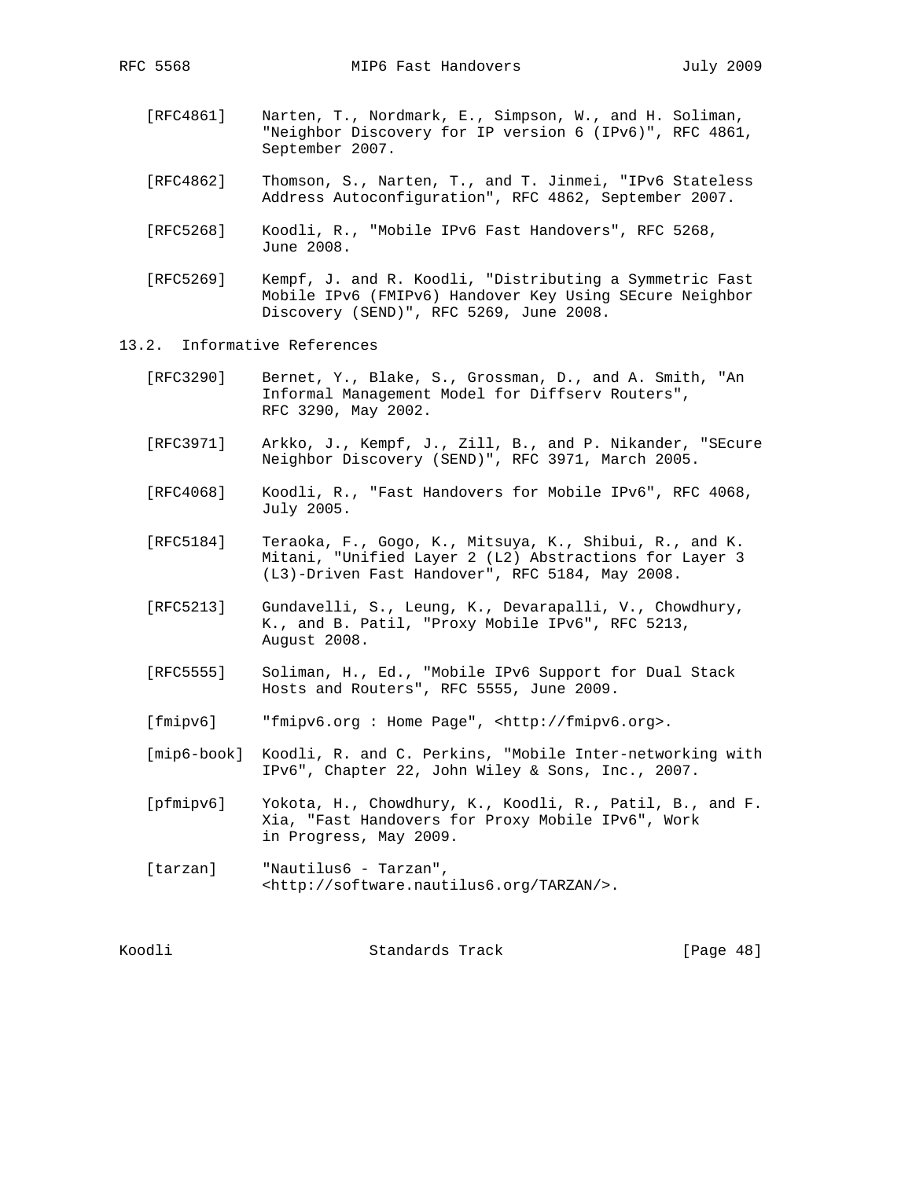[RFC4861] Narten, T., Nordmark, E., Simpson, W., and H. Soliman, "Neighbor Discovery for IP version 6 (IPv6)", RFC 4861, September 2007.

[RFC4862] Thomson, S., Narten, T., and T. Jinmei, "IPv6 Stateless Address Autoconfiguration", RFC 4862, September 2007.

[RFC5268] Koodli, R., "Mobile IPv6 Fast Handovers", RFC 5268, June 2008.

[RFC5269] Kempf, J. and R. Koodli, "Distributing a Symmetric Fast Mobile IPv6 (FMIPv6) Handover Key Using SEcure Neighbor Discovery (SEND)", RFC 5269, June 2008.

## 13.2. Informative References

[RFC3290] Bernet, Y., Blake, S., Grossman, D., and A. Smith, "An Informal Management Model for Diffserv Routers", RFC 3290, May 2002.

[RFC3971] Arkko, J., Kempf, J., Zill, B., and P. Nikander, "SEcure Neighbor Discovery (SEND)", RFC 3971, March 2005.

[RFC4068] Koodli, R., "Fast Handovers for Mobile IPv6", RFC 4068, July 2005.

[RFC5184] Teraoka, F., Gogo, K., Mitsuya, K., Shibui, R., and K. Mitani, "Unified Layer 2 (L2) Abstractions for Layer 3 (L3)-Driven Fast Handover", RFC 5184, May 2008.

[RFC5213] Gundavelli, S., Leung, K., Devarapalli, V., Chowdhury, K., and B. Patil, "Proxy Mobile IPv6", RFC 5213, August 2008.

[RFC5555] Soliman, H., Ed., "Mobile IPv6 Support for Dual Stack Hosts and Routers", RFC 5555, June 2009.

[fmipv6] "fmipv6.org : Home Page", <http://fmipv6.org>.

[mip6-book] Koodli, R. and C. Perkins, "Mobile Inter-networking with IPv6", Chapter 22, John Wiley & Sons, Inc., 2007.

[pfmipv6] Yokota, H., Chowdhury, K., Koodli, R., Patil, B., and F. Xia, "Fast Handovers for Proxy Mobile IPv6", Work in Progress, May 2009.

[tarzan] "Nautilus6 - Tarzan", <http://software.nautilus6.org/TARZAN/>.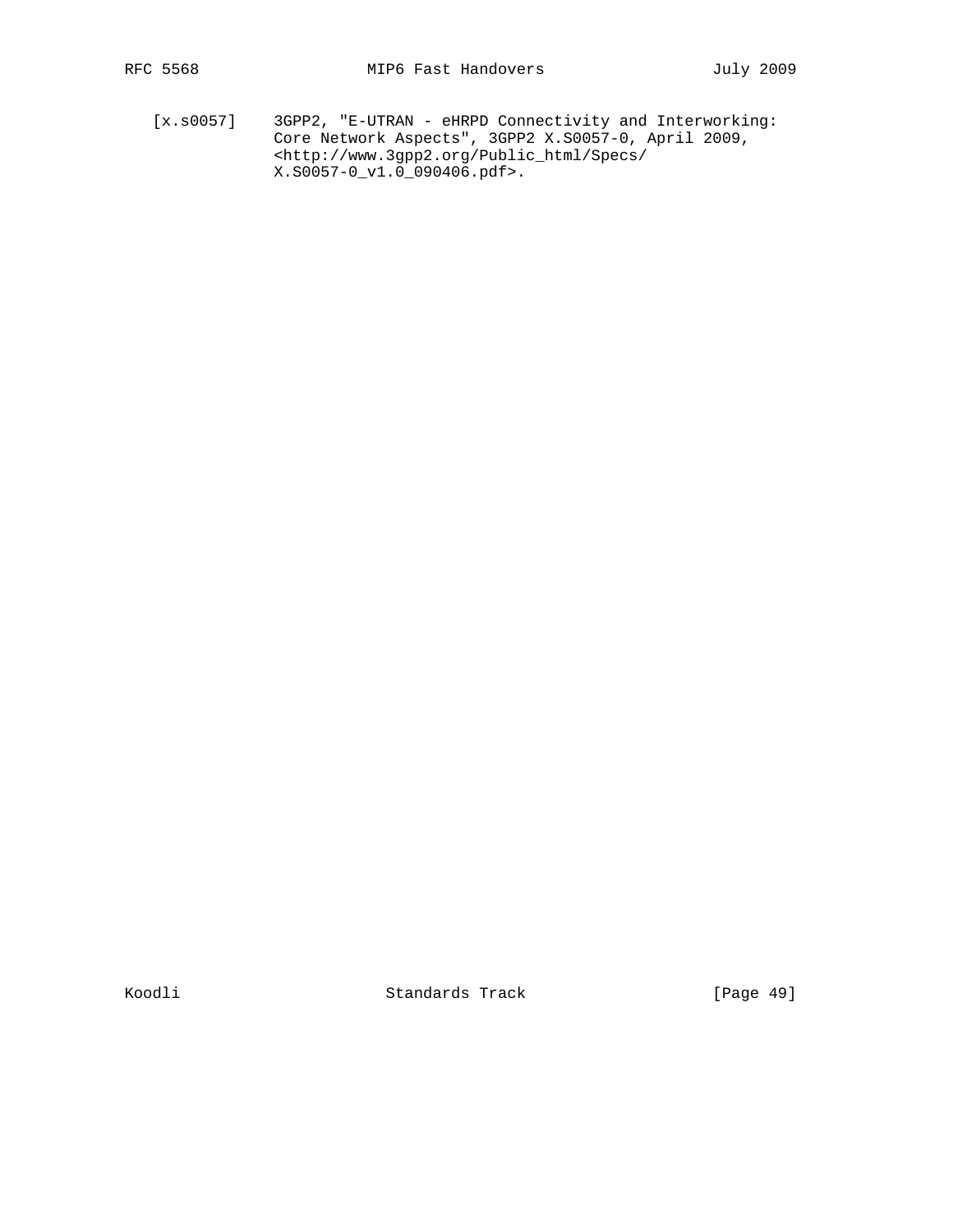[x.s0057] 3GPP2, "E-UTRAN - eHRPD Connectivity and Interworking: Core Network Aspects", 3GPP2 X.S0057-0, April 2009, <http://www.3gpp2.org/Public_html/Specs/X.S0057-0_v1.0_090406.pdf>.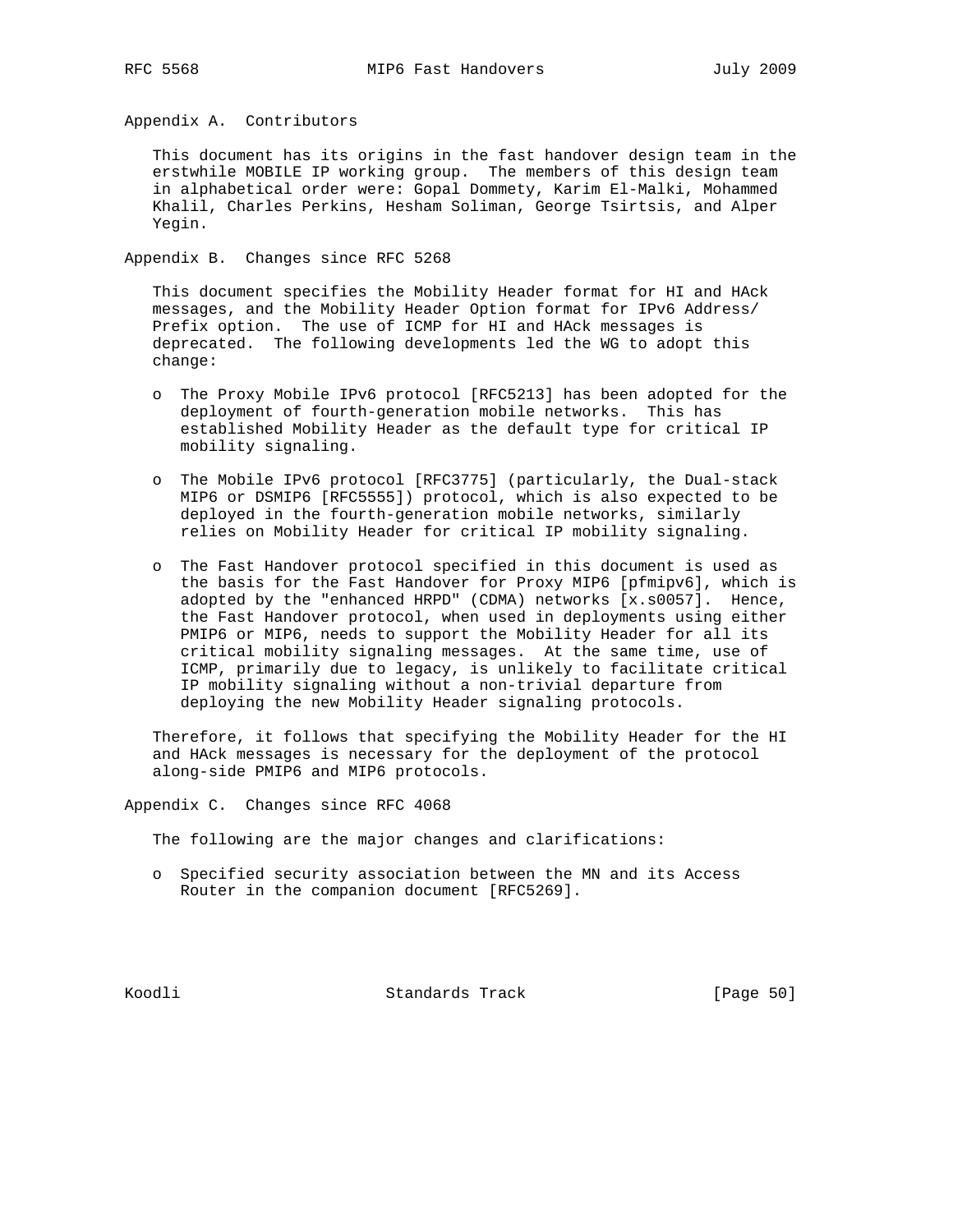## Appendix A. Contributors

This document has its origins in the fast handover design team in the erstwhile MOBILE IP working group. The members of this design team in alphabetical order were: Gopal Dommety, Karim El-Malki, Mohammed Khalil, Charles Perkins, Hesham Soliman, George Tsirtsis, and Alper Yegin.

## Appendix B. Changes since RFC 5268

This document specifies the Mobility Header format for HI and HAck messages, and the Mobility Header Option format for IPv6 Address/ Prefix option. The use of ICMP for HI and HAck messages is deprecated. The following developments led the WG to adopt this change:

- The Proxy Mobile IPv6 protocol [RFC5213] has been adopted for the deployment of fourth-generation mobile networks. This has established Mobility Header as the default type for critical IP mobility signaling.
- The Mobile IPv6 protocol [RFC3775] (particularly, the Dual-stack MIP6 or DSMIP6 [RFC5555]) protocol, which is also expected to be deployed in the fourth-generation mobile networks, similarly relies on Mobility Header for critical IP mobility signaling.
- The Fast Handover protocol specified in this document is used as the basis for the Fast Handover for Proxy MIP6 [pfmipv6], which is adopted by the "enhanced HRPD" (CDMA) networks [x.s0057]. Hence, the Fast Handover protocol, when used in deployments using either PMIP6 or MIP6, needs to support the Mobility Header for all its critical mobility signaling messages. At the same time, use of ICMP, primarily due to legacy, is unlikely to facilitate critical IP mobility signaling without a non-trivial departure from deploying the new Mobility Header signaling protocols.

Therefore, it follows that specifying the Mobility Header for the HI and HAck messages is necessary for the deployment of the protocol along-side PMIP6 and MIP6 protocols.

## Appendix C. Changes since RFC 4068

The following are the major changes and clarifications:

- Specified security association between the MN and its Access Router in the companion document [RFC5269].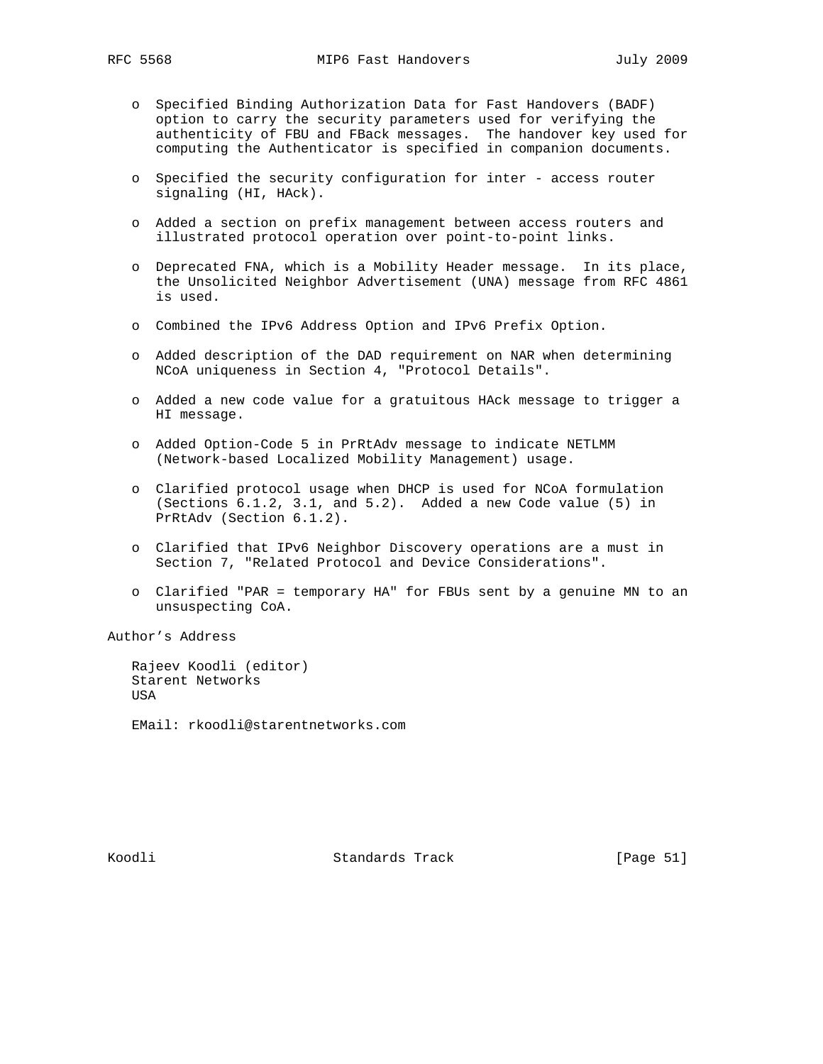- Specified Binding Authorization Data for Fast Handovers (BADF) option to carry the security parameters used for verifying the authenticity of FBU and FBack messages. The handover key used for computing the Authenticator is specified in companion documents.

- Specified the security configuration for inter - access router signaling (HI, HAck).

- Added a section on prefix management between access routers and illustrated protocol operation over point-to-point links.

- Deprecated FNA, which is a Mobility Header message. In its place, the Unsolicited Neighbor Advertisement (UNA) message from RFC 4861 is used.

- Combined the IPv6 Address Option and IPv6 Prefix Option.

- Added description of the DAD requirement on NAR when determining NCoA uniqueness in Section 4, "Protocol Details".

- Added a new code value for a gratuitous HAck message to trigger a HI message.

- Added Option-Code 5 in PrRtAdv message to indicate NETLMM (Network-based Localized Mobility Management) usage.

- Clarified protocol usage when DHCP is used for NCoA formulation (Sections 6.1.2, 3.1, and 5.2). Added a new Code value (5) in PrRtAdv (Section 6.1.2).

- Clarified that IPv6 Neighbor Discovery operations are a must in Section 7, "Related Protocol and Device Considerations".

- Clarified "PAR = temporary HA" for FBUs sent by a genuine MN to an unsuspecting CoA.

# Author's Address

Rajeev Koodli (editor)
Starent Networks
USA

EMail: rkoodli@starentnetworks.com